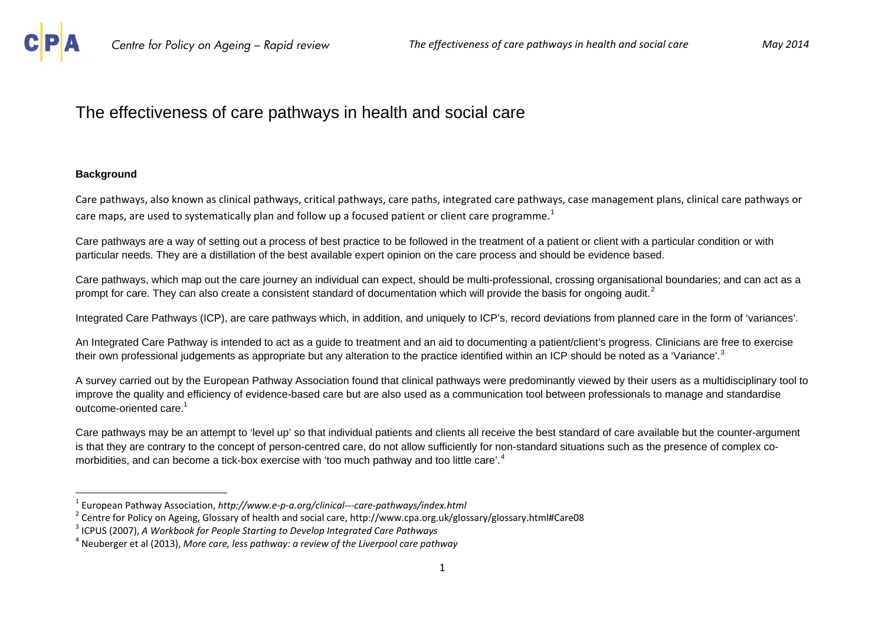# The effectiveness of care pathways in health and social care

**Background**

Care pathways, also known as clinical pathways, critical pathways, care paths, integrated care pathways, case management plans, clinical care pathways or care maps, are used to systematically plan and follow up a focused patient or client care programme.[1]

Care pathways are a way of setting out a process of best practice to be followed in the treatment of a patient or client with a particular condition or with particular needs. They are a distillation of the best available expert opinion on the care process and should be evidence based.

Care pathways, which map out the care journey an individual can expect, should be multi-professional, crossing organisational boundaries; and can act as a prompt for care. They can also create a consistent standard of documentation which will provide the basis for ongoing audit.[2]

Integrated Care Pathways (ICP), are care pathways which, in addition, and uniquely to ICP's, record deviations from planned care in the form of 'variances'.

An Integrated Care Pathway is intended to act as a guide to treatment and an aid to documenting a patient/client's progress. Clinicians are free to exercise their own professional judgements as appropriate but any alteration to the practice identified within an ICP should be noted as a 'Variance'.[3]

A survey carried out by the European Pathway Association found that clinical pathways were predominantly viewed by their users as a multidisciplinary tool to improve the quality and efficiency of evidence-based care but are also used as a communication tool between professionals to manage and standardise outcome-oriented care.[1]

Care pathways may be an attempt to 'level up' so that individual patients and clients all receive the best standard of care available but the counter-argument is that they are contrary to the concept of person-centred care, do not allow sufficiently for non-standard situations such as the presence of complex co-morbidities, and can become a tick-box exercise with 'too much pathway and too little care'.[4]

---

[1] European Pathway Association, *http://www.e-p-a.org/clinical---care-pathways/index.html*

[2] Centre for Policy on Ageing, Glossary of health and social care, http://www.cpa.org.uk/glossary/glossary.html#Care08

[3] ICPUS (2007), *A Workbook for People Starting to Develop Integrated Care Pathways*

[4] Neuberger et al (2013), *More care, less pathway: a review of the Liverpool care pathway*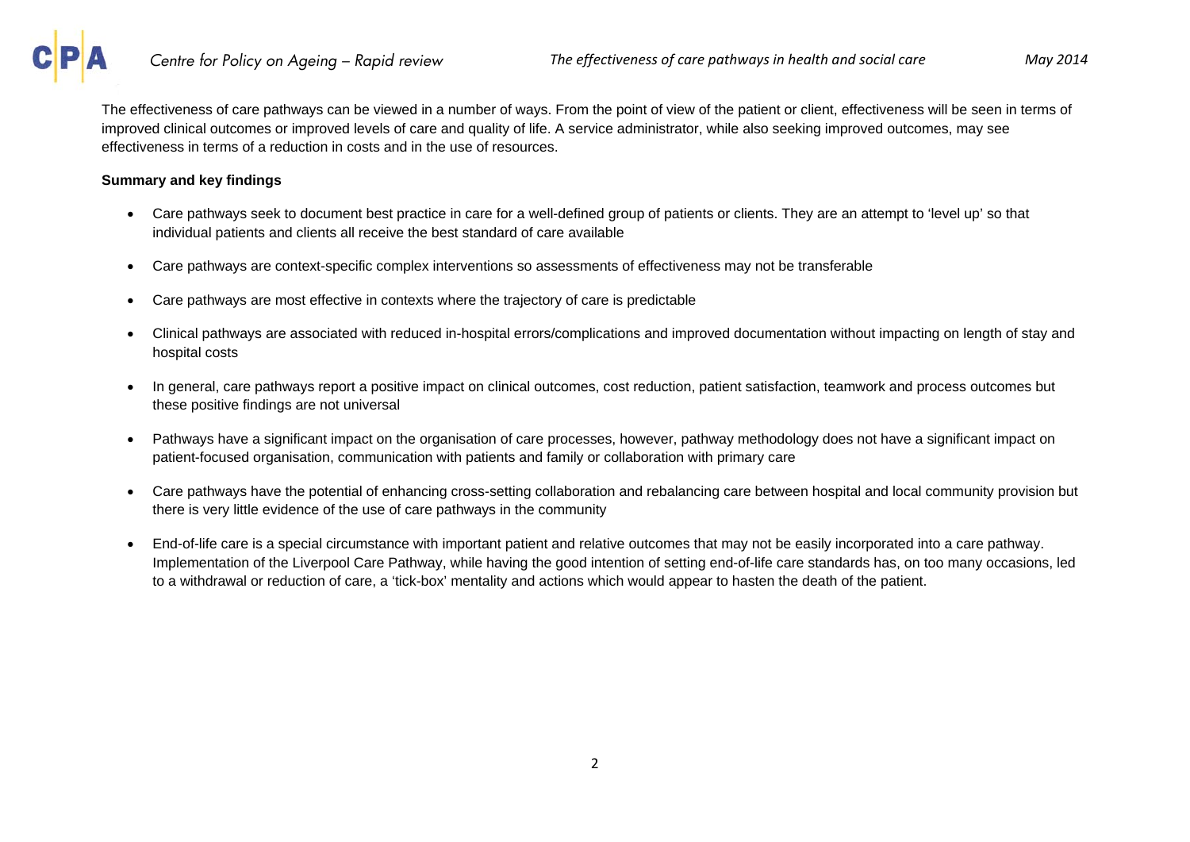The effectiveness of care pathways can be viewed in a number of ways. From the point of view of the patient or client, effectiveness will be seen in terms of improved clinical outcomes or improved levels of care and quality of life. A service administrator, while also seeking improved outcomes, may see effectiveness in terms of a reduction in costs and in the use of resources.

**Summary and key findings**

- Care pathways seek to document best practice in care for a well-defined group of patients or clients. They are an attempt to 'level up' so that individual patients and clients all receive the best standard of care available
- Care pathways are context-specific complex interventions so assessments of effectiveness may not be transferable
- Care pathways are most effective in contexts where the trajectory of care is predictable
- Clinical pathways are associated with reduced in-hospital errors/complications and improved documentation without impacting on length of stay and hospital costs
- In general, care pathways report a positive impact on clinical outcomes, cost reduction, patient satisfaction, teamwork and process outcomes but these positive findings are not universal
- Pathways have a significant impact on the organisation of care processes, however, pathway methodology does not have a significant impact on patient-focused organisation, communication with patients and family or collaboration with primary care
- Care pathways have the potential of enhancing cross-setting collaboration and rebalancing care between hospital and local community provision but there is very little evidence of the use of care pathways in the community
- End-of-life care is a special circumstance with important patient and relative outcomes that may not be easily incorporated into a care pathway. Implementation of the Liverpool Care Pathway, while having the good intention of setting end-of-life care standards has, on too many occasions, led to a withdrawal or reduction of care, a 'tick-box' mentality and actions which would appear to hasten the death of the patient.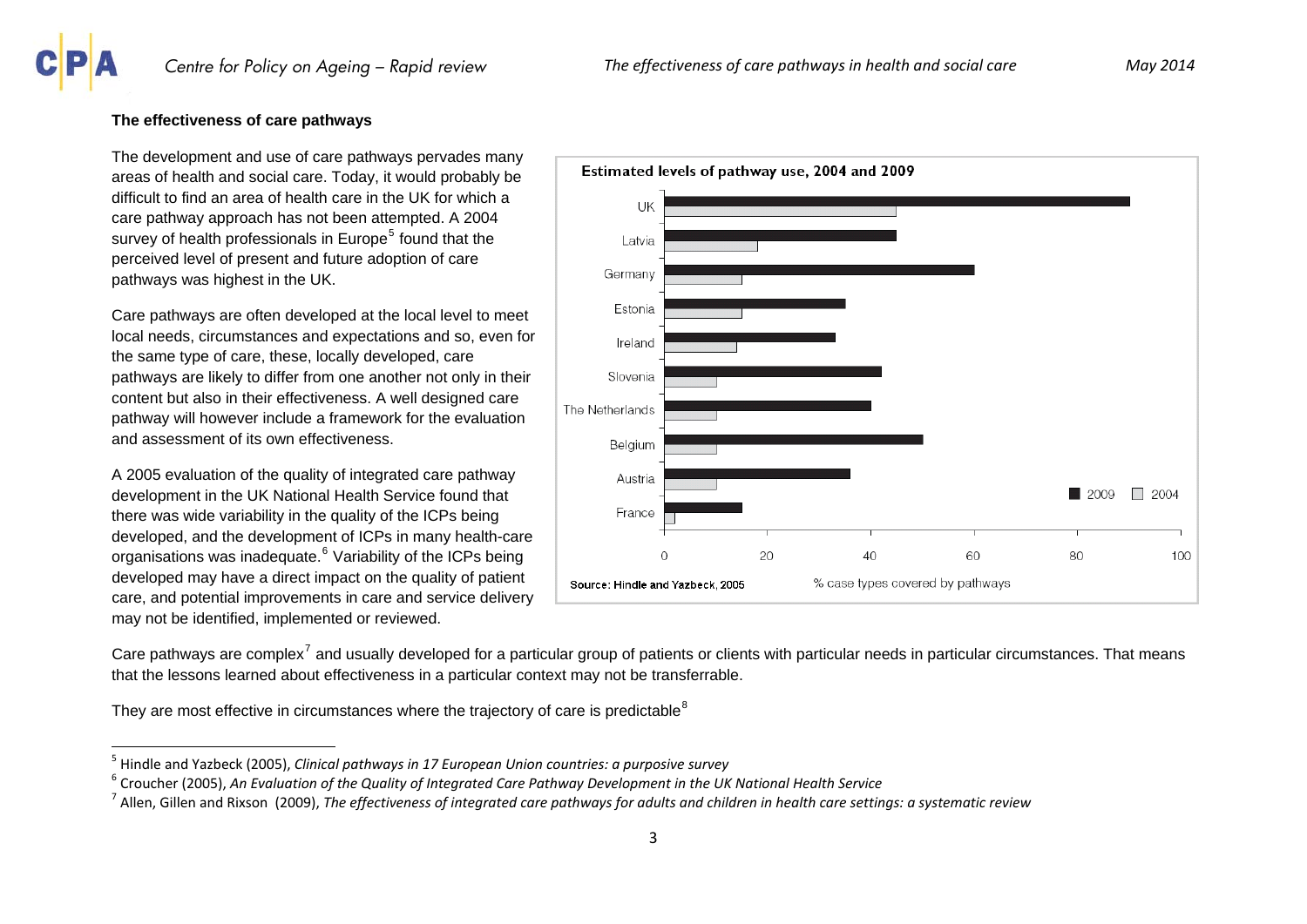**The effectiveness of care pathways**

The development and use of care pathways pervades many areas of health and social care. Today, it would probably be difficult to find an area of health care in the UK for which a care pathway approach has not been attempted. A 2004 survey of health professionals in Europe[5] found that the perceived level of present and future adoption of care pathways was highest in the UK.

Care pathways are often developed at the local level to meet local needs, circumstances and expectations and so, even for the same type of care, these, locally developed, care pathways are likely to differ from one another not only in their content but also in their effectiveness. A well designed care pathway will however include a framework for the evaluation and assessment of its own effectiveness.

A 2005 evaluation of the quality of integrated care pathway development in the UK National Health Service found that there was wide variability in the quality of the ICPs being developed, and the development of ICPs in many health-care organisations was inadequate.[6] Variability of the ICPs being developed may have a direct impact on the quality of patient care, and potential improvements in care and service delivery may not be identified, implemented or reviewed.

**Estimated levels of pathway use, 2004 and 2009**

UK
Latvia
Germany
Estonia
Ireland
Slovenia
The Netherlands
Belgium
Austria
France

2009 2004

0 20 40 60 80 100

% case types covered by pathways

Source: Hindle and Yazbeck, 2005

Care pathways are complex[7] and usually developed for a particular group of patients or clients with particular needs in particular circumstances. That means that the lessons learned about effectiveness in a particular context may not be transferrable.

They are most effective in circumstances where the trajectory of care is predictable[8]

---

[5] Hindle and Yazbeck (2005), *Clinical pathways in 17 European Union countries: a purposive survey*

[6] Croucher (2005), *An Evaluation of the Quality of Integrated Care Pathway Development in the UK National Health Service*

[7] Allen, Gillen and Rixson (2009), *The effectiveness of integrated care pathways for adults and children in health care settings: a systematic review*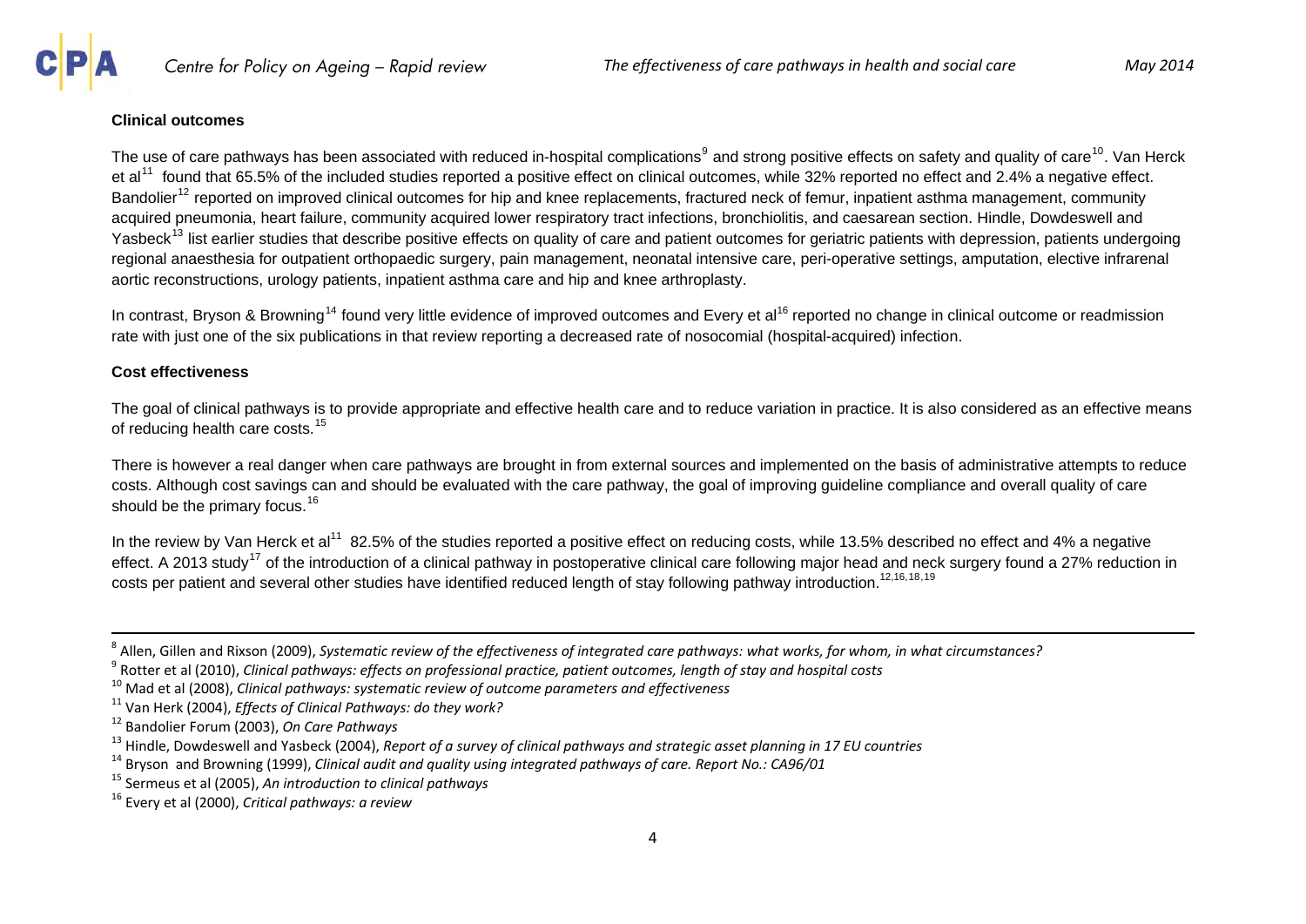**Clinical outcomes**

The use of care pathways has been associated with reduced in-hospital complications[9] and strong positive effects on safety and quality of care[10]. Van Herck et al[11] found that 65.5% of the included studies reported a positive effect on clinical outcomes, while 32% reported no effect and 2.4% a negative effect. Bandolier[12] reported on improved clinical outcomes for hip and knee replacements, fractured neck of femur, inpatient asthma management, community acquired pneumonia, heart failure, community acquired lower respiratory tract infections, bronchiolitis, and caesarean section. Hindle, Dowdeswell and Yasbeck[13] list earlier studies that describe positive effects on quality of care and patient outcomes for geriatric patients with depression, patients undergoing regional anaesthesia for outpatient orthopaedic surgery, pain management, neonatal intensive care, peri-operative settings, amputation, elective infrarenal aortic reconstructions, urology patients, inpatient asthma care and hip and knee arthroplasty.

In contrast, Bryson & Browning[14] found very little evidence of improved outcomes and Every et al[16] reported no change in clinical outcome or readmission rate with just one of the six publications in that review reporting a decreased rate of nosocomial (hospital-acquired) infection.

**Cost effectiveness**

The goal of clinical pathways is to provide appropriate and effective health care and to reduce variation in practice. It is also considered as an effective means of reducing health care costs.[15]

There is however a real danger when care pathways are brought in from external sources and implemented on the basis of administrative attempts to reduce costs. Although cost savings can and should be evaluated with the care pathway, the goal of improving guideline compliance and overall quality of care should be the primary focus.[16]

In the review by Van Herck et al[11] 82.5% of the studies reported a positive effect on reducing costs, while 13.5% described no effect and 4% a negative effect. A 2013 study[17] of the introduction of a clinical pathway in postoperative clinical care following major head and neck surgery found a 27% reduction in costs per patient and several other studies have identified reduced length of stay following pathway introduction.[12,16,18,19]

---

[8] Allen, Gillen and Rixson (2009), *Systematic review of the effectiveness of integrated care pathways: what works, for whom, in what circumstances?*

[9] Rotter et al (2010), *Clinical pathways: effects on professional practice, patient outcomes, length of stay and hospital costs*

[10] Mad et al (2008), *Clinical pathways: systematic review of outcome parameters and effectiveness*

[11] Van Herk (2004), *Effects of Clinical Pathways: do they work?*

[12] Bandolier Forum (2003), *On Care Pathways*

[13] Hindle, Dowdeswell and Yasbeck (2004), *Report of a survey of clinical pathways and strategic asset planning in 17 EU countries*

[14] Bryson and Browning (1999), *Clinical audit and quality using integrated pathways of care. Report No.: CA96/01*

[15] Sermeus et al (2005), *An introduction to clinical pathways*

[16] Every et al (2000), *Critical pathways: a review*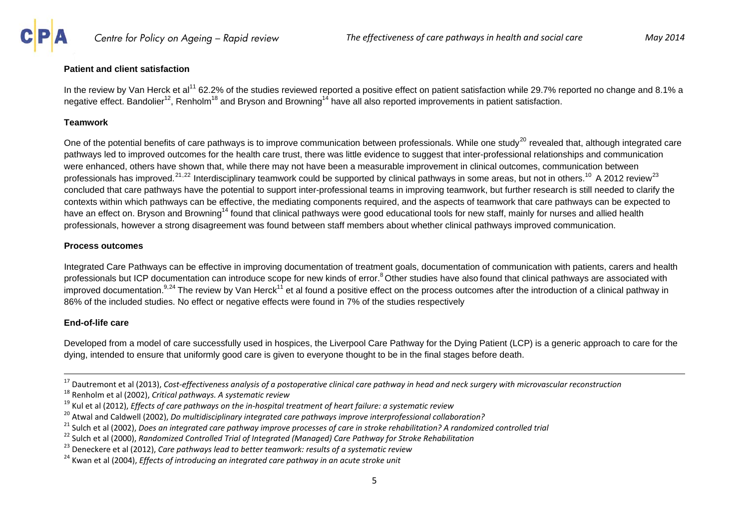**Patient and client satisfaction**

In the review by Van Herck et al[11] 62.2% of the studies reviewed reported a positive effect on patient satisfaction while 29.7% reported no change and 8.1% a negative effect. Bandolier[12], Renholm[18] and Bryson and Browning[14] have all also reported improvements in patient satisfaction.

**Teamwork**

One of the potential benefits of care pathways is to improve communication between professionals. While one study[20] revealed that, although integrated care pathways led to improved outcomes for the health care trust, there was little evidence to suggest that inter-professional relationships and communication were enhanced, others have shown that, while there may not have been a measurable improvement in clinical outcomes, communication between professionals has improved.[21,22] Interdisciplinary teamwork could be supported by clinical pathways in some areas, but not in others.[10] A 2012 review[23] concluded that care pathways have the potential to support inter-professional teams in improving teamwork, but further research is still needed to clarify the contexts within which pathways can be effective, the mediating components required, and the aspects of teamwork that care pathways can be expected to have an effect on. Bryson and Browning[14] found that clinical pathways were good educational tools for new staff, mainly for nurses and allied health professionals, however a strong disagreement was found between staff members about whether clinical pathways improved communication.

**Process outcomes**

Integrated Care Pathways can be effective in improving documentation of treatment goals, documentation of communication with patients, carers and health professionals but ICP documentation can introduce scope for new kinds of error.[8] Other studies have also found that clinical pathways are associated with improved documentation.[9,24] The review by Van Herck[11] et al found a positive effect on the process outcomes after the introduction of a clinical pathway in 86% of the included studies. No effect or negative effects were found in 7% of the studies respectively

**End-of-life care**

Developed from a model of care successfully used in hospices, the Liverpool Care Pathway for the Dying Patient (LCP) is a generic approach to care for the dying, intended to ensure that uniformly good care is given to everyone thought to be in the final stages before death.

---

[17] Dautremont et al (2013), *Cost-effectiveness analysis of a postoperative clinical care pathway in head and neck surgery with microvascular reconstruction*

[18] Renholm et al (2002), *Critical pathways. A systematic review*

[19] Kul et al (2012), *Effects of care pathways on the in-hospital treatment of heart failure: a systematic review*

[20] Atwal and Caldwell (2002), *Do multidisciplinary integrated care pathways improve interprofessional collaboration?*

[21] Sulch et al (2002), *Does an integrated care pathway improve processes of care in stroke rehabilitation? A randomized controlled trial*

[22] Sulch et al (2000), *Randomized Controlled Trial of Integrated (Managed) Care Pathway for Stroke Rehabilitation*

[23] Deneckere et al (2012), *Care pathways lead to better teamwork: results of a systematic review*

[24] Kwan et al (2004), *Effects of introducing an integrated care pathway in an acute stroke unit*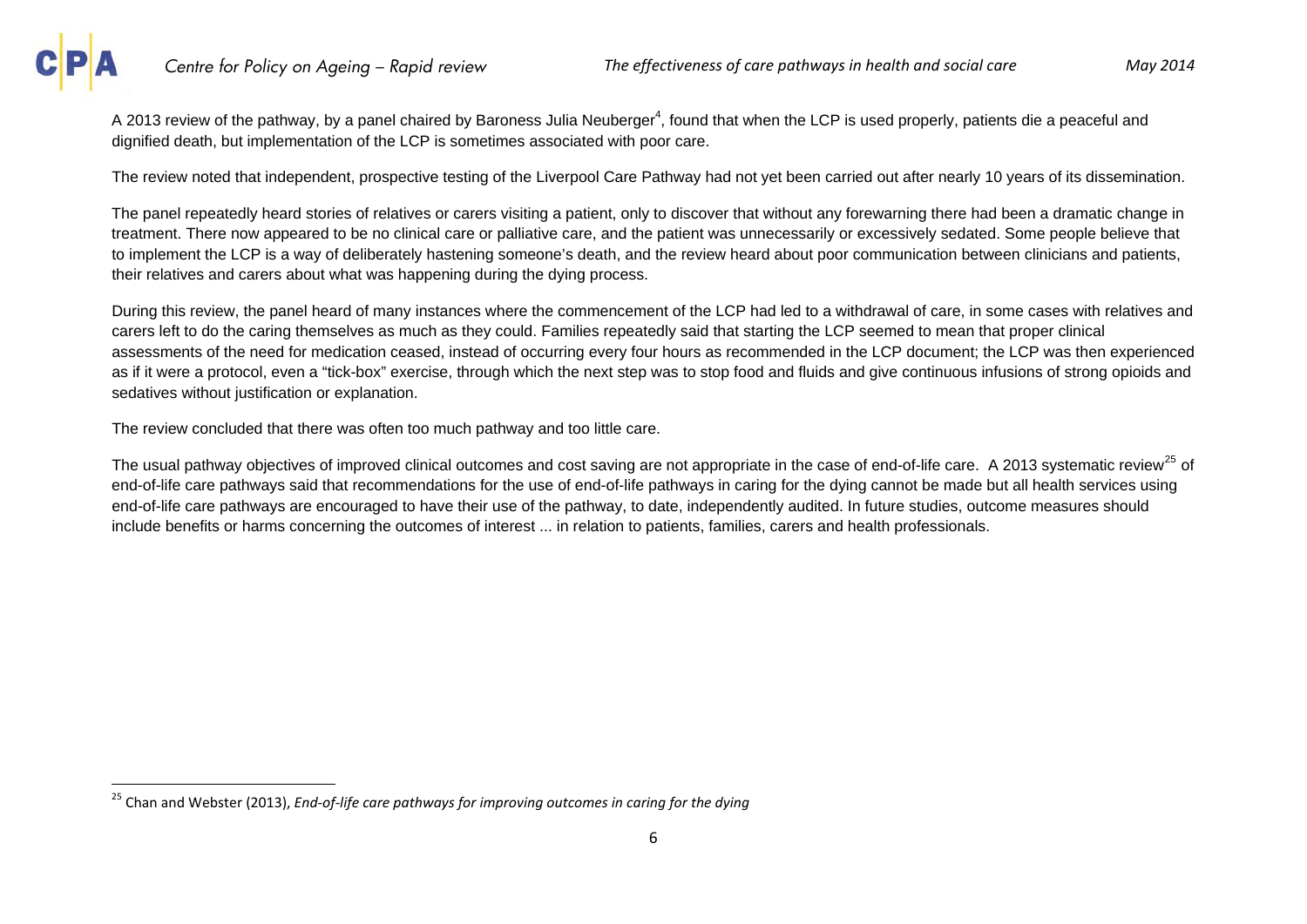A 2013 review of the pathway, by a panel chaired by Baroness Julia Neuberger[4], found that when the LCP is used properly, patients die a peaceful and dignified death, but implementation of the LCP is sometimes associated with poor care.

The review noted that independent, prospective testing of the Liverpool Care Pathway had not yet been carried out after nearly 10 years of its dissemination.

The panel repeatedly heard stories of relatives or carers visiting a patient, only to discover that without any forewarning there had been a dramatic change in treatment. There now appeared to be no clinical care or palliative care, and the patient was unnecessarily or excessively sedated. Some people believe that to implement the LCP is a way of deliberately hastening someone's death, and the review heard about poor communication between clinicians and patients, their relatives and carers about what was happening during the dying process.

During this review, the panel heard of many instances where the commencement of the LCP had led to a withdrawal of care, in some cases with relatives and carers left to do the caring themselves as much as they could. Families repeatedly said that starting the LCP seemed to mean that proper clinical assessments of the need for medication ceased, instead of occurring every four hours as recommended in the LCP document; the LCP was then experienced as if it were a protocol, even a "tick-box" exercise, through which the next step was to stop food and fluids and give continuous infusions of strong opioids and sedatives without justification or explanation.

The review concluded that there was often too much pathway and too little care.

The usual pathway objectives of improved clinical outcomes and cost saving are not appropriate in the case of end-of-life care. A 2013 systematic review[25] of end-of-life care pathways said that recommendations for the use of end-of-life pathways in caring for the dying cannot be made but all health services using end-of-life care pathways are encouraged to have their use of the pathway, to date, independently audited. In future studies, outcome measures should include benefits or harms concerning the outcomes of interest ... in relation to patients, families, carers and health professionals.

---

[25] Chan and Webster (2013), *End-of-life care pathways for improving outcomes in caring for the dying*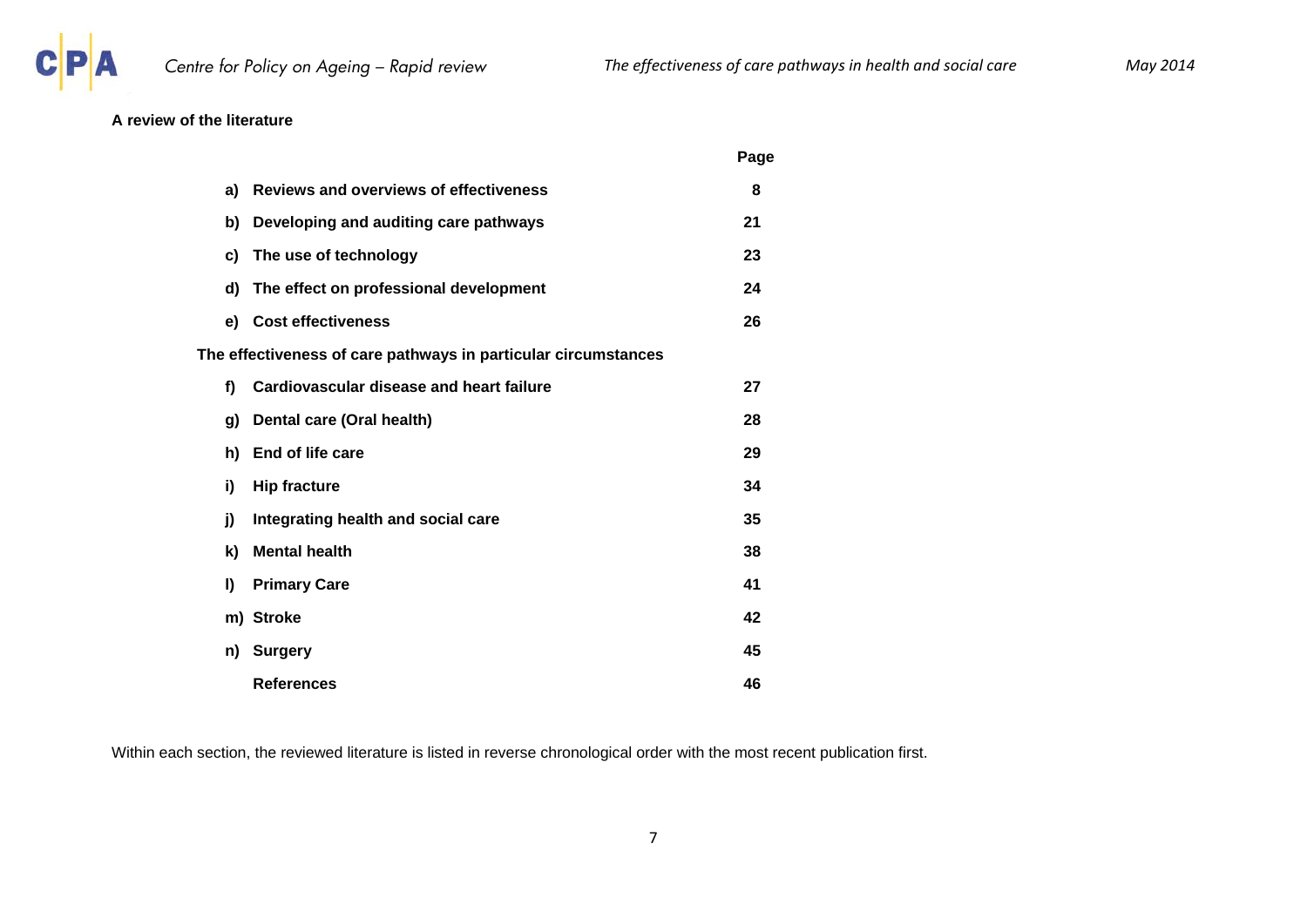**A review of the literature**

| | | Page |
|---|---|---|
| a) | **Reviews and overviews of effectiveness** | **8** |
| b) | **Developing and auditing care pathways** | **21** |
| c) | **The use of technology** | **23** |
| d) | **The effect on professional development** | **24** |
| e) | **Cost effectiveness** | **26** |
| **The effectiveness of care pathways in particular circumstances** | | |
| f) | **Cardiovascular disease and heart failure** | **27** |
| g) | **Dental care (Oral health)** | **28** |
| h) | **End of life care** | **29** |
| i) | **Hip fracture** | **34** |
| j) | **Integrating health and social care** | **35** |
| k) | **Mental health** | **38** |
| l) | **Primary Care** | **41** |
| m) | **Stroke** | **42** |
| n) | **Surgery** | **45** |
| | **References** | **46** |

Within each section, the reviewed literature is listed in reverse chronological order with the most recent publication first.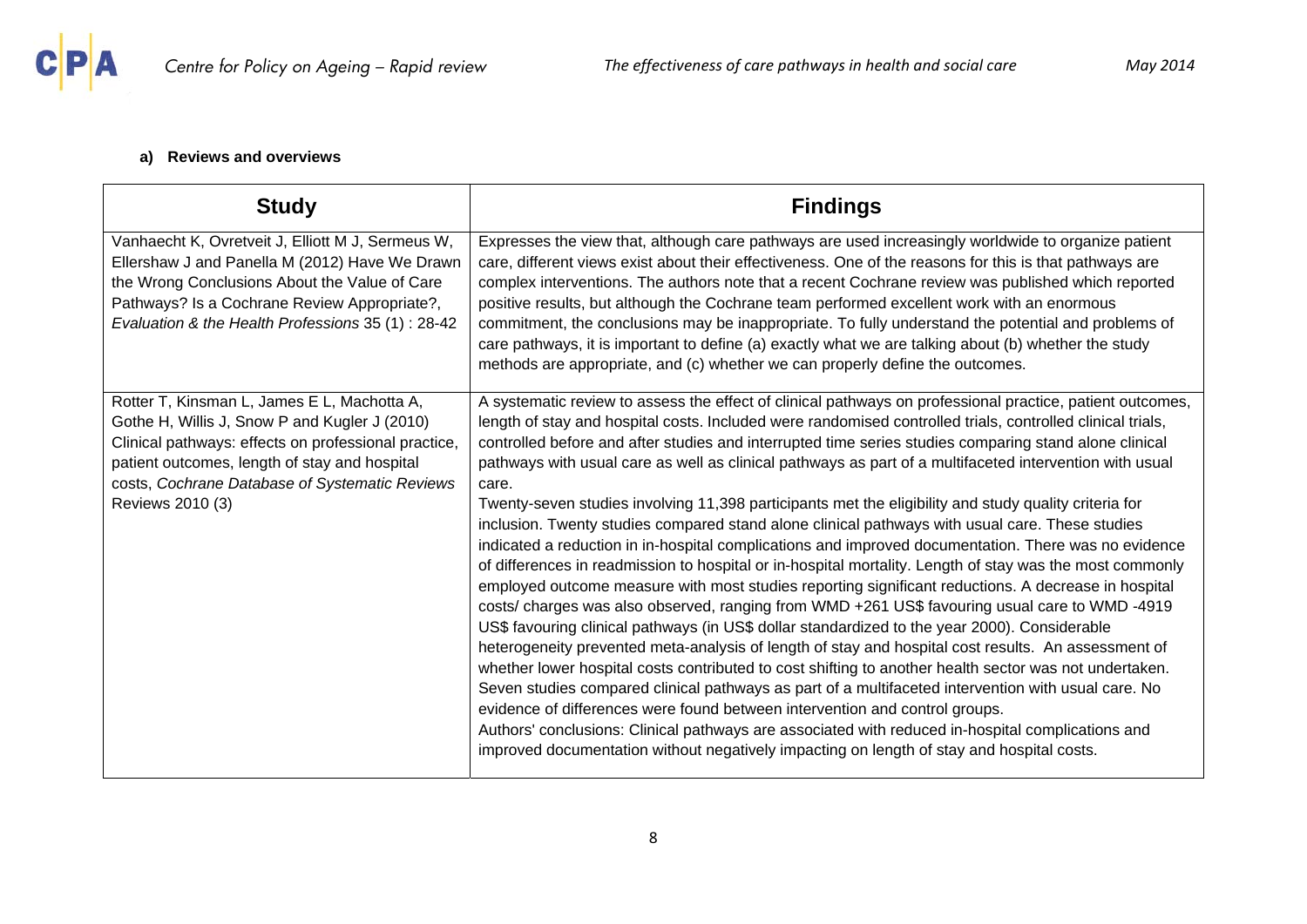### a) Reviews and overviews

| Study | Findings |
| --- | --- |
| Vanhaecht K, Ovretveit J, Elliott M J, Sermeus W, Ellershaw J and Panella M (2012) Have We Drawn the Wrong Conclusions About the Value of Care Pathways? Is a Cochrane Review Appropriate?, *Evaluation & the Health Professions* 35 (1) : 28-42 | Expresses the view that, although care pathways are used increasingly worldwide to organize patient care, different views exist about their effectiveness. One of the reasons for this is that pathways are complex interventions. The authors note that a recent Cochrane review was published which reported positive results, but although the Cochrane team performed excellent work with an enormous commitment, the conclusions may be inappropriate. To fully understand the potential and problems of care pathways, it is important to define (a) exactly what we are talking about (b) whether the study methods are appropriate, and (c) whether we can properly define the outcomes. |
| Rotter T, Kinsman L, James E L, Machotta A, Gothe H, Willis J, Snow P and Kugler J (2010) Clinical pathways: effects on professional practice, patient outcomes, length of stay and hospital costs, *Cochrane Database of Systematic Reviews* Reviews 2010 (3) | A systematic review to assess the effect of clinical pathways on professional practice, patient outcomes, length of stay and hospital costs. Included were randomised controlled trials, controlled clinical trials, controlled before and after studies and interrupted time series studies comparing stand alone clinical pathways with usual care as well as clinical pathways as part of a multifaceted intervention with usual care.<br>Twenty-seven studies involving 11,398 participants met the eligibility and study quality criteria for inclusion. Twenty studies compared stand alone clinical pathways with usual care. These studies indicated a reduction in in-hospital complications and improved documentation. There was no evidence of differences in readmission to hospital or in-hospital mortality. Length of stay was the most commonly employed outcome measure with most studies reporting significant reductions. A decrease in hospital costs/ charges was also observed, ranging from WMD +261 US$ favouring usual care to WMD -4919 US$ favouring clinical pathways (in US$ dollar standardized to the year 2000). Considerable heterogeneity prevented meta-analysis of length of stay and hospital cost results. An assessment of whether lower hospital costs contributed to cost shifting to another health sector was not undertaken. Seven studies compared clinical pathways as part of a multifaceted intervention with usual care. No evidence of differences were found between intervention and control groups.<br>Authors' conclusions: Clinical pathways are associated with reduced in-hospital complications and improved documentation without negatively impacting on length of stay and hospital costs. |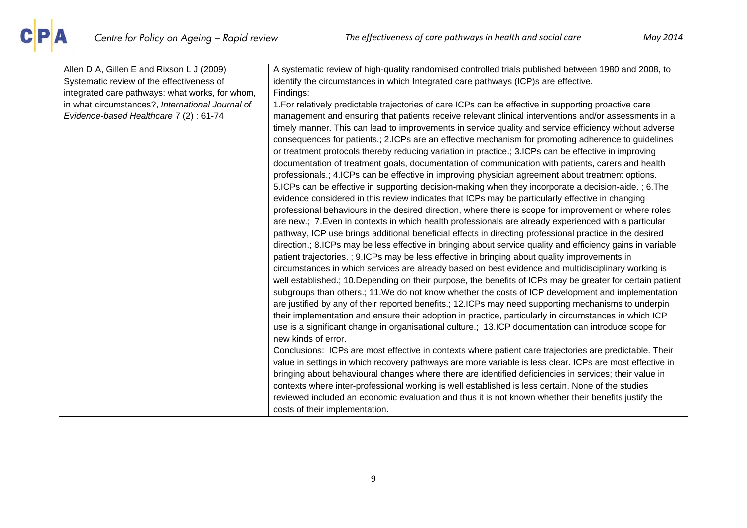| | |
|---|---|
| Allen D A, Gillen E and Rixson L J (2009) Systematic review of the effectiveness of integrated care pathways: what works, for whom, in what circumstances?, *International Journal of Evidence-based Healthcare* 7 (2) : 61-74 | A systematic review of high-quality randomised controlled trials published between 1980 and 2008, to identify the circumstances in which Integrated care pathways (ICP)s are effective.<br>Findings:<br>1.For relatively predictable trajectories of care ICPs can be effective in supporting proactive care management and ensuring that patients receive relevant clinical interventions and/or assessments in a timely manner. This can lead to improvements in service quality and service efficiency without adverse consequences for patients.; 2.ICPs are an effective mechanism for promoting adherence to guidelines or treatment protocols thereby reducing variation in practice.; 3.ICPs can be effective in improving documentation of treatment goals, documentation of communication with patients, carers and health professionals.; 4.ICPs can be effective in improving physician agreement about treatment options. 5.ICPs can be effective in supporting decision-making when they incorporate a decision-aide. ; 6.The evidence considered in this review indicates that ICPs may be particularly effective in changing professional behaviours in the desired direction, where there is scope for improvement or where roles are new.; 7.Even in contexts in which health professionals are already experienced with a particular pathway, ICP use brings additional beneficial effects in directing professional practice in the desired direction.; 8.ICPs may be less effective in bringing about service quality and efficiency gains in variable patient trajectories. ; 9.ICPs may be less effective in bringing about quality improvements in circumstances in which services are already based on best evidence and multidisciplinary working is well established.; 10.Depending on their purpose, the benefits of ICPs may be greater for certain patient subgroups than others.; 11.We do not know whether the costs of ICP development and implementation are justified by any of their reported benefits.; 12.ICPs may need supporting mechanisms to underpin their implementation and ensure their adoption in practice, particularly in circumstances in which ICP use is a significant change in organisational culture.; 13.ICP documentation can introduce scope for new kinds of error.<br>Conclusions: ICPs are most effective in contexts where patient care trajectories are predictable. Their value in settings in which recovery pathways are more variable is less clear. ICPs are most effective in bringing about behavioural changes where there are identified deficiencies in services; their value in contexts where inter-professional working is well established is less certain. None of the studies reviewed included an economic evaluation and thus it is not known whether their benefits justify the costs of their implementation. |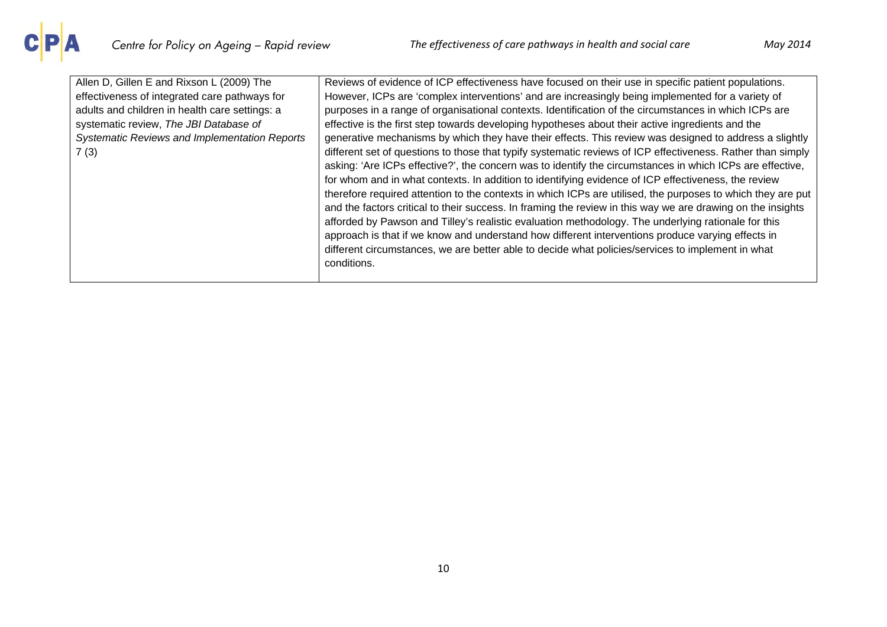| | |
|---|---|
| Allen D, Gillen E and Rixson L (2009) The effectiveness of integrated care pathways for adults and children in health care settings: a systematic review, *The JBI Database of Systematic Reviews and Implementation Reports* 7 (3) | Reviews of evidence of ICP effectiveness have focused on their use in specific patient populations. However, ICPs are 'complex interventions' and are increasingly being implemented for a variety of purposes in a range of organisational contexts. Identification of the circumstances in which ICPs are effective is the first step towards developing hypotheses about their active ingredients and the generative mechanisms by which they have their effects. This review was designed to address a slightly different set of questions to those that typify systematic reviews of ICP effectiveness. Rather than simply asking: 'Are ICPs effective?', the concern was to identify the circumstances in which ICPs are effective, for whom and in what contexts. In addition to identifying evidence of ICP effectiveness, the review therefore required attention to the contexts in which ICPs are utilised, the purposes to which they are put and the factors critical to their success. In framing the review in this way we are drawing on the insights afforded by Pawson and Tilley's realistic evaluation methodology. The underlying rationale for this approach is that if we know and understand how different interventions produce varying effects in different circumstances, we are better able to decide what policies/services to implement in what conditions. |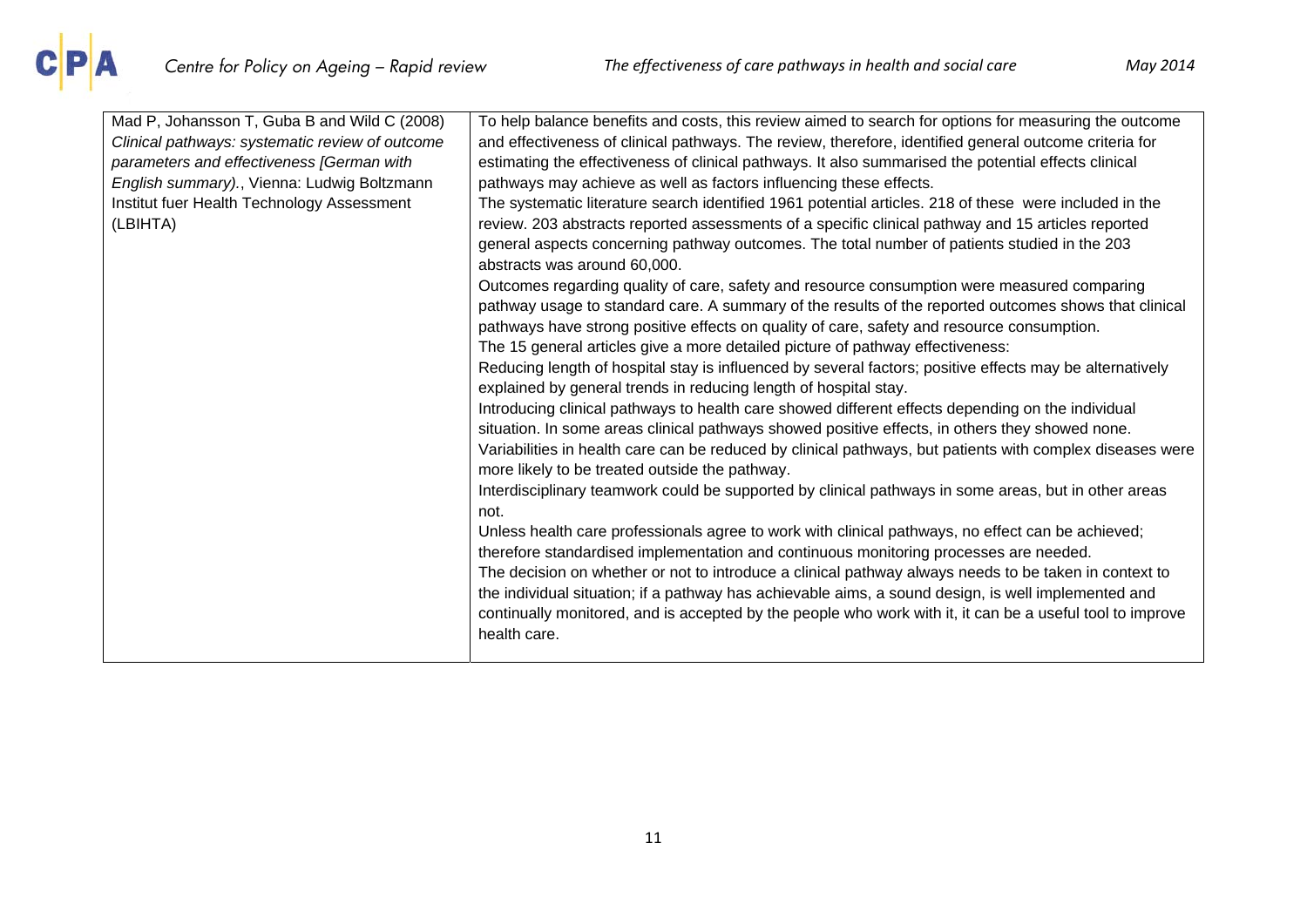| | |
|---|---|
| Mad P, Johansson T, Guba B and Wild C (2008) *Clinical pathways: systematic review of outcome parameters and effectiveness [German with English summary).*, Vienna: Ludwig Boltzmann Institut fuer Health Technology Assessment (LBIHTA) | To help balance benefits and costs, this review aimed to search for options for measuring the outcome and effectiveness of clinical pathways. The review, therefore, identified general outcome criteria for estimating the effectiveness of clinical pathways. It also summarised the potential effects clinical pathways may achieve as well as factors influencing these effects.<br>The systematic literature search identified 1961 potential articles. 218 of these were included in the review. 203 abstracts reported assessments of a specific clinical pathway and 15 articles reported general aspects concerning pathway outcomes. The total number of patients studied in the 203 abstracts was around 60,000.<br>Outcomes regarding quality of care, safety and resource consumption were measured comparing pathway usage to standard care. A summary of the results of the reported outcomes shows that clinical pathways have strong positive effects on quality of care, safety and resource consumption.<br>The 15 general articles give a more detailed picture of pathway effectiveness:<br>Reducing length of hospital stay is influenced by several factors; positive effects may be alternatively explained by general trends in reducing length of hospital stay.<br>Introducing clinical pathways to health care showed different effects depending on the individual situation. In some areas clinical pathways showed positive effects, in others they showed none.<br>Variabilities in health care can be reduced by clinical pathways, but patients with complex diseases were more likely to be treated outside the pathway.<br>Interdisciplinary teamwork could be supported by clinical pathways in some areas, but in other areas not.<br>Unless health care professionals agree to work with clinical pathways, no effect can be achieved; therefore standardised implementation and continuous monitoring processes are needed.<br>The decision on whether or not to introduce a clinical pathway always needs to be taken in context to the individual situation; if a pathway has achievable aims, a sound design, is well implemented and continually monitored, and is accepted by the people who work with it, it can be a useful tool to improve health care. |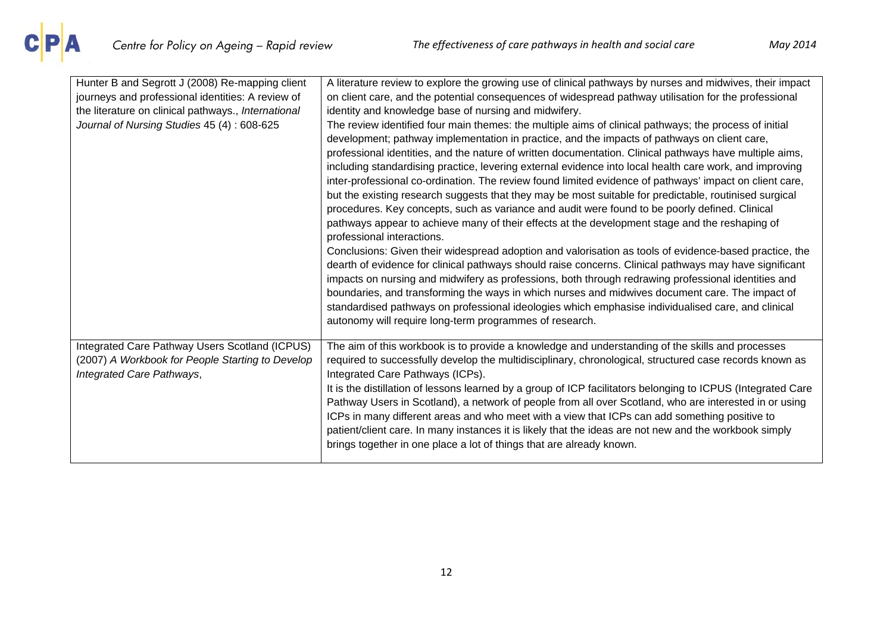| | |
|---|---|
| Hunter B and Segrott J (2008) Re-mapping client journeys and professional identities: A review of the literature on clinical pathways., *International Journal of Nursing Studies* 45 (4) : 608-625 | A literature review to explore the growing use of clinical pathways by nurses and midwives, their impact on client care, and the potential consequences of widespread pathway utilisation for the professional identity and knowledge base of nursing and midwifery.<br>The review identified four main themes: the multiple aims of clinical pathways; the process of initial development; pathway implementation in practice, and the impacts of pathways on client care, professional identities, and the nature of written documentation. Clinical pathways have multiple aims, including standardising practice, levering external evidence into local health care work, and improving inter-professional co-ordination. The review found limited evidence of pathways' impact on client care, but the existing research suggests that they may be most suitable for predictable, routinised surgical procedures. Key concepts, such as variance and audit were found to be poorly defined. Clinical pathways appear to achieve many of their effects at the development stage and the reshaping of professional interactions.<br>Conclusions: Given their widespread adoption and valorisation as tools of evidence-based practice, the dearth of evidence for clinical pathways should raise concerns. Clinical pathways may have significant impacts on nursing and midwifery as professions, both through redrawing professional identities and boundaries, and transforming the ways in which nurses and midwives document care. The impact of standardised pathways on professional ideologies which emphasise individualised care, and clinical autonomy will require long-term programmes of research. |
| Integrated Care Pathway Users Scotland (ICPUS) (2007) *A Workbook for People Starting to Develop Integrated Care Pathways*, | The aim of this workbook is to provide a knowledge and understanding of the skills and processes required to successfully develop the multidisciplinary, chronological, structured case records known as Integrated Care Pathways (ICPs).<br>It is the distillation of lessons learned by a group of ICP facilitators belonging to ICPUS (Integrated Care Pathway Users in Scotland), a network of people from all over Scotland, who are interested in or using ICPs in many different areas and who meet with a view that ICPs can add something positive to patient/client care. In many instances it is likely that the ideas are not new and the workbook simply brings together in one place a lot of things that are already known. |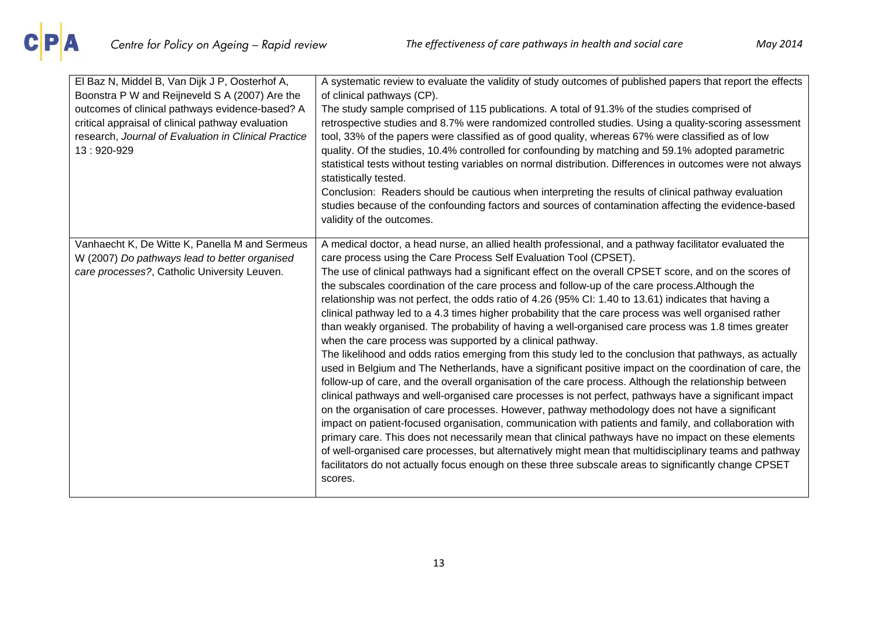| | |
|---|---|
| El Baz N, Middel B, Van Dijk J P, Oosterhof A, Boonstra P W and Reijneveld S A (2007) Are the outcomes of clinical pathways evidence-based? A critical appraisal of clinical pathway evaluation research, *Journal of Evaluation in Clinical Practice* 13 : 920-929 | A systematic review to evaluate the validity of study outcomes of published papers that report the effects of clinical pathways (CP).<br>The study sample comprised of 115 publications. A total of 91.3% of the studies comprised of retrospective studies and 8.7% were randomized controlled studies. Using a quality-scoring assessment tool, 33% of the papers were classified as of good quality, whereas 67% were classified as of low quality. Of the studies, 10.4% controlled for confounding by matching and 59.1% adopted parametric statistical tests without testing variables on normal distribution. Differences in outcomes were not always statistically tested.<br>Conclusion: Readers should be cautious when interpreting the results of clinical pathway evaluation studies because of the confounding factors and sources of contamination affecting the evidence-based validity of the outcomes. |
| Vanhaecht K, De Witte K, Panella M and Sermeus W (2007) *Do pathways lead to better organised care processes?*, Catholic University Leuven. | A medical doctor, a head nurse, an allied health professional, and a pathway facilitator evaluated the care process using the Care Process Self Evaluation Tool (CPSET).<br>The use of clinical pathways had a significant effect on the overall CPSET score, and on the scores of the subscales coordination of the care process and follow-up of the care process.Although the relationship was not perfect, the odds ratio of 4.26 (95% CI: 1.40 to 13.61) indicates that having a clinical pathway led to a 4.3 times higher probability that the care process was well organised rather than weakly organised. The probability of having a well-organised care process was 1.8 times greater when the care process was supported by a clinical pathway.<br>The likelihood and odds ratios emerging from this study led to the conclusion that pathways, as actually used in Belgium and The Netherlands, have a significant positive impact on the coordination of care, the follow-up of care, and the overall organisation of the care process. Although the relationship between clinical pathways and well-organised care processes is not perfect, pathways have a significant impact on the organisation of care processes. However, pathway methodology does not have a significant impact on patient-focused organisation, communication with patients and family, and collaboration with primary care. This does not necessarily mean that clinical pathways have no impact on these elements of well-organised care processes, but alternatively might mean that multidisciplinary teams and pathway facilitators do not actually focus enough on these three subscale areas to significantly change CPSET scores. |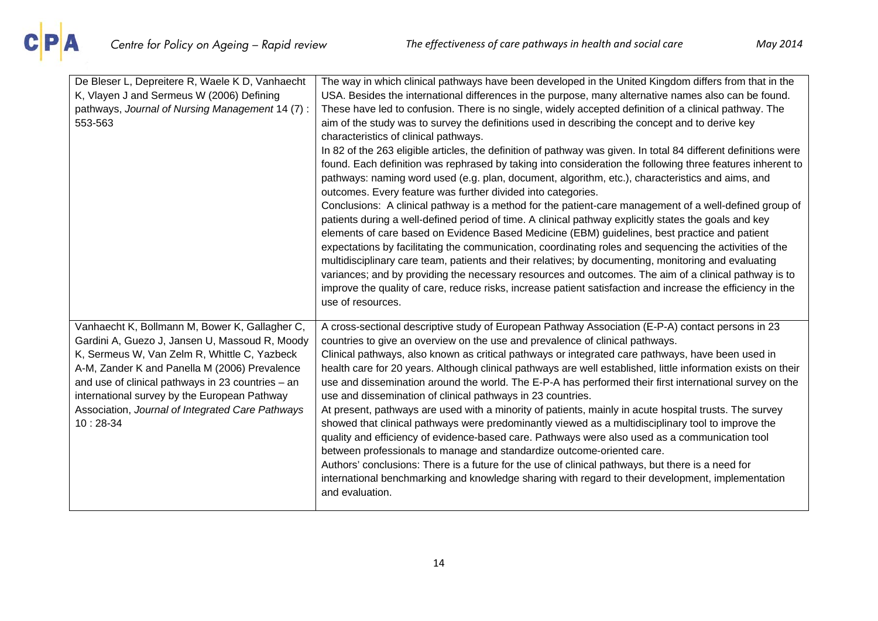| | |
|---|---|
| De Bleser L, Depreitere R, Waele K D, Vanhaecht K, Vlayen J and Sermeus W (2006) Defining pathways, *Journal of Nursing Management* 14 (7) : 553-563 | The way in which clinical pathways have been developed in the United Kingdom differs from that in the USA. Besides the international differences in the purpose, many alternative names also can be found. These have led to confusion. There is no single, widely accepted definition of a clinical pathway. The aim of the study was to survey the definitions used in describing the concept and to derive key characteristics of clinical pathways.<br>In 82 of the 263 eligible articles, the definition of pathway was given. In total 84 different definitions were found. Each definition was rephrased by taking into consideration the following three features inherent to pathways: naming word used (e.g. plan, document, algorithm, etc.), characteristics and aims, and outcomes. Every feature was further divided into categories.<br>Conclusions: A clinical pathway is a method for the patient-care management of a well-defined group of patients during a well-defined period of time. A clinical pathway explicitly states the goals and key elements of care based on Evidence Based Medicine (EBM) guidelines, best practice and patient expectations by facilitating the communication, coordinating roles and sequencing the activities of the multidisciplinary care team, patients and their relatives; by documenting, monitoring and evaluating variances; and by providing the necessary resources and outcomes. The aim of a clinical pathway is to improve the quality of care, reduce risks, increase patient satisfaction and increase the efficiency in the use of resources. |
| Vanhaecht K, Bollmann M, Bower K, Gallagher C, Gardini A, Guezo J, Jansen U, Massoud R, Moody K, Sermeus W, Van Zelm R, Whittle C, Yazbeck A-M, Zander K and Panella M (2006) Prevalence and use of clinical pathways in 23 countries – an international survey by the European Pathway Association, *Journal of Integrated Care Pathways* 10 : 28-34 | A cross-sectional descriptive study of European Pathway Association (E-P-A) contact persons in 23 countries to give an overview on the use and prevalence of clinical pathways.<br>Clinical pathways, also known as critical pathways or integrated care pathways, have been used in health care for 20 years. Although clinical pathways are well established, little information exists on their use and dissemination around the world. The E-P-A has performed their first international survey on the use and dissemination of clinical pathways in 23 countries.<br>At present, pathways are used with a minority of patients, mainly in acute hospital trusts. The survey showed that clinical pathways were predominantly viewed as a multidisciplinary tool to improve the quality and efficiency of evidence-based care. Pathways were also used as a communication tool between professionals to manage and standardize outcome-oriented care.<br>Authors' conclusions: There is a future for the use of clinical pathways, but there is a need for international benchmarking and knowledge sharing with regard to their development, implementation and evaluation. |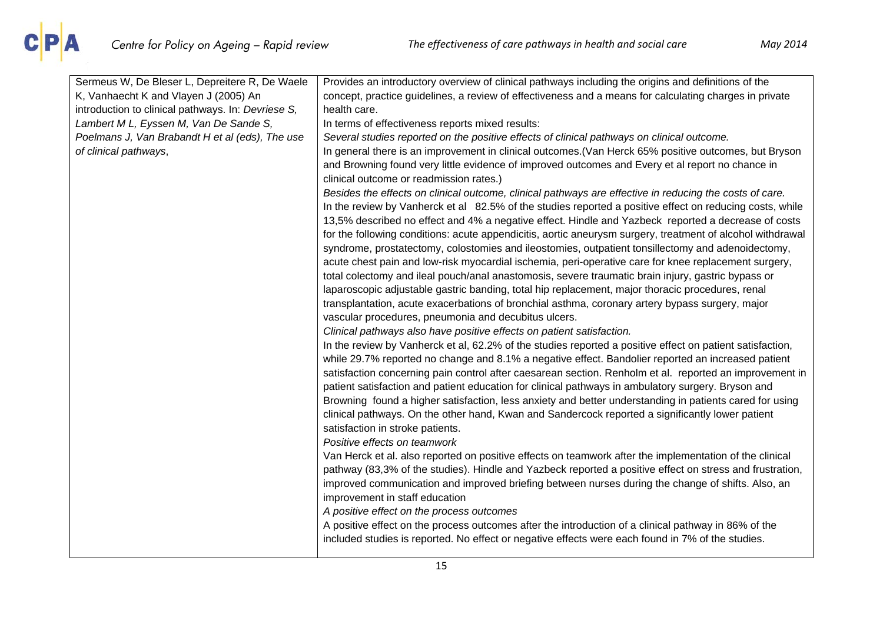| | |
|---|---|
| Sermeus W, De Bleser L, Depreitere R, De Waele K, Vanhaecht K and Vlayen J (2005) An introduction to clinical pathways. In: *Devriese S, Lambert M L, Eyssen M, Van De Sande S, Poelmans J, Van Brabandt H et al (eds), The use of clinical pathways*, | Provides an introductory overview of clinical pathways including the origins and definitions of the concept, practice guidelines, a review of effectiveness and a means for calculating charges in private health care.<br>In terms of effectiveness reports mixed results:<br>*Several studies reported on the positive effects of clinical pathways on clinical outcome.*<br>In general there is an improvement in clinical outcomes.(Van Herck 65% positive outcomes, but Bryson and Browning found very little evidence of improved outcomes and Every et al report no chance in clinical outcome or readmission rates.)<br>*Besides the effects on clinical outcome, clinical pathways are effective in reducing the costs of care.*<br>In the review by Vanherck et al 82.5% of the studies reported a positive effect on reducing costs, while 13,5% described no effect and 4% a negative effect. Hindle and Yazbeck reported a decrease of costs for the following conditions: acute appendicitis, aortic aneurysm surgery, treatment of alcohol withdrawal syndrome, prostatectomy, colostomies and ileostomies, outpatient tonsillectomy and adenoidectomy, acute chest pain and low-risk myocardial ischemia, peri-operative care for knee replacement surgery, total colectomy and ileal pouch/anal anastomosis, severe traumatic brain injury, gastric bypass or laparoscopic adjustable gastric banding, total hip replacement, major thoracic procedures, renal transplantation, acute exacerbations of bronchial asthma, coronary artery bypass surgery, major vascular procedures, pneumonia and decubitus ulcers.<br>*Clinical pathways also have positive effects on patient satisfaction.*<br>In the review by Vanherck et al, 62.2% of the studies reported a positive effect on patient satisfaction, while 29.7% reported no change and 8.1% a negative effect. Bandolier reported an increased patient satisfaction concerning pain control after caesarean section. Renholm et al. reported an improvement in patient satisfaction and patient education for clinical pathways in ambulatory surgery. Bryson and Browning found a higher satisfaction, less anxiety and better understanding in patients cared for using clinical pathways. On the other hand, Kwan and Sandercock reported a significantly lower patient satisfaction in stroke patients.<br>*Positive effects on teamwork*<br>Van Herck et al. also reported on positive effects on teamwork after the implementation of the clinical pathway (83,3% of the studies). Hindle and Yazbeck reported a positive effect on stress and frustration, improved communication and improved briefing between nurses during the change of shifts. Also, an improvement in staff education<br>*A positive effect on the process outcomes*<br>A positive effect on the process outcomes after the introduction of a clinical pathway in 86% of the included studies is reported. No effect or negative effects were each found in 7% of the studies. |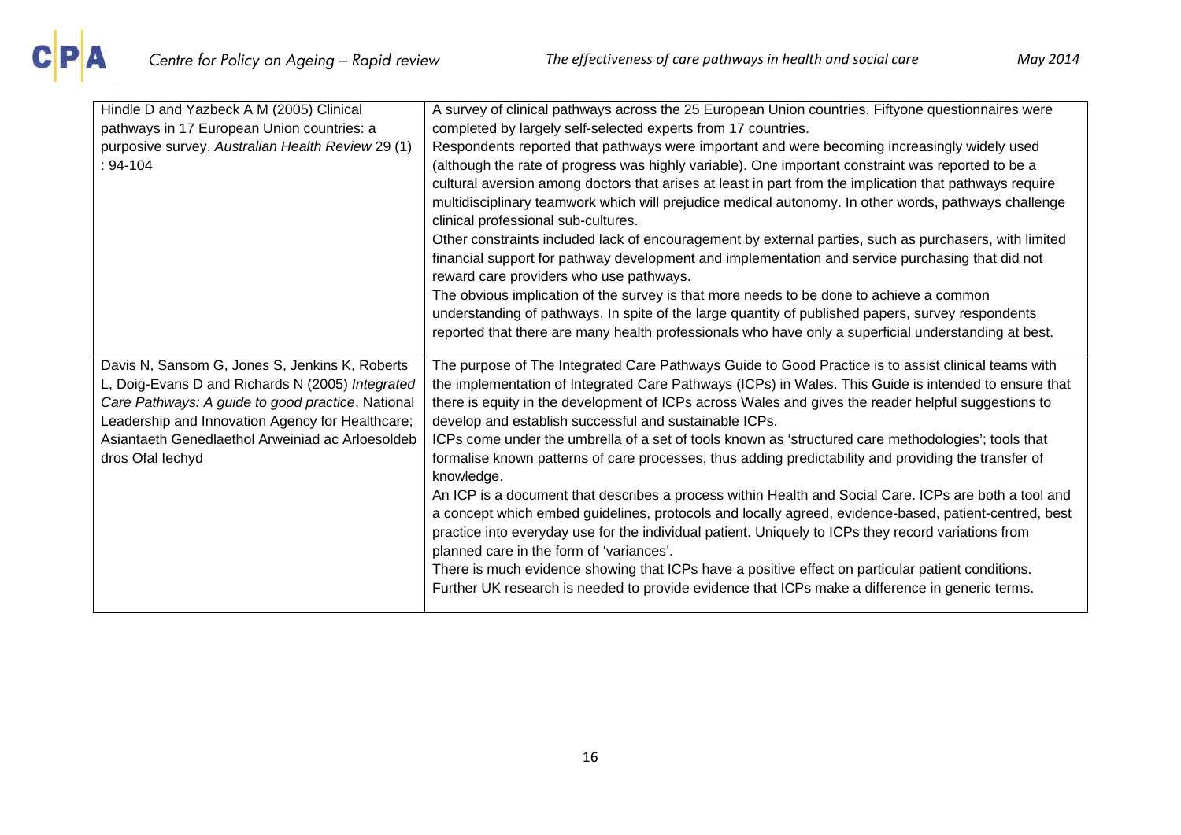| | |
|---|---|
| Hindle D and Yazbeck A M (2005) Clinical pathways in 17 European Union countries: a purposive survey, *Australian Health Review* 29 (1) : 94-104 | A survey of clinical pathways across the 25 European Union countries. Fiftyone questionnaires were completed by largely self-selected experts from 17 countries.<br>Respondents reported that pathways were important and were becoming increasingly widely used (although the rate of progress was highly variable). One important constraint was reported to be a cultural aversion among doctors that arises at least in part from the implication that pathways require multidisciplinary teamwork which will prejudice medical autonomy. In other words, pathways challenge clinical professional sub-cultures.<br>Other constraints included lack of encouragement by external parties, such as purchasers, with limited financial support for pathway development and implementation and service purchasing that did not reward care providers who use pathways.<br>The obvious implication of the survey is that more needs to be done to achieve a common understanding of pathways. In spite of the large quantity of published papers, survey respondents reported that there are many health professionals who have only a superficial understanding at best. |
| Davis N, Sansom G, Jones S, Jenkins K, Roberts L, Doig-Evans D and Richards N (2005) *Integrated Care Pathways: A guide to good practice*, National Leadership and Innovation Agency for Healthcare; Asiantaeth Genedlaethol Arweiniad ac Arloesoldeb dros Ofal Iechyd | The purpose of The Integrated Care Pathways Guide to Good Practice is to assist clinical teams with the implementation of Integrated Care Pathways (ICPs) in Wales. This Guide is intended to ensure that there is equity in the development of ICPs across Wales and gives the reader helpful suggestions to develop and establish successful and sustainable ICPs.<br>ICPs come under the umbrella of a set of tools known as 'structured care methodologies'; tools that formalise known patterns of care processes, thus adding predictability and providing the transfer of knowledge.<br>An ICP is a document that describes a process within Health and Social Care. ICPs are both a tool and a concept which embed guidelines, protocols and locally agreed, evidence-based, patient-centred, best practice into everyday use for the individual patient. Uniquely to ICPs they record variations from planned care in the form of 'variances'.<br>There is much evidence showing that ICPs have a positive effect on particular patient conditions. Further UK research is needed to provide evidence that ICPs make a difference in generic terms. |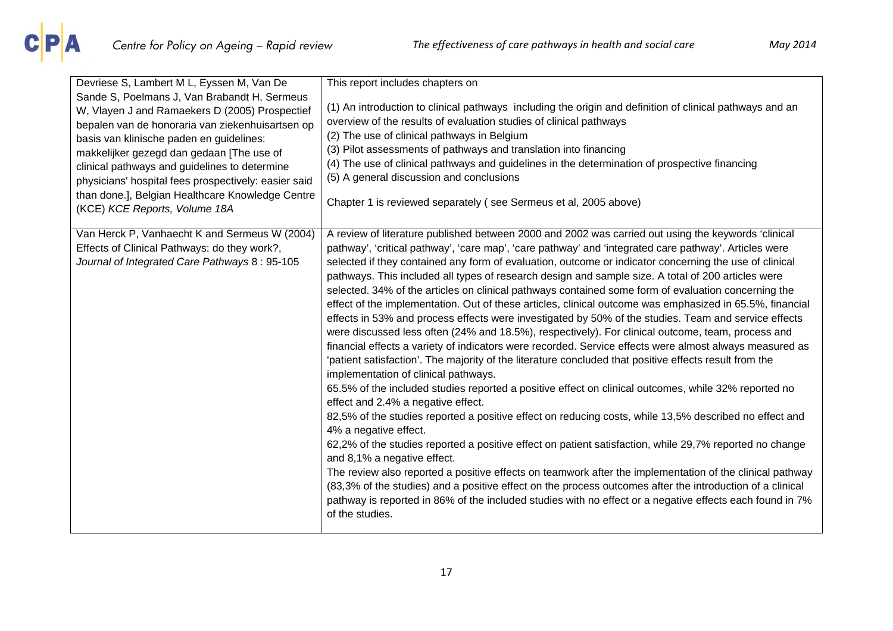| | |
|---|---|
| Devriese S, Lambert M L, Eyssen M, Van De Sande S, Poelmans J, Van Brabandt H, Sermeus W, Vlayen J and Ramaekers D (2005) Prospectief bepalen van de honoraria van ziekenhuisartsen op basis van klinische paden en guidelines: makkelijker gezegd dan gedaan [The use of clinical pathways and guidelines to determine physicians' hospital fees prospectively: easier said than done.], Belgian Healthcare Knowledge Centre (KCE) *KCE Reports, Volume 18A* | This report includes chapters on<br><br>(1) An introduction to clinical pathways including the origin and definition of clinical pathways and an overview of the results of evaluation studies of clinical pathways<br>(2) The use of clinical pathways in Belgium<br>(3) Pilot assessments of pathways and translation into financing<br>(4) The use of clinical pathways and guidelines in the determination of prospective financing<br>(5) A general discussion and conclusions<br><br>Chapter 1 is reviewed separately ( see Sermeus et al, 2005 above) |
| Van Herck P, Vanhaecht K and Sermeus W (2004) Effects of Clinical Pathways: do they work?, *Journal of Integrated Care Pathways* 8 : 95-105 | A review of literature published between 2000 and 2002 was carried out using the keywords 'clinical pathway', 'critical pathway', 'care map', 'care pathway' and 'integrated care pathway'. Articles were selected if they contained any form of evaluation, outcome or indicator concerning the use of clinical pathways. This included all types of research design and sample size. A total of 200 articles were selected. 34% of the articles on clinical pathways contained some form of evaluation concerning the effect of the implementation. Out of these articles, clinical outcome was emphasized in 65.5%, financial effects in 53% and process effects were investigated by 50% of the studies. Team and service effects were discussed less often (24% and 18.5%), respectively). For clinical outcome, team, process and financial effects a variety of indicators were recorded. Service effects were almost always measured as 'patient satisfaction'. The majority of the literature concluded that positive effects result from the implementation of clinical pathways.<br>65.5% of the included studies reported a positive effect on clinical outcomes, while 32% reported no effect and 2.4% a negative effect.<br>82,5% of the studies reported a positive effect on reducing costs, while 13,5% described no effect and 4% a negative effect.<br>62,2% of the studies reported a positive effect on patient satisfaction, while 29,7% reported no change and 8,1% a negative effect.<br>The review also reported a positive effects on teamwork after the implementation of the clinical pathway (83,3% of the studies) and a positive effect on the process outcomes after the introduction of a clinical pathway is reported in 86% of the included studies with no effect or a negative effects each found in 7% of the studies. |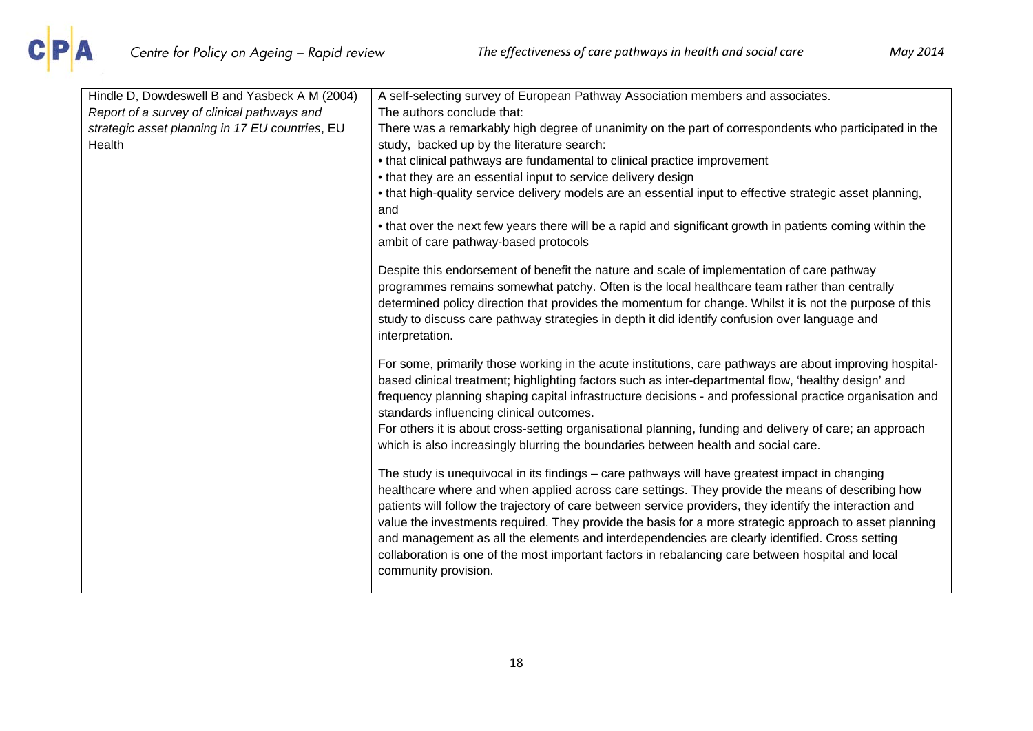| | |
|---|---|
| Hindle D, Dowdeswell B and Yasbeck A M (2004) *Report of a survey of clinical pathways and strategic asset planning in 17 EU countries*, EU Health | A self-selecting survey of European Pathway Association members and associates.<br>The authors conclude that:<br>There was a remarkably high degree of unanimity on the part of correspondents who participated in the study, backed up by the literature search:<br>• that clinical pathways are fundamental to clinical practice improvement<br>• that they are an essential input to service delivery design<br>• that high-quality service delivery models are an essential input to effective strategic asset planning, and<br>• that over the next few years there will be a rapid and significant growth in patients coming within the ambit of care pathway-based protocols<br><br>Despite this endorsement of benefit the nature and scale of implementation of care pathway programmes remains somewhat patchy. Often is the local healthcare team rather than centrally determined policy direction that provides the momentum for change. Whilst it is not the purpose of this study to discuss care pathway strategies in depth it did identify confusion over language and interpretation.<br><br>For some, primarily those working in the acute institutions, care pathways are about improving hospital-based clinical treatment; highlighting factors such as inter-departmental flow, 'healthy design' and frequency planning shaping capital infrastructure decisions - and professional practice organisation and standards influencing clinical outcomes.<br>For others it is about cross-setting organisational planning, funding and delivery of care; an approach which is also increasingly blurring the boundaries between health and social care.<br><br>The study is unequivocal in its findings – care pathways will have greatest impact in changing healthcare where and when applied across care settings. They provide the means of describing how patients will follow the trajectory of care between service providers, they identify the interaction and value the investments required. They provide the basis for a more strategic approach to asset planning and management as all the elements and interdependencies are clearly identified. Cross setting collaboration is one of the most important factors in rebalancing care between hospital and local community provision. |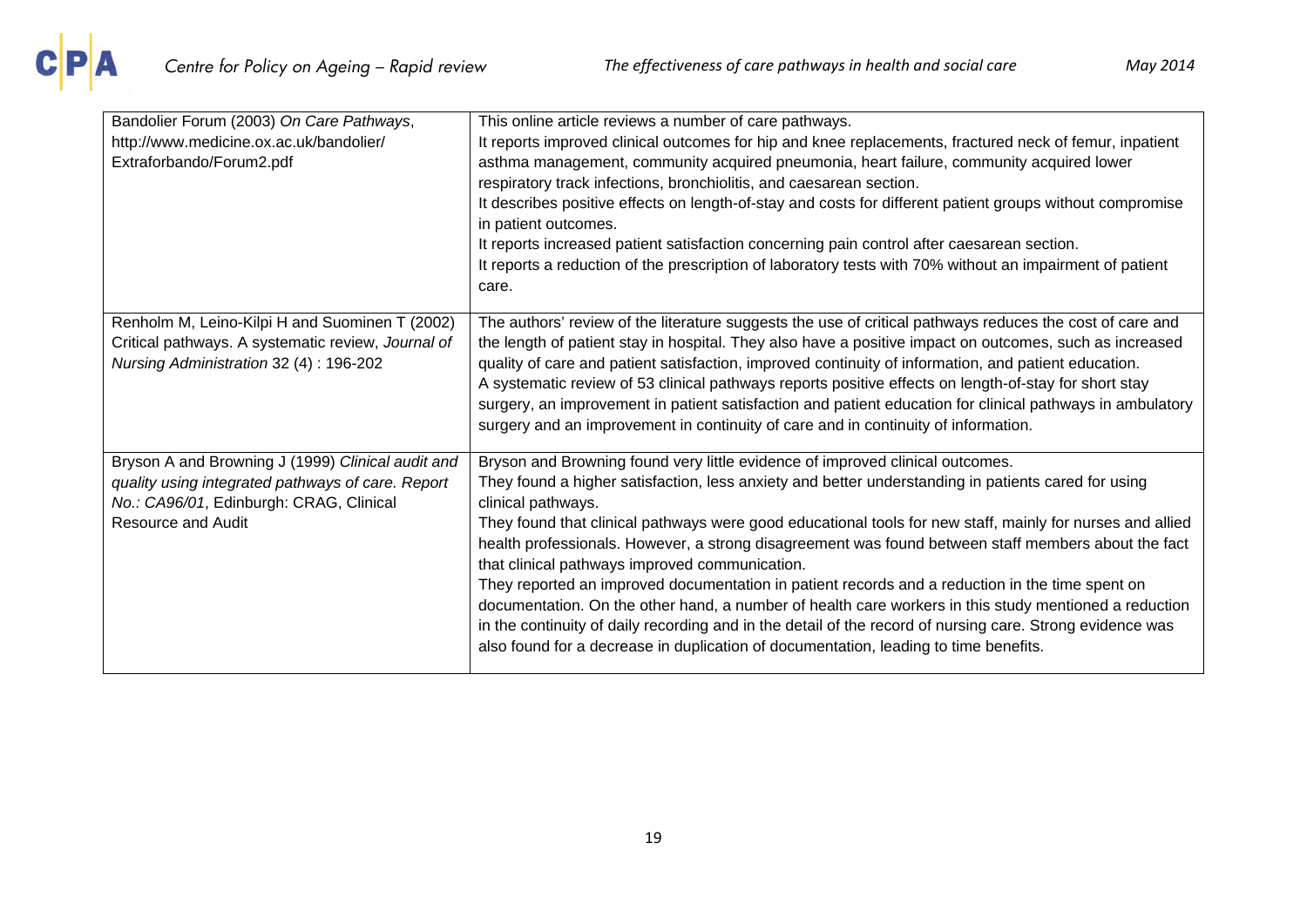| | |
|---|---|
| Bandolier Forum (2003) *On Care Pathways*, http://www.medicine.ox.ac.uk/bandolier/ Extraforbando/Forum2.pdf | This online article reviews a number of care pathways.<br>It reports improved clinical outcomes for hip and knee replacements, fractured neck of femur, inpatient asthma management, community acquired pneumonia, heart failure, community acquired lower respiratory track infections, bronchiolitis, and caesarean section.<br>It describes positive effects on length-of-stay and costs for different patient groups without compromise in patient outcomes.<br>It reports increased patient satisfaction concerning pain control after caesarean section.<br>It reports a reduction of the prescription of laboratory tests with 70% without an impairment of patient care. |
| Renholm M, Leino-Kilpi H and Suominen T (2002) Critical pathways. A systematic review, *Journal of Nursing Administration* 32 (4) : 196-202 | The authors' review of the literature suggests the use of critical pathways reduces the cost of care and the length of patient stay in hospital. They also have a positive impact on outcomes, such as increased quality of care and patient satisfaction, improved continuity of information, and patient education.<br>A systematic review of 53 clinical pathways reports positive effects on length-of-stay for short stay surgery, an improvement in patient satisfaction and patient education for clinical pathways in ambulatory surgery and an improvement in continuity of care and in continuity of information. |
| Bryson A and Browning J (1999) *Clinical audit and quality using integrated pathways of care. Report No.: CA96/01*, Edinburgh: CRAG, Clinical Resource and Audit | Bryson and Browning found very little evidence of improved clinical outcomes.<br>They found a higher satisfaction, less anxiety and better understanding in patients cared for using clinical pathways.<br>They found that clinical pathways were good educational tools for new staff, mainly for nurses and allied health professionals. However, a strong disagreement was found between staff members about the fact that clinical pathways improved communication.<br>They reported an improved documentation in patient records and a reduction in the time spent on documentation. On the other hand, a number of health care workers in this study mentioned a reduction in the continuity of daily recording and in the detail of the record of nursing care. Strong evidence was also found for a decrease in duplication of documentation, leading to time benefits. |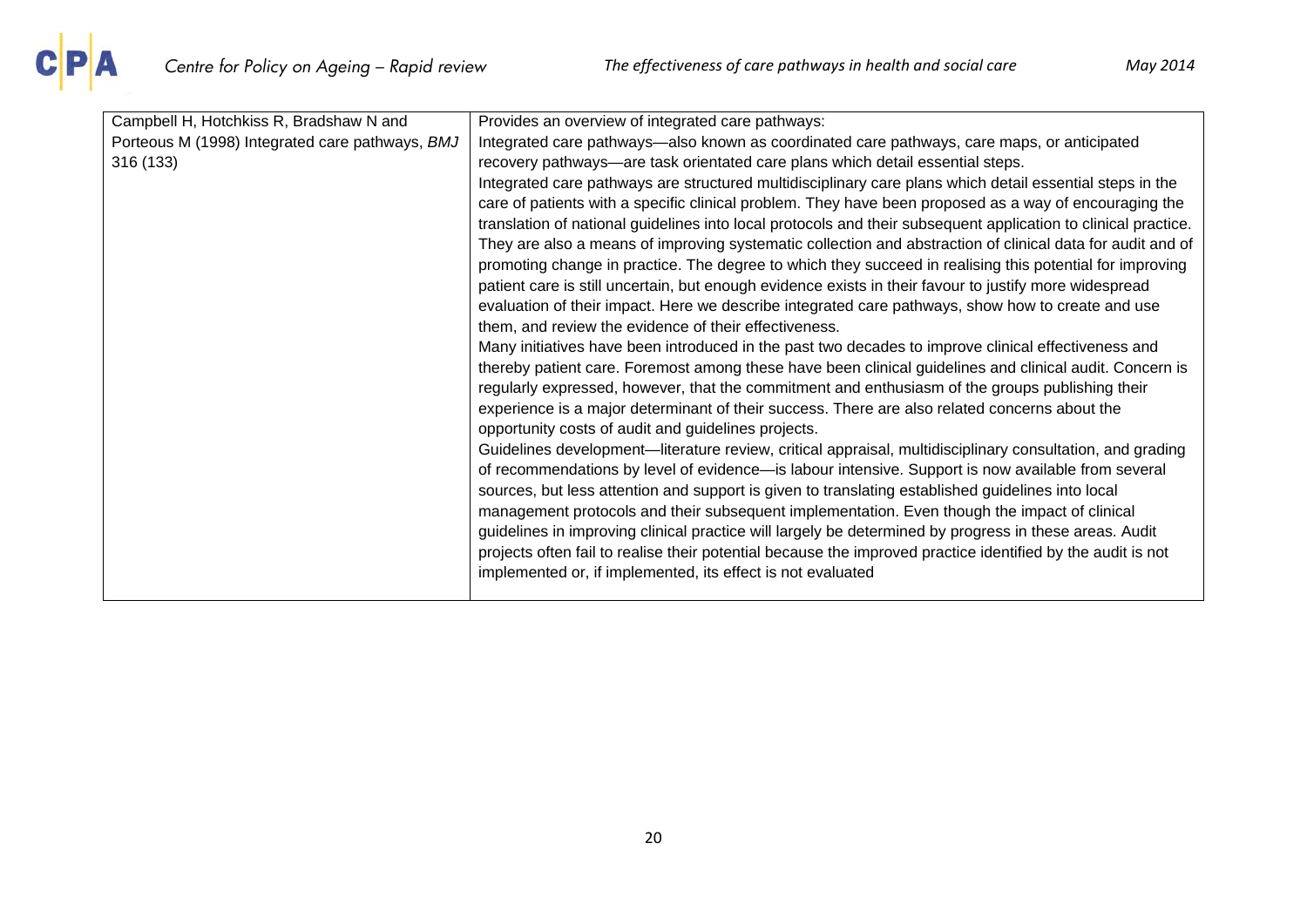| | |
|---|---|
| Campbell H, Hotchkiss R, Bradshaw N and Porteous M (1998) Integrated care pathways, *BMJ* 316 (133) | Provides an overview of integrated care pathways:<br>Integrated care pathways—also known as coordinated care pathways, care maps, or anticipated recovery pathways—are task orientated care plans which detail essential steps.<br>Integrated care pathways are structured multidisciplinary care plans which detail essential steps in the care of patients with a specific clinical problem. They have been proposed as a way of encouraging the translation of national guidelines into local protocols and their subsequent application to clinical practice. They are also a means of improving systematic collection and abstraction of clinical data for audit and of promoting change in practice. The degree to which they succeed in realising this potential for improving patient care is still uncertain, but enough evidence exists in their favour to justify more widespread evaluation of their impact. Here we describe integrated care pathways, show how to create and use them, and review the evidence of their effectiveness.<br>Many initiatives have been introduced in the past two decades to improve clinical effectiveness and thereby patient care. Foremost among these have been clinical guidelines and clinical audit. Concern is regularly expressed, however, that the commitment and enthusiasm of the groups publishing their experience is a major determinant of their success. There are also related concerns about the opportunity costs of audit and guidelines projects.<br>Guidelines development—literature review, critical appraisal, multidisciplinary consultation, and grading of recommendations by level of evidence—is labour intensive. Support is now available from several sources, but less attention and support is given to translating established guidelines into local management protocols and their subsequent implementation. Even though the impact of clinical guidelines in improving clinical practice will largely be determined by progress in these areas. Audit projects often fail to realise their potential because the improved practice identified by the audit is not implemented or, if implemented, its effect is not evaluated |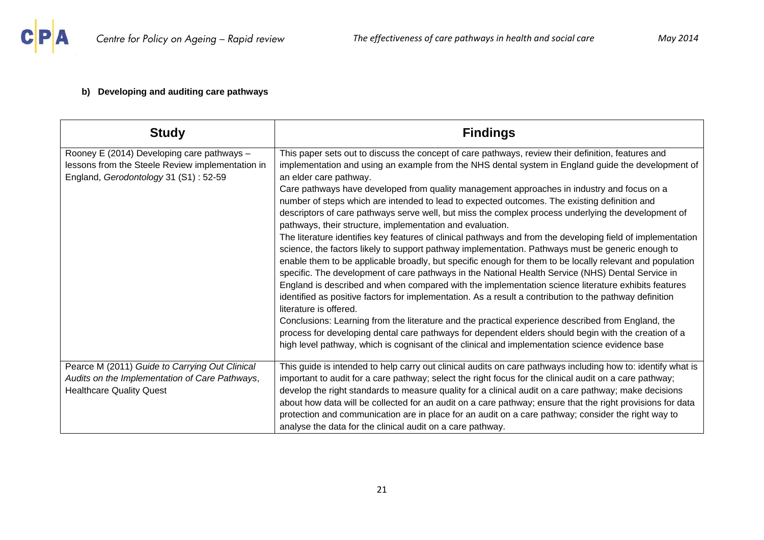**b) Developing and auditing care pathways**

| Study | Findings |
|---|---|
| Rooney E (2014) Developing care pathways – lessons from the Steele Review implementation in England, *Gerodontology* 31 (S1) : 52-59 | This paper sets out to discuss the concept of care pathways, review their definition, features and implementation and using an example from the NHS dental system in England guide the development of an elder care pathway.<br>Care pathways have developed from quality management approaches in industry and focus on a number of steps which are intended to lead to expected outcomes. The existing definition and descriptors of care pathways serve well, but miss the complex process underlying the development of pathways, their structure, implementation and evaluation.<br>The literature identifies key features of clinical pathways and from the developing field of implementation science, the factors likely to support pathway implementation. Pathways must be generic enough to enable them to be applicable broadly, but specific enough for them to be locally relevant and population specific. The development of care pathways in the National Health Service (NHS) Dental Service in England is described and when compared with the implementation science literature exhibits features identified as positive factors for implementation. As a result a contribution to the pathway definition literature is offered.<br>Conclusions: Learning from the literature and the practical experience described from England, the process for developing dental care pathways for dependent elders should begin with the creation of a high level pathway, which is cognisant of the clinical and implementation science evidence base |
| Pearce M (2011) *Guide to Carrying Out Clinical Audits on the Implementation of Care Pathways*, Healthcare Quality Quest | This guide is intended to help carry out clinical audits on care pathways including how to: identify what is important to audit for a care pathway; select the right focus for the clinical audit on a care pathway; develop the right standards to measure quality for a clinical audit on a care pathway; make decisions about how data will be collected for an audit on a care pathway; ensure that the right provisions for data protection and communication are in place for an audit on a care pathway; consider the right way to analyse the data for the clinical audit on a care pathway. |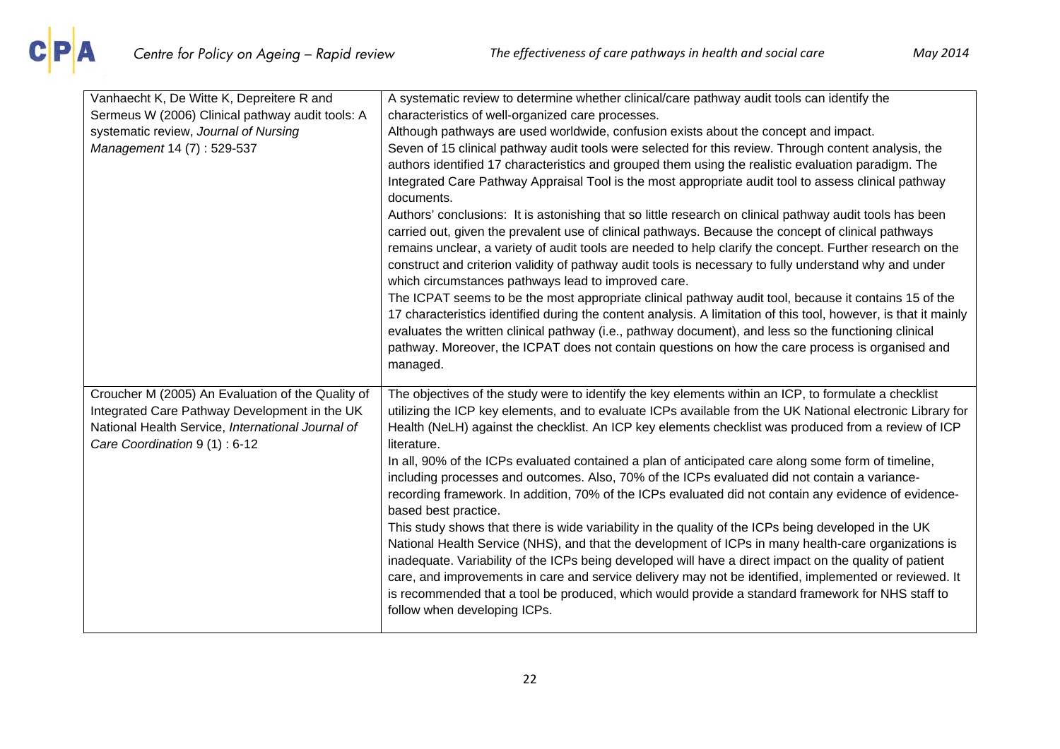| | |
|---|---|
| Vanhaecht K, De Witte K, Depreitere R and Sermeus W (2006) Clinical pathway audit tools: A systematic review, *Journal of Nursing Management* 14 (7) : 529-537 | A systematic review to determine whether clinical/care pathway audit tools can identify the characteristics of well-organized care processes.<br>Although pathways are used worldwide, confusion exists about the concept and impact.<br>Seven of 15 clinical pathway audit tools were selected for this review. Through content analysis, the authors identified 17 characteristics and grouped them using the realistic evaluation paradigm. The Integrated Care Pathway Appraisal Tool is the most appropriate audit tool to assess clinical pathway documents.<br>Authors' conclusions: It is astonishing that so little research on clinical pathway audit tools has been carried out, given the prevalent use of clinical pathways. Because the concept of clinical pathways remains unclear, a variety of audit tools are needed to help clarify the concept. Further research on the construct and criterion validity of pathway audit tools is necessary to fully understand why and under which circumstances pathways lead to improved care.<br>The ICPAT seems to be the most appropriate clinical pathway audit tool, because it contains 15 of the 17 characteristics identified during the content analysis. A limitation of this tool, however, is that it mainly evaluates the written clinical pathway (i.e., pathway document), and less so the functioning clinical pathway. Moreover, the ICPAT does not contain questions on how the care process is organised and managed. |
| Croucher M (2005) An Evaluation of the Quality of Integrated Care Pathway Development in the UK National Health Service, *International Journal of Care Coordination* 9 (1) : 6-12 | The objectives of the study were to identify the key elements within an ICP, to formulate a checklist utilizing the ICP key elements, and to evaluate ICPs available from the UK National electronic Library for Health (NeLH) against the checklist. An ICP key elements checklist was produced from a review of ICP literature.<br>In all, 90% of the ICPs evaluated contained a plan of anticipated care along some form of timeline, including processes and outcomes. Also, 70% of the ICPs evaluated did not contain a variance-recording framework. In addition, 70% of the ICPs evaluated did not contain any evidence of evidence-based best practice.<br>This study shows that there is wide variability in the quality of the ICPs being developed in the UK National Health Service (NHS), and that the development of ICPs in many health-care organizations is inadequate. Variability of the ICPs being developed will have a direct impact on the quality of patient care, and improvements in care and service delivery may not be identified, implemented or reviewed. It is recommended that a tool be produced, which would provide a standard framework for NHS staff to follow when developing ICPs. |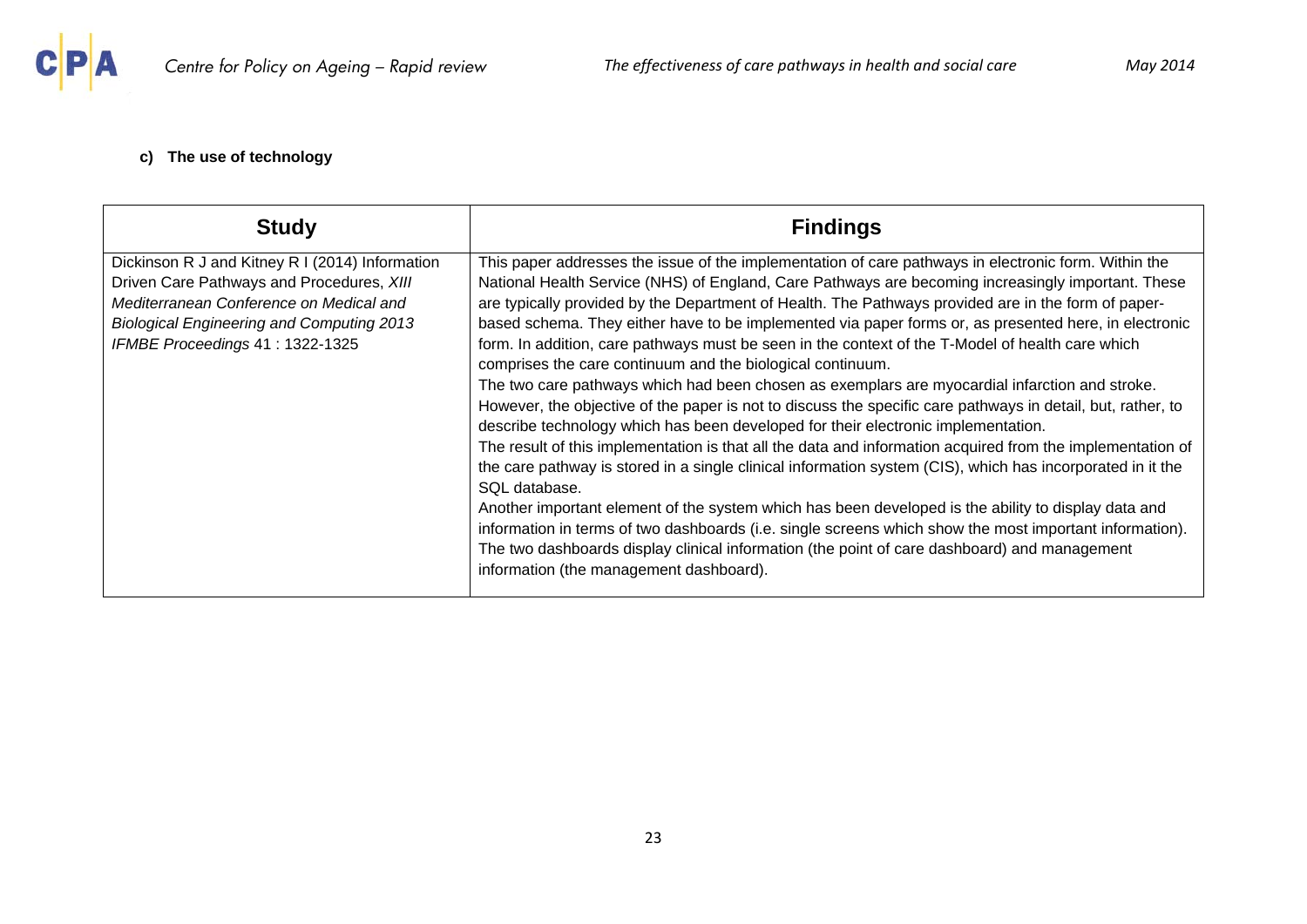**c) The use of technology**

| Study | Findings |
|---|---|
| Dickinson R J and Kitney R I (2014) Information Driven Care Pathways and Procedures, *XIII Mediterranean Conference on Medical and Biological Engineering and Computing 2013 IFMBE Proceedings* 41 : 1322-1325 | This paper addresses the issue of the implementation of care pathways in electronic form. Within the National Health Service (NHS) of England, Care Pathways are becoming increasingly important. These are typically provided by the Department of Health. The Pathways provided are in the form of paper-based schema. They either have to be implemented via paper forms or, as presented here, in electronic form. In addition, care pathways must be seen in the context of the T-Model of health care which comprises the care continuum and the biological continuum.<br>The two care pathways which had been chosen as exemplars are myocardial infarction and stroke. However, the objective of the paper is not to discuss the specific care pathways in detail, but, rather, to describe technology which has been developed for their electronic implementation.<br>The result of this implementation is that all the data and information acquired from the implementation of the care pathway is stored in a single clinical information system (CIS), which has incorporated in it the SQL database.<br>Another important element of the system which has been developed is the ability to display data and information in terms of two dashboards (i.e. single screens which show the most important information). The two dashboards display clinical information (the point of care dashboard) and management information (the management dashboard). |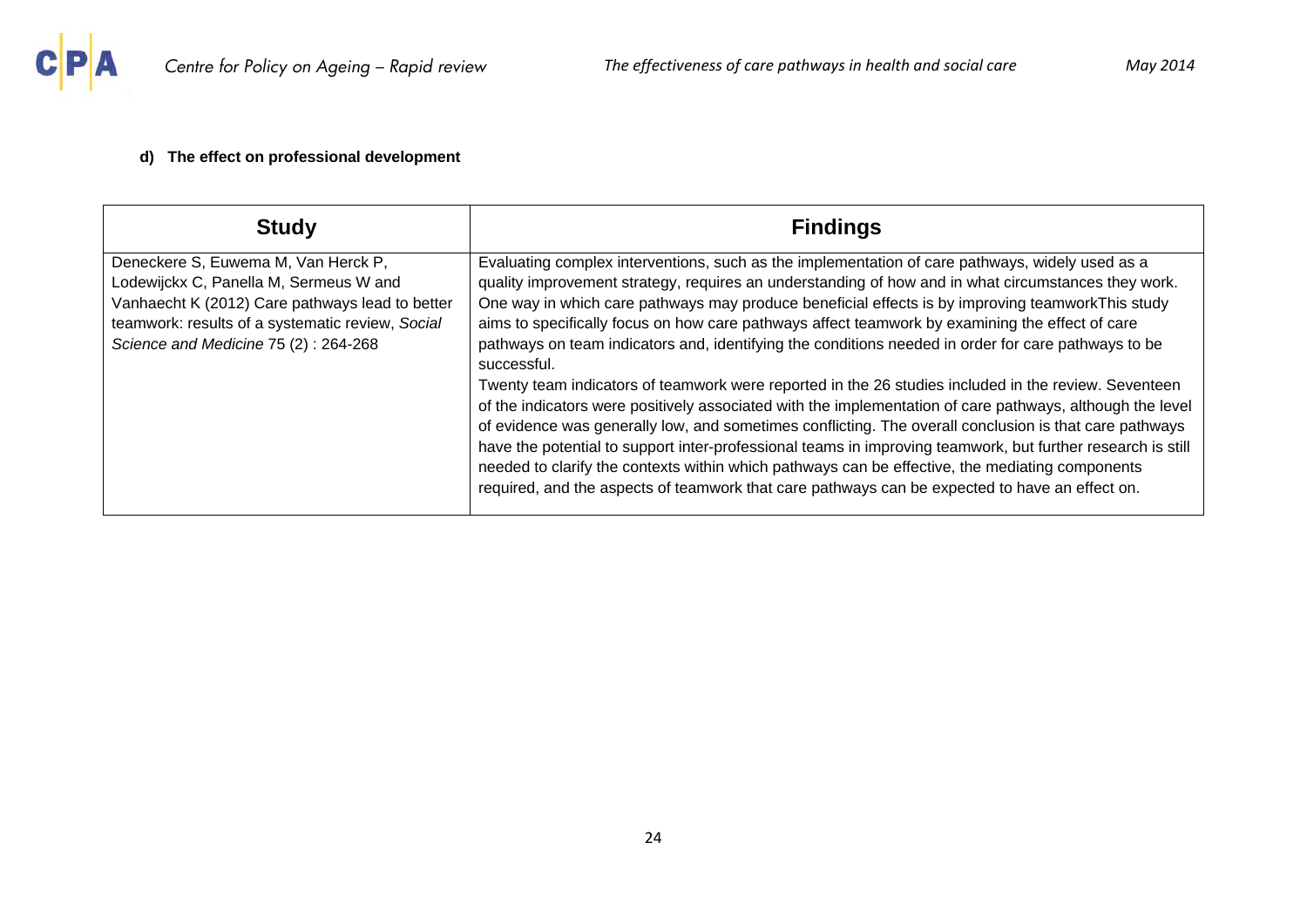#### d) The effect on professional development

| Study | Findings |
|---|---|
| Deneckere S, Euwema M, Van Herck P, Lodewijckx C, Panella M, Sermeus W and Vanhaecht K (2012) Care pathways lead to better teamwork: results of a systematic review, *Social Science and Medicine* 75 (2) : 264-268 | Evaluating complex interventions, such as the implementation of care pathways, widely used as a quality improvement strategy, requires an understanding of how and in what circumstances they work. One way in which care pathways may produce beneficial effects is by improving teamworkThis study aims to specifically focus on how care pathways affect teamwork by examining the effect of care pathways on team indicators and, identifying the conditions needed in order for care pathways to be successful.<br>Twenty team indicators of teamwork were reported in the 26 studies included in the review. Seventeen of the indicators were positively associated with the implementation of care pathways, although the level of evidence was generally low, and sometimes conflicting. The overall conclusion is that care pathways have the potential to support inter-professional teams in improving teamwork, but further research is still needed to clarify the contexts within which pathways can be effective, the mediating components required, and the aspects of teamwork that care pathways can be expected to have an effect on. |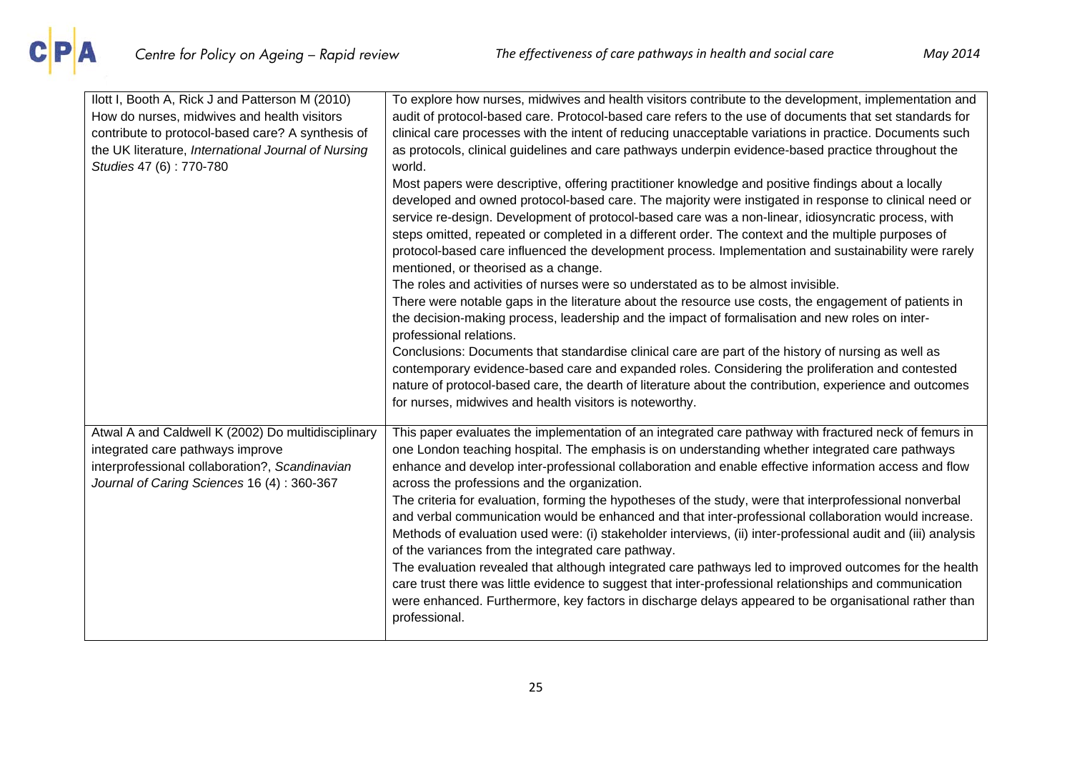| | |
|---|---|
| Ilott I, Booth A, Rick J and Patterson M (2010) How do nurses, midwives and health visitors contribute to protocol-based care? A synthesis of the UK literature, *International Journal of Nursing Studies* 47 (6) : 770-780 | To explore how nurses, midwives and health visitors contribute to the development, implementation and audit of protocol-based care. Protocol-based care refers to the use of documents that set standards for clinical care processes with the intent of reducing unacceptable variations in practice. Documents such as protocols, clinical guidelines and care pathways underpin evidence-based practice throughout the world.<br>Most papers were descriptive, offering practitioner knowledge and positive findings about a locally developed and owned protocol-based care. The majority were instigated in response to clinical need or service re-design. Development of protocol-based care was a non-linear, idiosyncratic process, with steps omitted, repeated or completed in a different order. The context and the multiple purposes of protocol-based care influenced the development process. Implementation and sustainability were rarely mentioned, or theorised as a change.<br>The roles and activities of nurses were so understated as to be almost invisible.<br>There were notable gaps in the literature about the resource use costs, the engagement of patients in the decision-making process, leadership and the impact of formalisation and new roles on inter-professional relations.<br>Conclusions: Documents that standardise clinical care are part of the history of nursing as well as contemporary evidence-based care and expanded roles. Considering the proliferation and contested nature of protocol-based care, the dearth of literature about the contribution, experience and outcomes for nurses, midwives and health visitors is noteworthy. |
| Atwal A and Caldwell K (2002) Do multidisciplinary integrated care pathways improve interprofessional collaboration?, *Scandinavian Journal of Caring Sciences* 16 (4) : 360-367 | This paper evaluates the implementation of an integrated care pathway with fractured neck of femurs in one London teaching hospital. The emphasis is on understanding whether integrated care pathways enhance and develop inter-professional collaboration and enable effective information access and flow across the professions and the organization.<br>The criteria for evaluation, forming the hypotheses of the study, were that interprofessional nonverbal and verbal communication would be enhanced and that inter-professional collaboration would increase. Methods of evaluation used were: (i) stakeholder interviews, (ii) inter-professional audit and (iii) analysis of the variances from the integrated care pathway.<br>The evaluation revealed that although integrated care pathways led to improved outcomes for the health care trust there was little evidence to suggest that inter-professional relationships and communication were enhanced. Furthermore, key factors in discharge delays appeared to be organisational rather than professional. |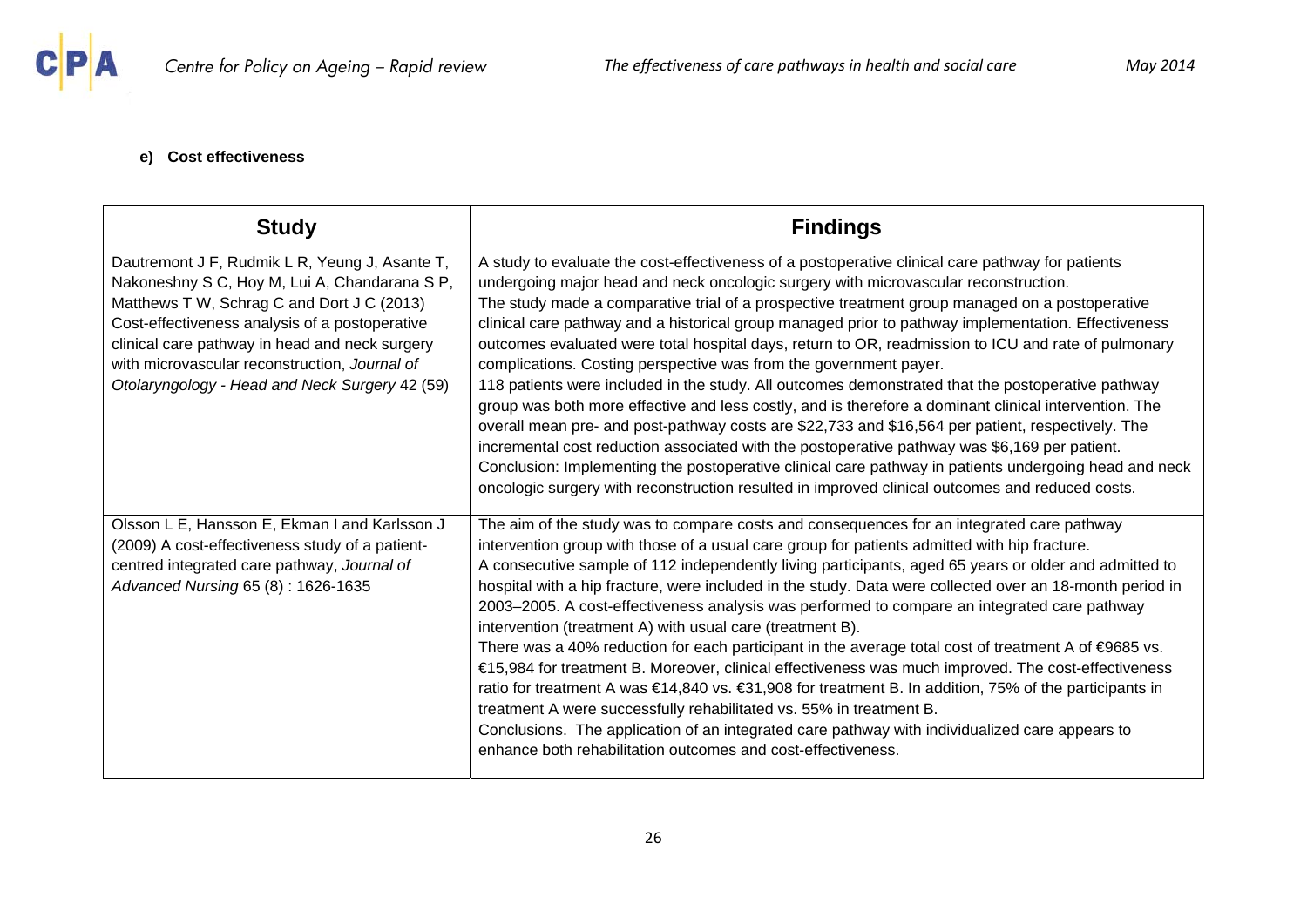**e) Cost effectiveness**

| Study | Findings |
|---|---|
| Dautremont J F, Rudmik L R, Yeung J, Asante T, Nakoneshny S C, Hoy M, Lui A, Chandarana S P, Matthews T W, Schrag C and Dort J C (2013) Cost-effectiveness analysis of a postoperative clinical care pathway in head and neck surgery with microvascular reconstruction, *Journal of Otolaryngology - Head and Neck Surgery* 42 (59) | A study to evaluate the cost-effectiveness of a postoperative clinical care pathway for patients undergoing major head and neck oncologic surgery with microvascular reconstruction.<br>The study made a comparative trial of a prospective treatment group managed on a postoperative clinical care pathway and a historical group managed prior to pathway implementation. Effectiveness outcomes evaluated were total hospital days, return to OR, readmission to ICU and rate of pulmonary complications. Costing perspective was from the government payer.<br>118 patients were included in the study. All outcomes demonstrated that the postoperative pathway group was both more effective and less costly, and is therefore a dominant clinical intervention. The overall mean pre- and post-pathway costs are $22,733 and $16,564 per patient, respectively. The incremental cost reduction associated with the postoperative pathway was $6,169 per patient.<br>Conclusion: Implementing the postoperative clinical care pathway in patients undergoing head and neck oncologic surgery with reconstruction resulted in improved clinical outcomes and reduced costs. |
| Olsson L E, Hansson E, Ekman I and Karlsson J (2009) A cost-effectiveness study of a patient-centred integrated care pathway, *Journal of Advanced Nursing* 65 (8) : 1626-1635 | The aim of the study was to compare costs and consequences for an integrated care pathway intervention group with those of a usual care group for patients admitted with hip fracture.<br>A consecutive sample of 112 independently living participants, aged 65 years or older and admitted to hospital with a hip fracture, were included in the study. Data were collected over an 18-month period in 2003–2005. A cost-effectiveness analysis was performed to compare an integrated care pathway intervention (treatment A) with usual care (treatment B).<br>There was a 40% reduction for each participant in the average total cost of treatment A of €9685 vs. €15,984 for treatment B. Moreover, clinical effectiveness was much improved. The cost-effectiveness ratio for treatment A was €14,840 vs. €31,908 for treatment B. In addition, 75% of the participants in treatment A were successfully rehabilitated vs. 55% in treatment B.<br>Conclusions. The application of an integrated care pathway with individualized care appears to enhance both rehabilitation outcomes and cost-effectiveness. |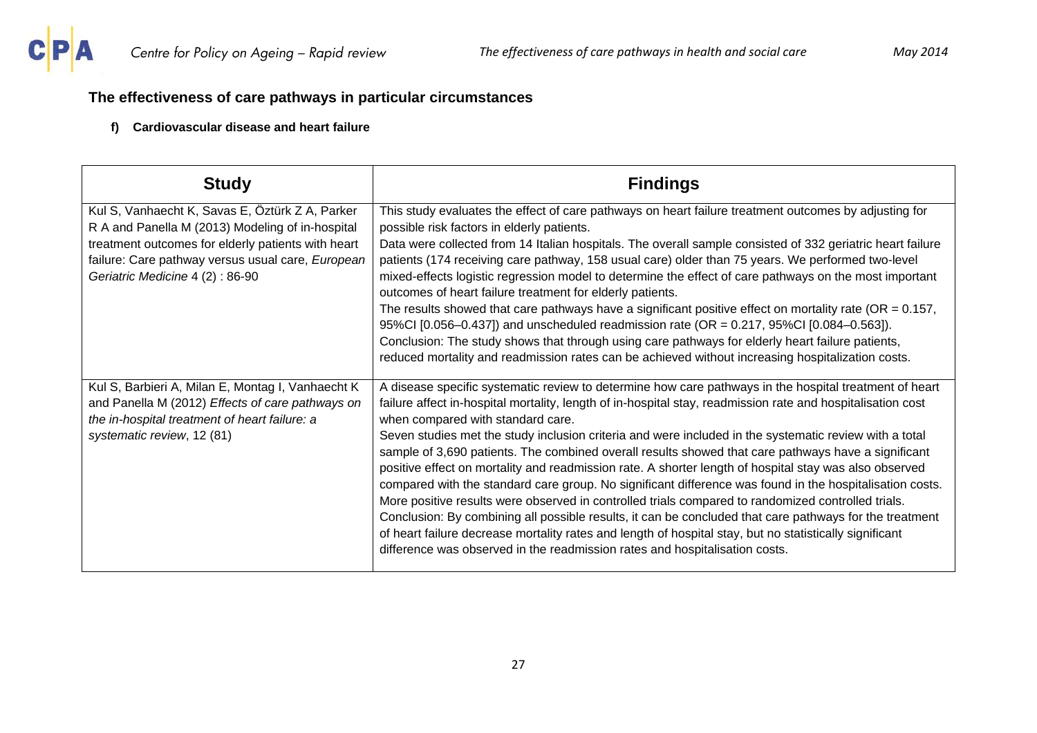## The effectiveness of care pathways in particular circumstances

### f) Cardiovascular disease and heart failure

| Study | Findings |
|---|---|
| Kul S, Vanhaecht K, Savas E, Öztürk Z A, Parker R A and Panella M (2013) Modeling of in-hospital treatment outcomes for elderly patients with heart failure: Care pathway versus usual care, *European Geriatric Medicine* 4 (2) : 86-90 | This study evaluates the effect of care pathways on heart failure treatment outcomes by adjusting for possible risk factors in elderly patients.<br>Data were collected from 14 Italian hospitals. The overall sample consisted of 332 geriatric heart failure patients (174 receiving care pathway, 158 usual care) older than 75 years. We performed two-level mixed-effects logistic regression model to determine the effect of care pathways on the most important outcomes of heart failure treatment for elderly patients.<br>The results showed that care pathways have a significant positive effect on mortality rate (OR = 0.157, 95%CI [0.056–0.437]) and unscheduled readmission rate (OR = 0.217, 95%CI [0.084–0.563]).<br>Conclusion: The study shows that through using care pathways for elderly heart failure patients, reduced mortality and readmission rates can be achieved without increasing hospitalization costs. |
| Kul S, Barbieri A, Milan E, Montag I, Vanhaecht K and Panella M (2012) *Effects of care pathways on the in-hospital treatment of heart failure: a systematic review*, 12 (81) | A disease specific systematic review to determine how care pathways in the hospital treatment of heart failure affect in-hospital mortality, length of in-hospital stay, readmission rate and hospitalisation cost when compared with standard care.<br>Seven studies met the study inclusion criteria and were included in the systematic review with a total sample of 3,690 patients. The combined overall results showed that care pathways have a significant positive effect on mortality and readmission rate. A shorter length of hospital stay was also observed compared with the standard care group. No significant difference was found in the hospitalisation costs. More positive results were observed in controlled trials compared to randomized controlled trials.<br>Conclusion: By combining all possible results, it can be concluded that care pathways for the treatment of heart failure decrease mortality rates and length of hospital stay, but no statistically significant difference was observed in the readmission rates and hospitalisation costs. |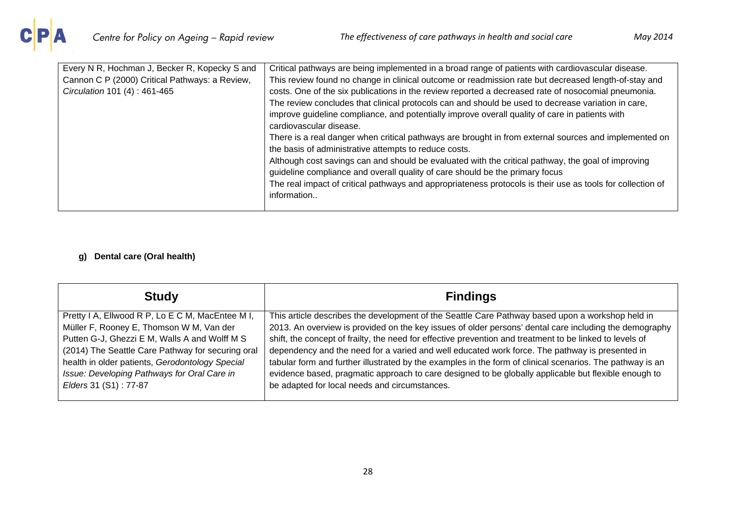| | |
|---|---|
| Every N R, Hochman J, Becker R, Kopecky S and Cannon C P (2000) Critical Pathways: a Review, *Circulation* 101 (4) : 461-465 | Critical pathways are being implemented in a broad range of patients with cardiovascular disease. This review found no change in clinical outcome or readmission rate but decreased length-of-stay and costs. One of the six publications in the review reported a decreased rate of nosocomial pneumonia. The review concludes that clinical protocols can and should be used to decrease variation in care, improve guideline compliance, and potentially improve overall quality of care in patients with cardiovascular disease. There is a real danger when critical pathways are brought in from external sources and implemented on the basis of administrative attempts to reduce costs. Although cost savings can and should be evaluated with the critical pathway, the goal of improving guideline compliance and overall quality of care should be the primary focus The real impact of critical pathways and appropriateness protocols is their use as tools for collection of information.. |

**g) Dental care (Oral health)**

| Study | Findings |
|---|---|
| Pretty I A, Ellwood R P, Lo E C M, MacEntee M I, Müller F, Rooney E, Thomson W M, Van der Putten G-J, Ghezzi E M, Walls A and Wolff M S (2014) The Seattle Care Pathway for securing oral health in older patients, *Gerodontology Special Issue: Developing Pathways for Oral Care in Elders* 31 (S1) : 77-87 | This article describes the development of the Seattle Care Pathway based upon a workshop held in 2013. An overview is provided on the key issues of older persons' dental care including the demography shift, the concept of frailty, the need for effective prevention and treatment to be linked to levels of dependency and the need for a varied and well educated work force. The pathway is presented in tabular form and further illustrated by the examples in the form of clinical scenarios. The pathway is an evidence based, pragmatic approach to care designed to be globally applicable but flexible enough to be adapted for local needs and circumstances. |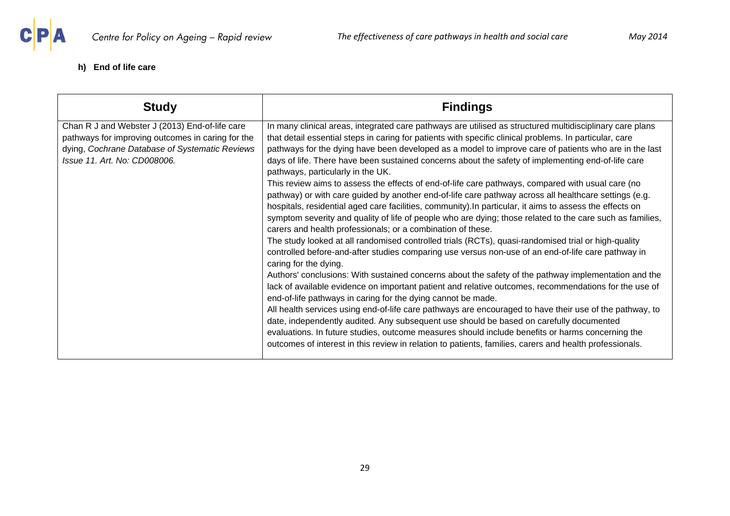### h) End of life care

| Study | Findings |
|---|---|
| Chan R J and Webster J (2013) End-of-life care pathways for improving outcomes in caring for the dying, *Cochrane Database of Systematic Reviews Issue 11. Art. No: CD008006.* | In many clinical areas, integrated care pathways are utilised as structured multidisciplinary care plans that detail essential steps in caring for patients with specific clinical problems. In particular, care pathways for the dying have been developed as a model to improve care of patients who are in the last days of life. There have been sustained concerns about the safety of implementing end-of-life care pathways, particularly in the UK.<br>This review aims to assess the effects of end-of-life care pathways, compared with usual care (no pathway) or with care guided by another end-of-life care pathway across all healthcare settings (e.g. hospitals, residential aged care facilities, community).In particular, it aims to assess the effects on symptom severity and quality of life of people who are dying; those related to the care such as families, carers and health professionals; or a combination of these.<br>The study looked at all randomised controlled trials (RCTs), quasi-randomised trial or high-quality controlled before-and-after studies comparing use versus non-use of an end-of-life care pathway in caring for the dying.<br>Authors' conclusions: With sustained concerns about the safety of the pathway implementation and the lack of available evidence on important patient and relative outcomes, recommendations for the use of end-of-life pathways in caring for the dying cannot be made.<br>All health services using end-of-life care pathways are encouraged to have their use of the pathway, to date, independently audited. Any subsequent use should be based on carefully documented evaluations. In future studies, outcome measures should include benefits or harms concerning the outcomes of interest in this review in relation to patients, families, carers and health professionals. |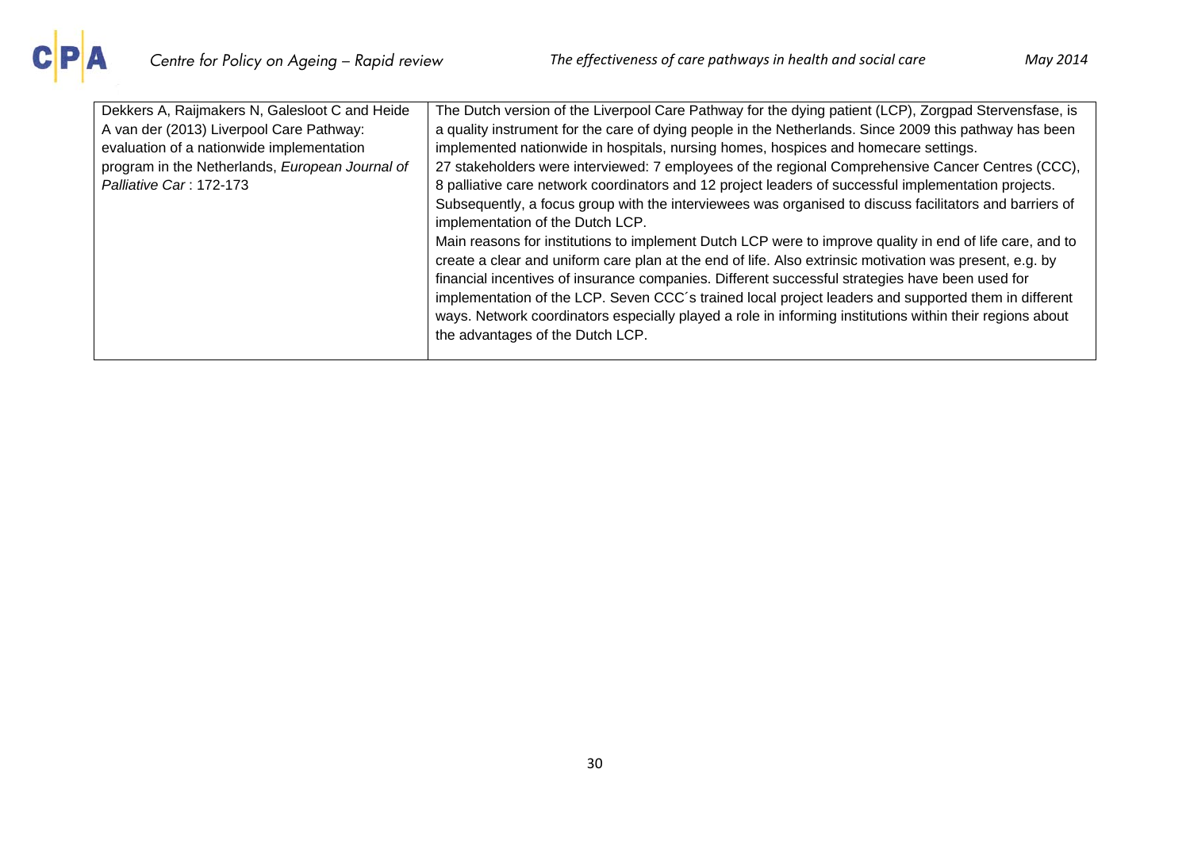| | |
|---|---|
| Dekkers A, Raijmakers N, Galesloot C and Heide A van der (2013) Liverpool Care Pathway: evaluation of a nationwide implementation program in the Netherlands, *European Journal of Palliative Car* : 172-173 | The Dutch version of the Liverpool Care Pathway for the dying patient (LCP), Zorgpad Stervensfase, is a quality instrument for the care of dying people in the Netherlands. Since 2009 this pathway has been implemented nationwide in hospitals, nursing homes, hospices and homecare settings.<br>27 stakeholders were interviewed: 7 employees of the regional Comprehensive Cancer Centres (CCC), 8 palliative care network coordinators and 12 project leaders of successful implementation projects. Subsequently, a focus group with the interviewees was organised to discuss facilitators and barriers of implementation of the Dutch LCP.<br>Main reasons for institutions to implement Dutch LCP were to improve quality in end of life care, and to create a clear and uniform care plan at the end of life. Also extrinsic motivation was present, e.g. by financial incentives of insurance companies. Different successful strategies have been used for implementation of the LCP. Seven CCC´s trained local project leaders and supported them in different ways. Network coordinators especially played a role in informing institutions within their regions about the advantages of the Dutch LCP. |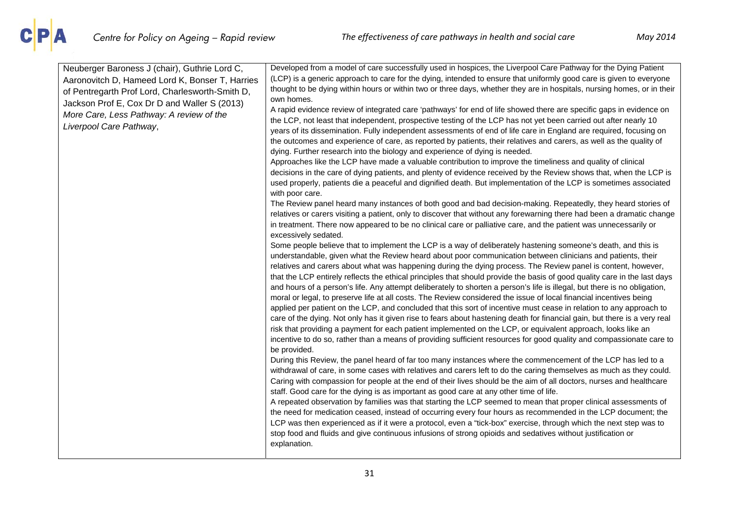| | |
|---|---|
| Neuberger Baroness J (chair), Guthrie Lord C, Aaronovitch D, Hameed Lord K, Bonser T, Harries of Pentregarth Prof Lord, Charlesworth-Smith D, Jackson Prof E, Cox Dr D and Waller S (2013) *More Care, Less Pathway: A review of the Liverpool Care Pathway*, | Developed from a model of care successfully used in hospices, the Liverpool Care Pathway for the Dying Patient (LCP) is a generic approach to care for the dying, intended to ensure that uniformly good care is given to everyone thought to be dying within hours or within two or three days, whether they are in hospitals, nursing homes, or in their own homes.<br>A rapid evidence review of integrated care 'pathways' for end of life showed there are specific gaps in evidence on the LCP, not least that independent, prospective testing of the LCP has not yet been carried out after nearly 10 years of its dissemination. Fully independent assessments of end of life care in England are required, focusing on the outcomes and experience of care, as reported by patients, their relatives and carers, as well as the quality of dying. Further research into the biology and experience of dying is needed.<br>Approaches like the LCP have made a valuable contribution to improve the timeliness and quality of clinical decisions in the care of dying patients, and plenty of evidence received by the Review shows that, when the LCP is used properly, patients die a peaceful and dignified death. But implementation of the LCP is sometimes associated with poor care.<br>The Review panel heard many instances of both good and bad decision-making. Repeatedly, they heard stories of relatives or carers visiting a patient, only to discover that without any forewarning there had been a dramatic change in treatment. There now appeared to be no clinical care or palliative care, and the patient was unnecessarily or excessively sedated.<br>Some people believe that to implement the LCP is a way of deliberately hastening someone's death, and this is understandable, given what the Review heard about poor communication between clinicians and patients, their relatives and carers about what was happening during the dying process. The Review panel is content, however, that the LCP entirely reflects the ethical principles that should provide the basis of good quality care in the last days and hours of a person's life. Any attempt deliberately to shorten a person's life is illegal, but there is no obligation, moral or legal, to preserve life at all costs. The Review considered the issue of local financial incentives being applied per patient on the LCP, and concluded that this sort of incentive must cease in relation to any approach to care of the dying. Not only has it given rise to fears about hastening death for financial gain, but there is a very real risk that providing a payment for each patient implemented on the LCP, or equivalent approach, looks like an incentive to do so, rather than a means of providing sufficient resources for good quality and compassionate care to be provided.<br>During this Review, the panel heard of far too many instances where the commencement of the LCP has led to a withdrawal of care, in some cases with relatives and carers left to do the caring themselves as much as they could. Caring with compassion for people at the end of their lives should be the aim of all doctors, nurses and healthcare staff. Good care for the dying is as important as good care at any other time of life.<br>A repeated observation by families was that starting the LCP seemed to mean that proper clinical assessments of the need for medication ceased, instead of occurring every four hours as recommended in the LCP document; the LCP was then experienced as if it were a protocol, even a "tick-box" exercise, through which the next step was to stop food and fluids and give continuous infusions of strong opioids and sedatives without justification or explanation. |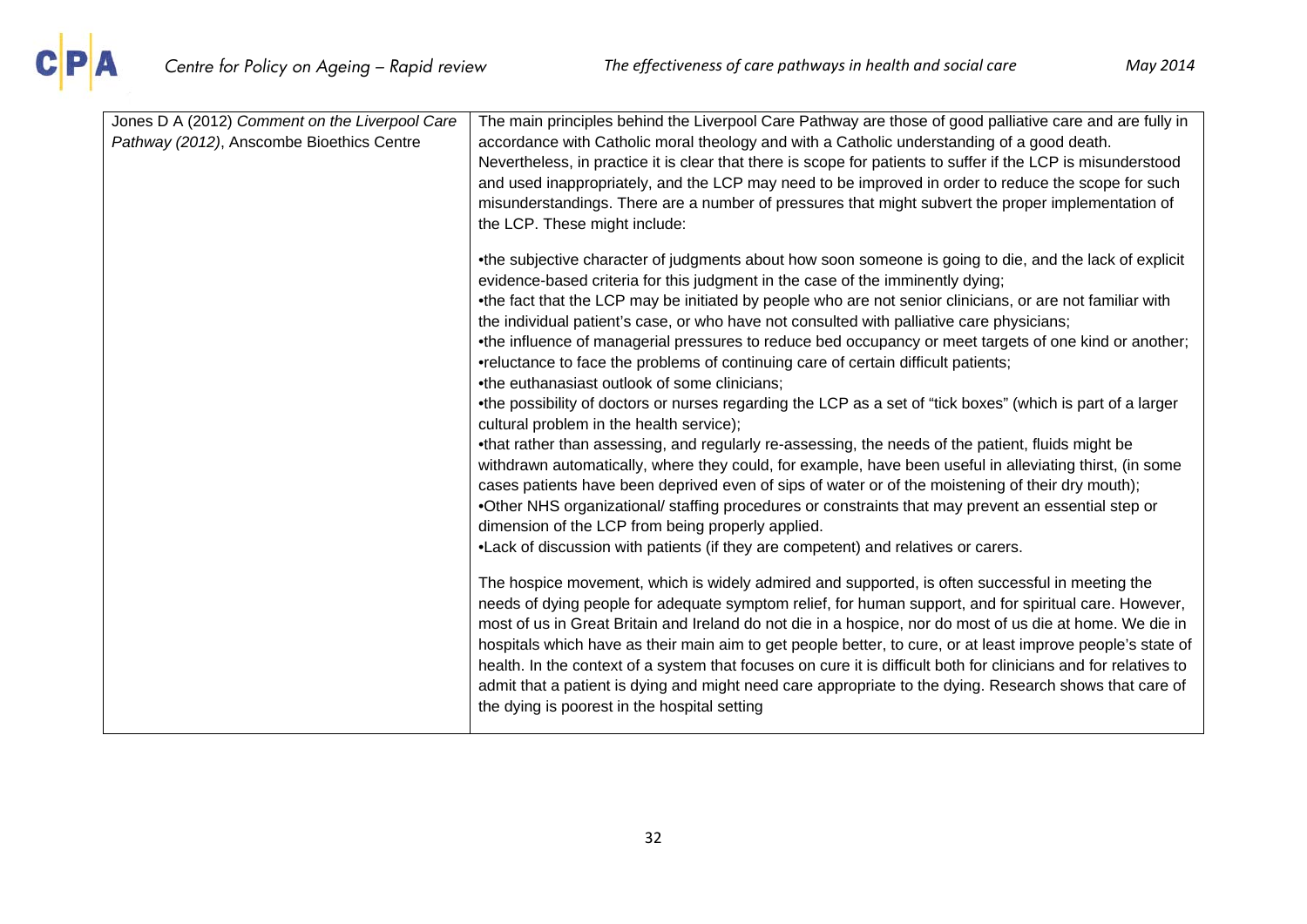| | |
|---|---|
| Jones D A (2012) *Comment on the Liverpool Care Pathway (2012)*, Anscombe Bioethics Centre | The main principles behind the Liverpool Care Pathway are those of good palliative care and are fully in accordance with Catholic moral theology and with a Catholic understanding of a good death. Nevertheless, in practice it is clear that there is scope for patients to suffer if the LCP is misunderstood and used inappropriately, and the LCP may need to be improved in order to reduce the scope for such misunderstandings. There are a number of pressures that might subvert the proper implementation of the LCP. These might include:<br><br>•the subjective character of judgments about how soon someone is going to die, and the lack of explicit evidence-based criteria for this judgment in the case of the imminently dying;<br>•the fact that the LCP may be initiated by people who are not senior clinicians, or are not familiar with the individual patient's case, or who have not consulted with palliative care physicians;<br>•the influence of managerial pressures to reduce bed occupancy or meet targets of one kind or another;<br>•reluctance to face the problems of continuing care of certain difficult patients;<br>•the euthanasiast outlook of some clinicians;<br>•the possibility of doctors or nurses regarding the LCP as a set of "tick boxes" (which is part of a larger cultural problem in the health service);<br>•that rather than assessing, and regularly re-assessing, the needs of the patient, fluids might be withdrawn automatically, where they could, for example, have been useful in alleviating thirst, (in some cases patients have been deprived even of sips of water or of the moistening of their dry mouth);<br>•Other NHS organizational/ staffing procedures or constraints that may prevent an essential step or dimension of the LCP from being properly applied.<br>•Lack of discussion with patients (if they are competent) and relatives or carers.<br><br>The hospice movement, which is widely admired and supported, is often successful in meeting the needs of dying people for adequate symptom relief, for human support, and for spiritual care. However, most of us in Great Britain and Ireland do not die in a hospice, nor do most of us die at home. We die in hospitals which have as their main aim to get people better, to cure, or at least improve people's state of health. In the context of a system that focuses on cure it is difficult both for clinicians and for relatives to admit that a patient is dying and might need care appropriate to the dying. Research shows that care of the dying is poorest in the hospital setting |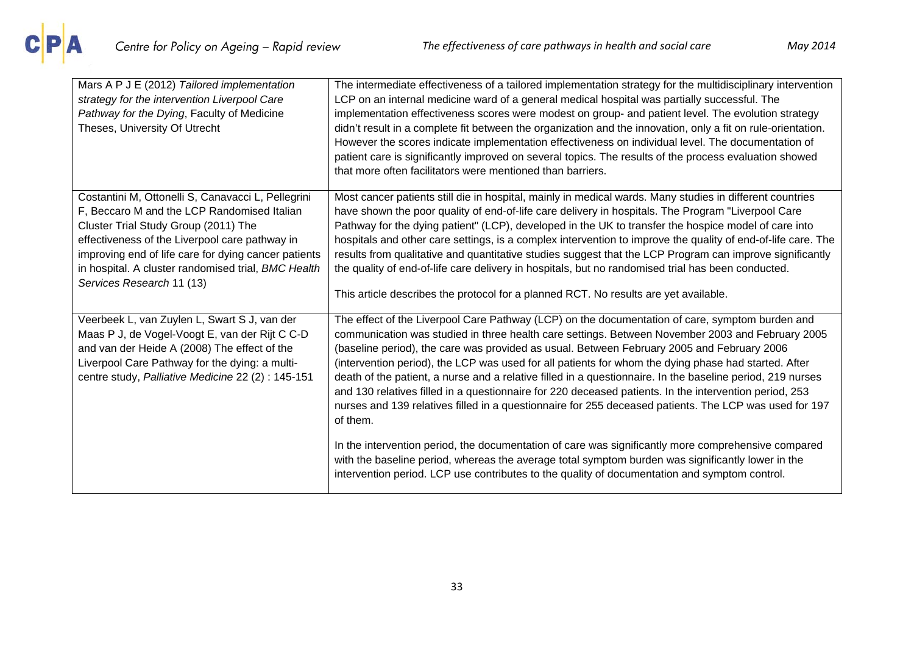| | |
|---|---|
| Mars A P J E (2012) *Tailored implementation strategy for the intervention Liverpool Care Pathway for the Dying*, Faculty of Medicine Theses, University Of Utrecht | The intermediate effectiveness of a tailored implementation strategy for the multidisciplinary intervention LCP on an internal medicine ward of a general medical hospital was partially successful. The implementation effectiveness scores were modest on group- and patient level. The evolution strategy didn't result in a complete fit between the organization and the innovation, only a fit on rule-orientation. However the scores indicate implementation effectiveness on individual level. The documentation of patient care is significantly improved on several topics. The results of the process evaluation showed that more often facilitators were mentioned than barriers. |
| Costantini M, Ottonelli S, Canavacci L, Pellegrini F, Beccaro M and the LCP Randomised Italian Cluster Trial Study Group (2011) The effectiveness of the Liverpool care pathway in improving end of life care for dying cancer patients in hospital. A cluster randomised trial, *BMC Health Services Research* 11 (13) | Most cancer patients still die in hospital, mainly in medical wards. Many studies in different countries have shown the poor quality of end-of-life care delivery in hospitals. The Program "Liverpool Care Pathway for the dying patient" (LCP), developed in the UK to transfer the hospice model of care into hospitals and other care settings, is a complex intervention to improve the quality of end-of-life care. The results from qualitative and quantitative studies suggest that the LCP Program can improve significantly the quality of end-of-life care delivery in hospitals, but no randomised trial has been conducted.<br><br>This article describes the protocol for a planned RCT. No results are yet available. |
| Veerbeek L, van Zuylen L, Swart S J, van der Maas P J, de Vogel-Voogt E, van der Rijt C C-D and van der Heide A (2008) The effect of the Liverpool Care Pathway for the dying: a multi-centre study, *Palliative Medicine* 22 (2) : 145-151 | The effect of the Liverpool Care Pathway (LCP) on the documentation of care, symptom burden and communication was studied in three health care settings. Between November 2003 and February 2005 (baseline period), the care was provided as usual. Between February 2005 and February 2006 (intervention period), the LCP was used for all patients for whom the dying phase had started. After death of the patient, a nurse and a relative filled in a questionnaire. In the baseline period, 219 nurses and 130 relatives filled in a questionnaire for 220 deceased patients. In the intervention period, 253 nurses and 139 relatives filled in a questionnaire for 255 deceased patients. The LCP was used for 197 of them.<br><br>In the intervention period, the documentation of care was significantly more comprehensive compared with the baseline period, whereas the average total symptom burden was significantly lower in the intervention period. LCP use contributes to the quality of documentation and symptom control. |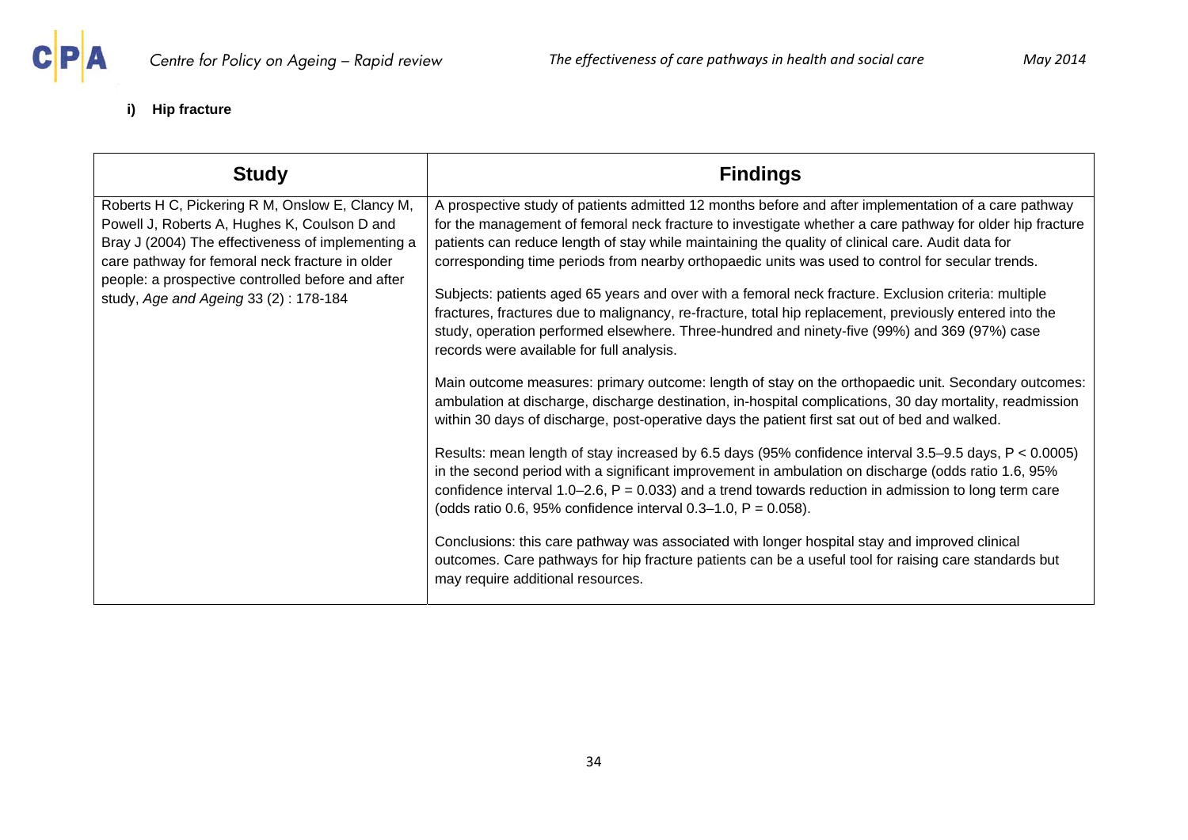**i) Hip fracture**

| Study | Findings |
|---|---|
| Roberts H C, Pickering R M, Onslow E, Clancy M, Powell J, Roberts A, Hughes K, Coulson D and Bray J (2004) The effectiveness of implementing a care pathway for femoral neck fracture in older people: a prospective controlled before and after study, *Age and Ageing* 33 (2) : 178-184 | A prospective study of patients admitted 12 months before and after implementation of a care pathway for the management of femoral neck fracture to investigate whether a care pathway for older hip fracture patients can reduce length of stay while maintaining the quality of clinical care. Audit data for corresponding time periods from nearby orthopaedic units was used to control for secular trends.<br><br>Subjects: patients aged 65 years and over with a femoral neck fracture. Exclusion criteria: multiple fractures, fractures due to malignancy, re-fracture, total hip replacement, previously entered into the study, operation performed elsewhere. Three-hundred and ninety-five (99%) and 369 (97%) case records were available for full analysis.<br><br>Main outcome measures: primary outcome: length of stay on the orthopaedic unit. Secondary outcomes: ambulation at discharge, discharge destination, in-hospital complications, 30 day mortality, readmission within 30 days of discharge, post-operative days the patient first sat out of bed and walked.<br><br>Results: mean length of stay increased by 6.5 days (95% confidence interval 3.5–9.5 days, $P < 0.0005$) in the second period with a significant improvement in ambulation on discharge (odds ratio 1.6, 95% confidence interval 1.0–2.6, $P = 0.033$) and a trend towards reduction in admission to long term care (odds ratio 0.6, 95% confidence interval 0.3–1.0, $P = 0.058$).<br><br>Conclusions: this care pathway was associated with longer hospital stay and improved clinical outcomes. Care pathways for hip fracture patients can be a useful tool for raising care standards but may require additional resources. |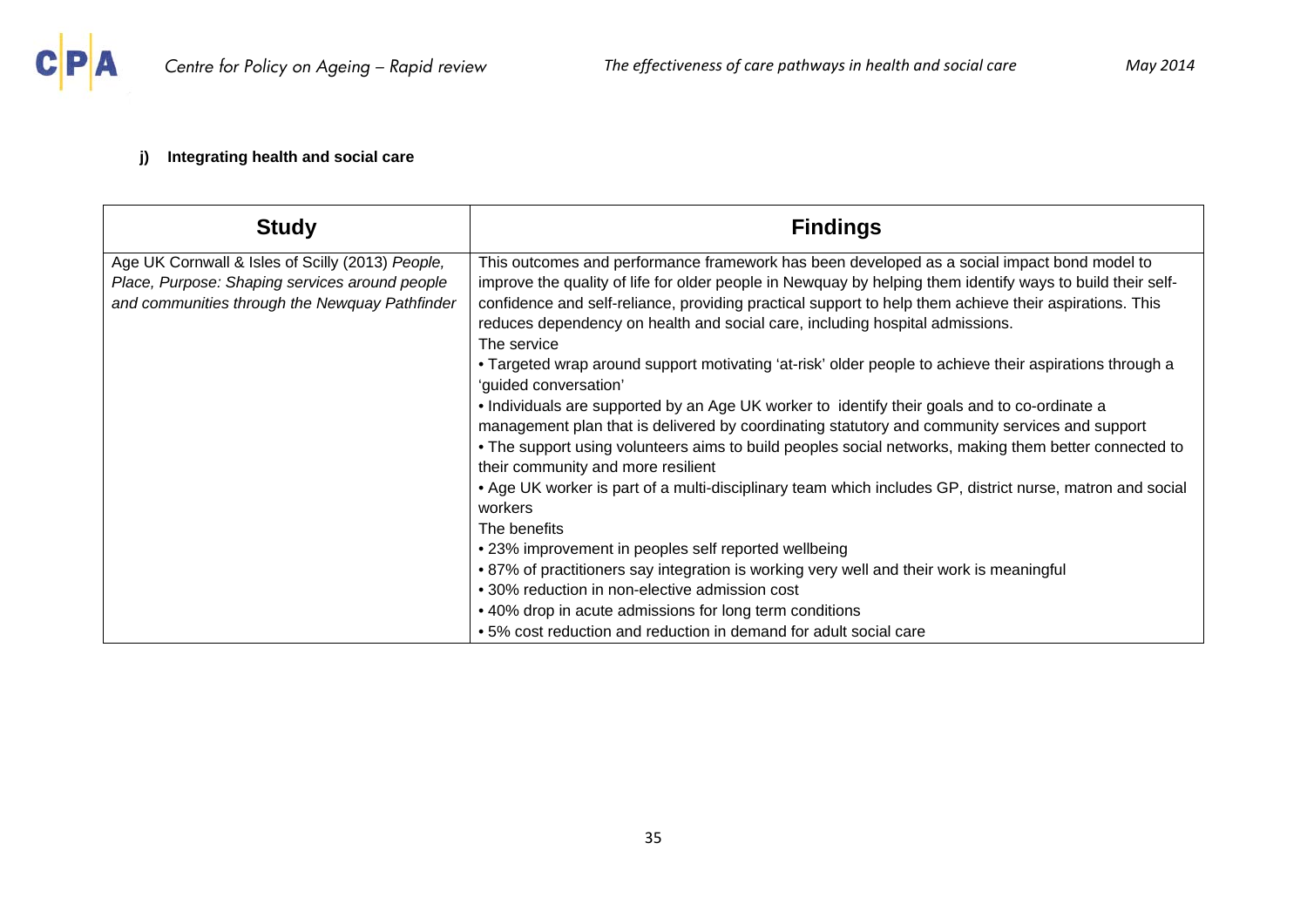**j) Integrating health and social care**

| Study | Findings |
|---|---|
| Age UK Cornwall & Isles of Scilly (2013) *People, Place, Purpose: Shaping services around people and communities through the Newquay Pathfinder* | This outcomes and performance framework has been developed as a social impact bond model to improve the quality of life for older people in Newquay by helping them identify ways to build their self-confidence and self-reliance, providing practical support to help them achieve their aspirations. This reduces dependency on health and social care, including hospital admissions.<br>The service<br>• Targeted wrap around support motivating 'at-risk' older people to achieve their aspirations through a 'guided conversation'<br>• Individuals are supported by an Age UK worker to identify their goals and to co-ordinate a management plan that is delivered by coordinating statutory and community services and support<br>• The support using volunteers aims to build peoples social networks, making them better connected to their community and more resilient<br>• Age UK worker is part of a multi-disciplinary team which includes GP, district nurse, matron and social workers<br>The benefits<br>• 23% improvement in peoples self reported wellbeing<br>• 87% of practitioners say integration is working very well and their work is meaningful<br>• 30% reduction in non-elective admission cost<br>• 40% drop in acute admissions for long term conditions<br>• 5% cost reduction and reduction in demand for adult social care |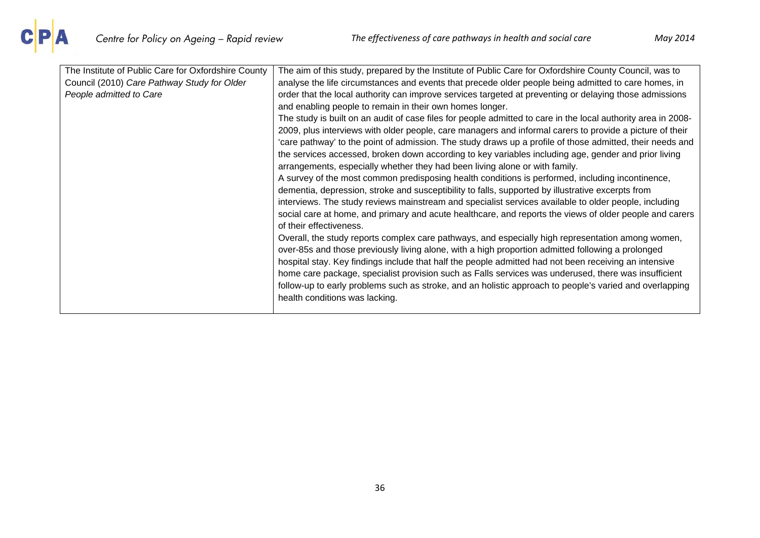| | |
|---|---|
| The Institute of Public Care for Oxfordshire County Council (2010) *Care Pathway Study for Older People admitted to Care* | The aim of this study, prepared by the Institute of Public Care for Oxfordshire County Council, was to analyse the life circumstances and events that precede older people being admitted to care homes, in order that the local authority can improve services targeted at preventing or delaying those admissions and enabling people to remain in their own homes longer.<br>The study is built on an audit of case files for people admitted to care in the local authority area in 2008-2009, plus interviews with older people, care managers and informal carers to provide a picture of their 'care pathway' to the point of admission. The study draws up a profile of those admitted, their needs and the services accessed, broken down according to key variables including age, gender and prior living arrangements, especially whether they had been living alone or with family.<br>A survey of the most common predisposing health conditions is performed, including incontinence, dementia, depression, stroke and susceptibility to falls, supported by illustrative excerpts from interviews. The study reviews mainstream and specialist services available to older people, including social care at home, and primary and acute healthcare, and reports the views of older people and carers of their effectiveness.<br>Overall, the study reports complex care pathways, and especially high representation among women, over-85s and those previously living alone, with a high proportion admitted following a prolonged hospital stay. Key findings include that half the people admitted had not been receiving an intensive home care package, specialist provision such as Falls services was underused, there was insufficient follow-up to early problems such as stroke, and an holistic approach to people's varied and overlapping health conditions was lacking. |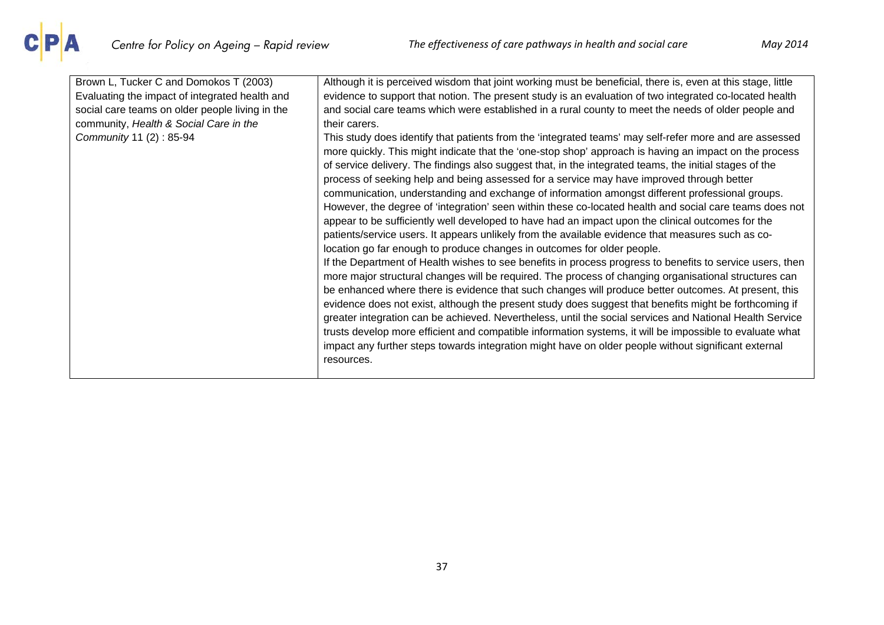| | |
|---|---|
| Brown L, Tucker C and Domokos T (2003) Evaluating the impact of integrated health and social care teams on older people living in the community, *Health & Social Care in the Community* 11 (2) : 85-94 | Although it is perceived wisdom that joint working must be beneficial, there is, even at this stage, little evidence to support that notion. The present study is an evaluation of two integrated co-located health and social care teams which were established in a rural county to meet the needs of older people and their carers.<br>This study does identify that patients from the 'integrated teams' may self-refer more and are assessed more quickly. This might indicate that the 'one-stop shop' approach is having an impact on the process of service delivery. The findings also suggest that, in the integrated teams, the initial stages of the process of seeking help and being assessed for a service may have improved through better communication, understanding and exchange of information amongst different professional groups. However, the degree of 'integration' seen within these co-located health and social care teams does not appear to be sufficiently well developed to have had an impact upon the clinical outcomes for the patients/service users. It appears unlikely from the available evidence that measures such as co-location go far enough to produce changes in outcomes for older people.<br>If the Department of Health wishes to see benefits in process progress to benefits to service users, then more major structural changes will be required. The process of changing organisational structures can be enhanced where there is evidence that such changes will produce better outcomes. At present, this evidence does not exist, although the present study does suggest that benefits might be forthcoming if greater integration can be achieved. Nevertheless, until the social services and National Health Service trusts develop more efficient and compatible information systems, it will be impossible to evaluate what impact any further steps towards integration might have on older people without significant external resources. |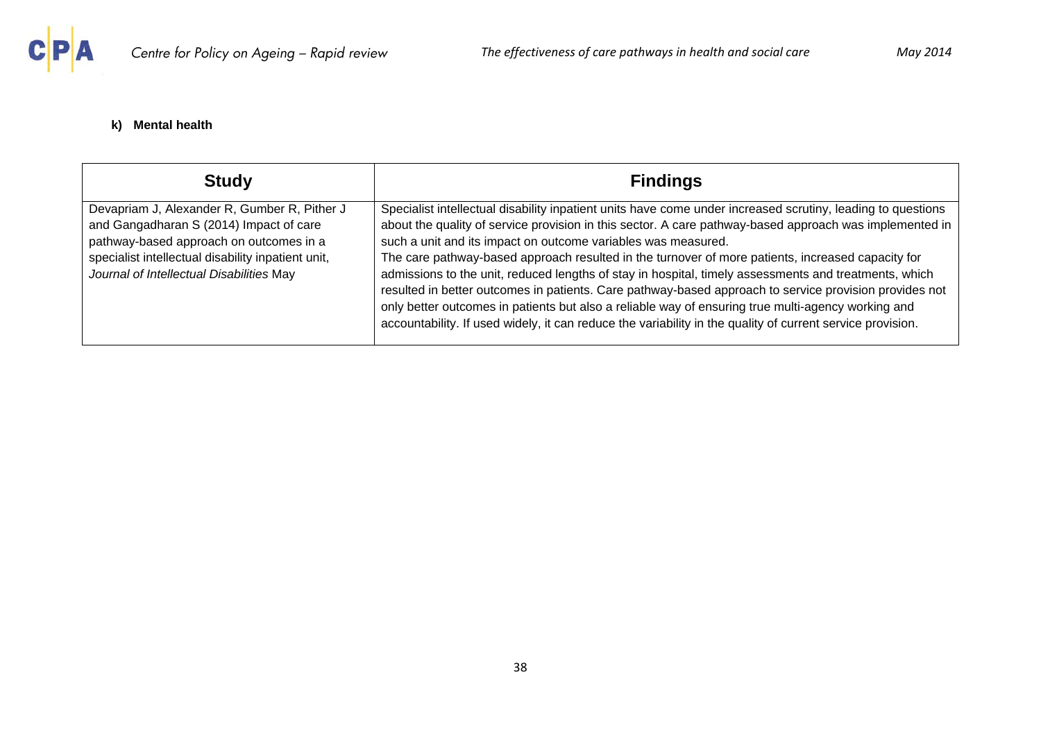**k) Mental health**

| Study | Findings |
|---|---|
| Devapriam J, Alexander R, Gumber R, Pither J and Gangadharan S (2014) Impact of care pathway-based approach on outcomes in a specialist intellectual disability inpatient unit, *Journal of Intellectual Disabilities* May | Specialist intellectual disability inpatient units have come under increased scrutiny, leading to questions about the quality of service provision in this sector. A care pathway-based approach was implemented in such a unit and its impact on outcome variables was measured.<br>The care pathway-based approach resulted in the turnover of more patients, increased capacity for admissions to the unit, reduced lengths of stay in hospital, timely assessments and treatments, which resulted in better outcomes in patients. Care pathway-based approach to service provision provides not only better outcomes in patients but also a reliable way of ensuring true multi-agency working and accountability. If used widely, it can reduce the variability in the quality of current service provision. |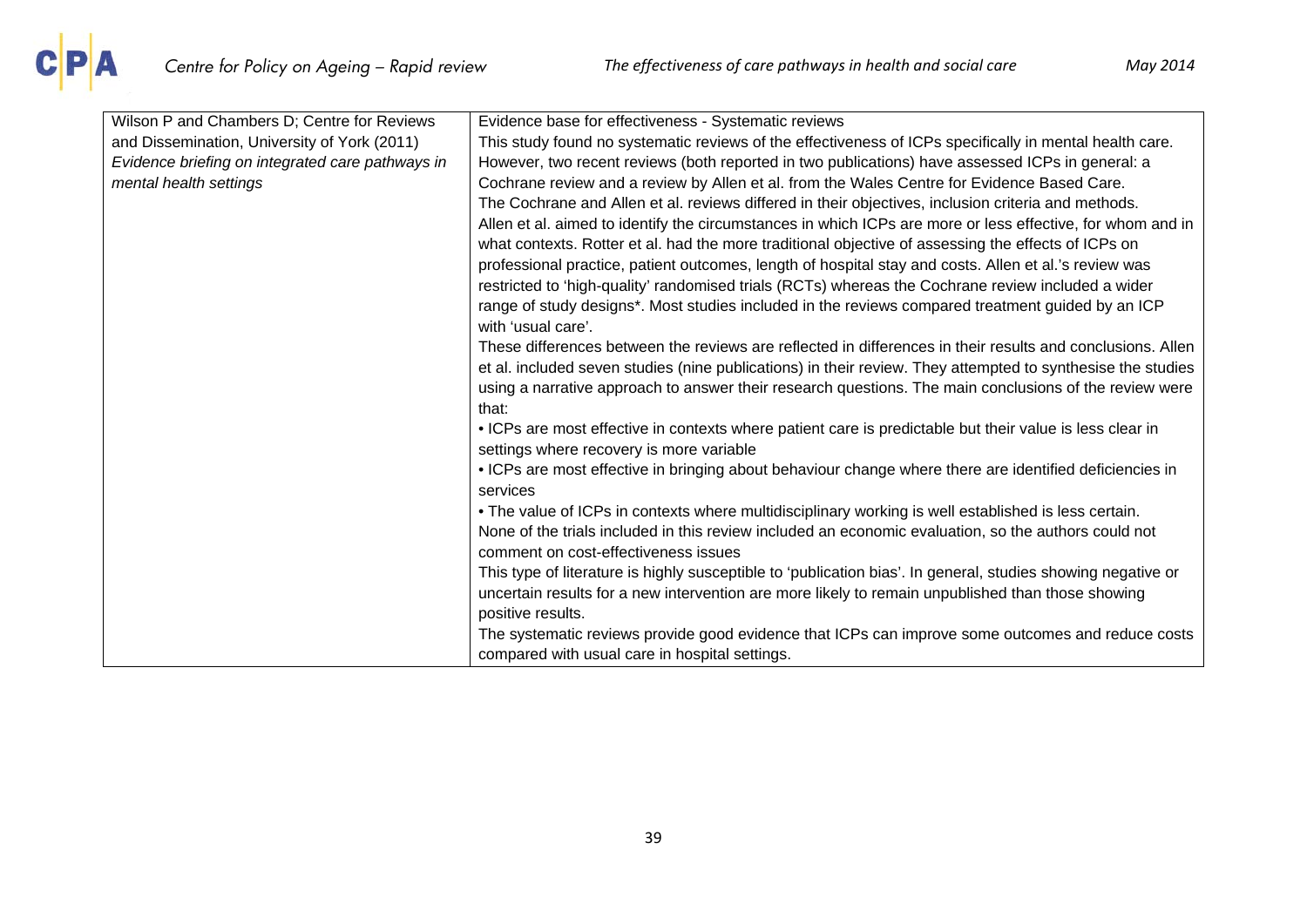| | |
|---|---|
| Wilson P and Chambers D; Centre for Reviews and Dissemination, University of York (2011)<br>*Evidence briefing on integrated care pathways in mental health settings* | Evidence base for effectiveness - Systematic reviews<br>This study found no systematic reviews of the effectiveness of ICPs specifically in mental health care. However, two recent reviews (both reported in two publications) have assessed ICPs in general: a Cochrane review and a review by Allen et al. from the Wales Centre for Evidence Based Care.<br>The Cochrane and Allen et al. reviews differed in their objectives, inclusion criteria and methods. Allen et al. aimed to identify the circumstances in which ICPs are more or less effective, for whom and in what contexts. Rotter et al. had the more traditional objective of assessing the effects of ICPs on professional practice, patient outcomes, length of hospital stay and costs. Allen et al.'s review was restricted to 'high-quality' randomised trials (RCTs) whereas the Cochrane review included a wider range of study designs*. Most studies included in the reviews compared treatment guided by an ICP with 'usual care'.<br>These differences between the reviews are reflected in differences in their results and conclusions. Allen et al. included seven studies (nine publications) in their review. They attempted to synthesise the studies using a narrative approach to answer their research questions. The main conclusions of the review were that:<br>• ICPs are most effective in contexts where patient care is predictable but their value is less clear in settings where recovery is more variable<br>• ICPs are most effective in bringing about behaviour change where there are identified deficiencies in services<br>• The value of ICPs in contexts where multidisciplinary working is well established is less certain.<br>None of the trials included in this review included an economic evaluation, so the authors could not comment on cost-effectiveness issues<br>This type of literature is highly susceptible to 'publication bias'. In general, studies showing negative or uncertain results for a new intervention are more likely to remain unpublished than those showing positive results.<br>The systematic reviews provide good evidence that ICPs can improve some outcomes and reduce costs compared with usual care in hospital settings. |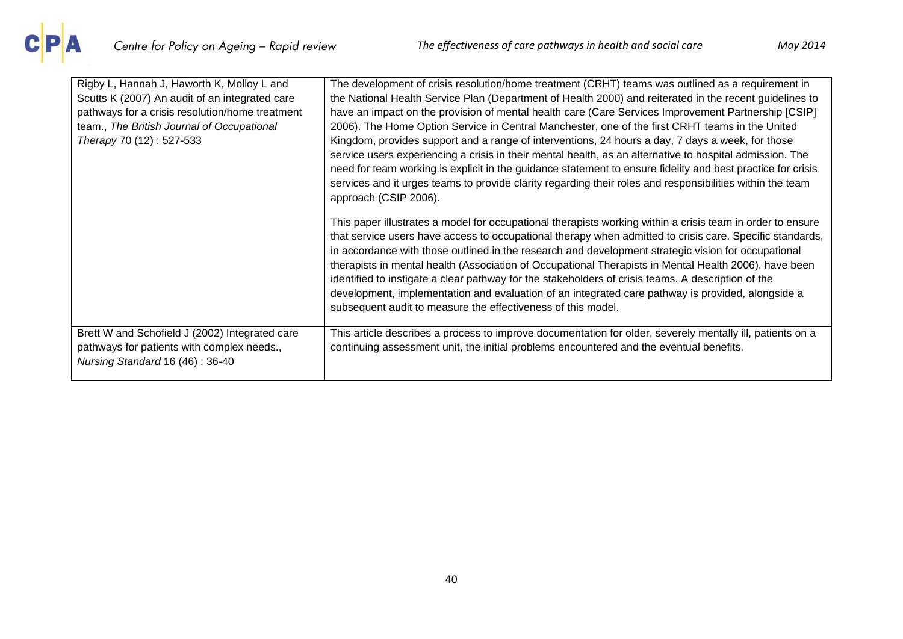| | |
|---|---|
| Rigby L, Hannah J, Haworth K, Molloy L and Scutts K (2007) An audit of an integrated care pathways for a crisis resolution/home treatment team., *The British Journal of Occupational Therapy* 70 (12) : 527-533 | The development of crisis resolution/home treatment (CRHT) teams was outlined as a requirement in the National Health Service Plan (Department of Health 2000) and reiterated in the recent guidelines to have an impact on the provision of mental health care (Care Services Improvement Partnership [CSIP] 2006). The Home Option Service in Central Manchester, one of the first CRHT teams in the United Kingdom, provides support and a range of interventions, 24 hours a day, 7 days a week, for those service users experiencing a crisis in their mental health, as an alternative to hospital admission. The need for team working is explicit in the guidance statement to ensure fidelity and best practice for crisis services and it urges teams to provide clarity regarding their roles and responsibilities within the team approach (CSIP 2006).<br><br>This paper illustrates a model for occupational therapists working within a crisis team in order to ensure that service users have access to occupational therapy when admitted to crisis care. Specific standards, in accordance with those outlined in the research and development strategic vision for occupational therapists in mental health (Association of Occupational Therapists in Mental Health 2006), have been identified to instigate a clear pathway for the stakeholders of crisis teams. A description of the development, implementation and evaluation of an integrated care pathway is provided, alongside a subsequent audit to measure the effectiveness of this model. |
| Brett W and Schofield J (2002) Integrated care pathways for patients with complex needs., *Nursing Standard* 16 (46) : 36-40 | This article describes a process to improve documentation for older, severely mentally ill, patients on a continuing assessment unit, the initial problems encountered and the eventual benefits. |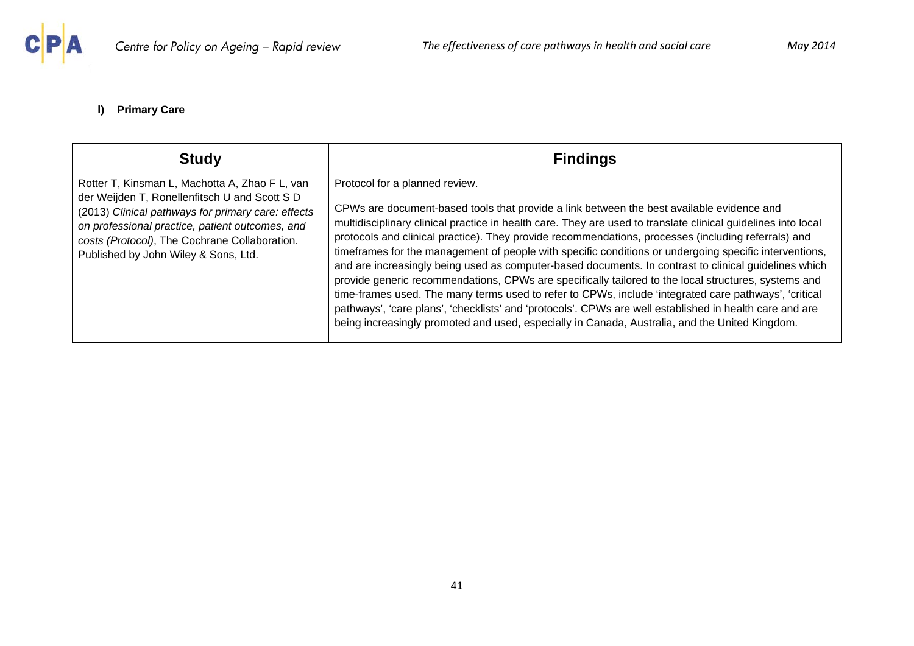## l) Primary Care

| Study | Findings |
|---|---|
| Rotter T, Kinsman L, Machotta A, Zhao F L, van der Weijden T, Ronellenfitsch U and Scott S D (2013) *Clinical pathways for primary care: effects on professional practice, patient outcomes, and costs (Protocol)*, The Cochrane Collaboration. Published by John Wiley & Sons, Ltd. | Protocol for a planned review.<br><br>CPWs are document-based tools that provide a link between the best available evidence and multidisciplinary clinical practice in health care. They are used to translate clinical guidelines into local protocols and clinical practice). They provide recommendations, processes (including referrals) and timeframes for the management of people with specific conditions or undergoing specific interventions, and are increasingly being used as computer-based documents. In contrast to clinical guidelines which provide generic recommendations, CPWs are specifically tailored to the local structures, systems and time-frames used. The many terms used to refer to CPWs, include 'integrated care pathways', 'critical pathways', 'care plans', 'checklists' and 'protocols'. CPWs are well established in health care and are being increasingly promoted and used, especially in Canada, Australia, and the United Kingdom. |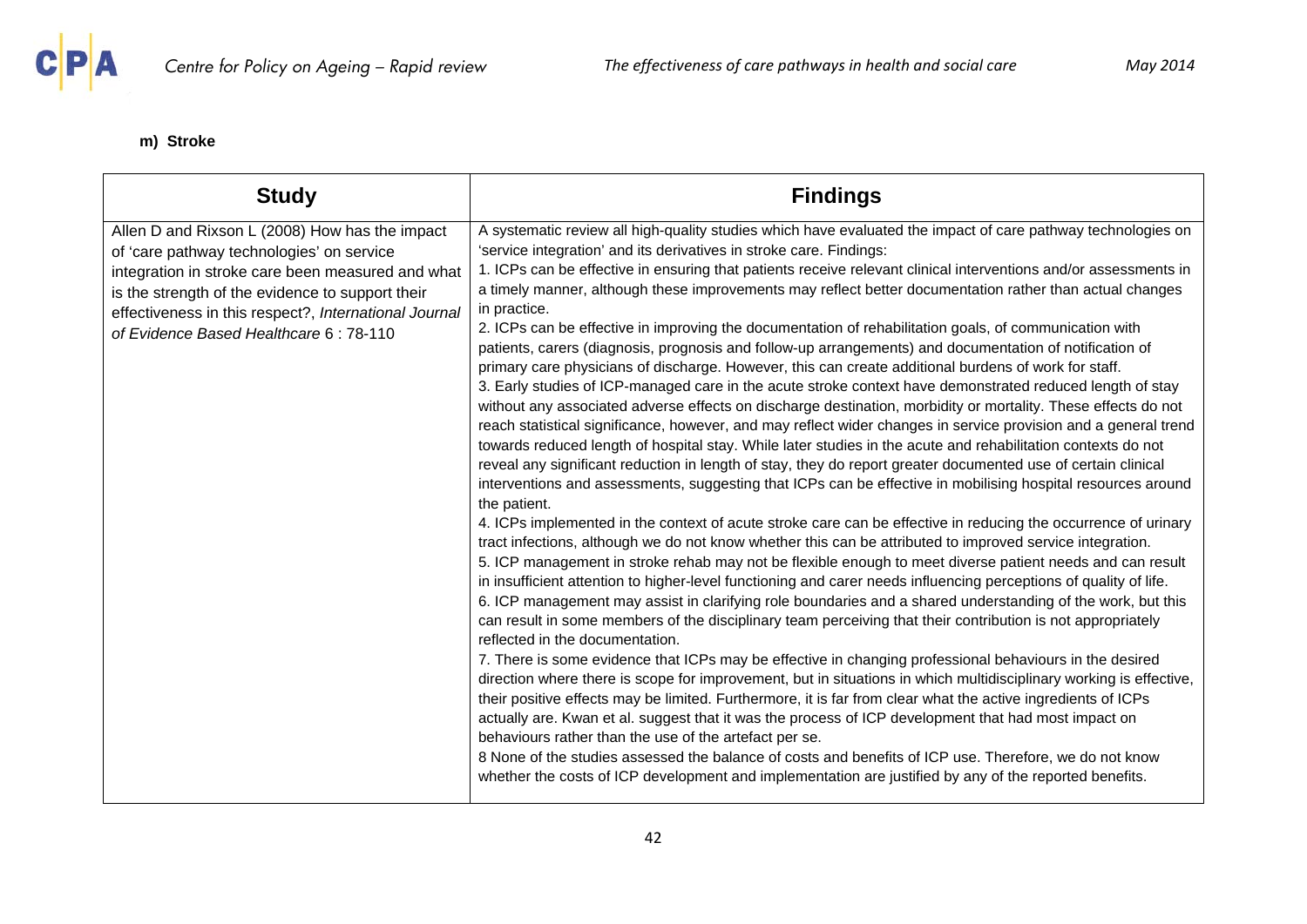**m) Stroke**

| Study | Findings |
|---|---|
| Allen D and Rixson L (2008) How has the impact of 'care pathway technologies' on service integration in stroke care been measured and what is the strength of the evidence to support their effectiveness in this respect?, *International Journal of Evidence Based Healthcare* 6 : 78-110 | A systematic review all high-quality studies which have evaluated the impact of care pathway technologies on 'service integration' and its derivatives in stroke care. Findings:<br>1. ICPs can be effective in ensuring that patients receive relevant clinical interventions and/or assessments in a timely manner, although these improvements may reflect better documentation rather than actual changes in practice.<br>2. ICPs can be effective in improving the documentation of rehabilitation goals, of communication with patients, carers (diagnosis, prognosis and follow-up arrangements) and documentation of notification of primary care physicians of discharge. However, this can create additional burdens of work for staff.<br>3. Early studies of ICP-managed care in the acute stroke context have demonstrated reduced length of stay without any associated adverse effects on discharge destination, morbidity or mortality. These effects do not reach statistical significance, however, and may reflect wider changes in service provision and a general trend towards reduced length of hospital stay. While later studies in the acute and rehabilitation contexts do not reveal any significant reduction in length of stay, they do report greater documented use of certain clinical interventions and assessments, suggesting that ICPs can be effective in mobilising hospital resources around the patient.<br>4. ICPs implemented in the context of acute stroke care can be effective in reducing the occurrence of urinary tract infections, although we do not know whether this can be attributed to improved service integration.<br>5. ICP management in stroke rehab may not be flexible enough to meet diverse patient needs and can result in insufficient attention to higher-level functioning and carer needs influencing perceptions of quality of life.<br>6. ICP management may assist in clarifying role boundaries and a shared understanding of the work, but this can result in some members of the disciplinary team perceiving that their contribution is not appropriately reflected in the documentation.<br>7. There is some evidence that ICPs may be effective in changing professional behaviours in the desired direction where there is scope for improvement, but in situations in which multidisciplinary working is effective, their positive effects may be limited. Furthermore, it is far from clear what the active ingredients of ICPs actually are. Kwan et al. suggest that it was the process of ICP development that had most impact on behaviours rather than the use of the artefact per se.<br>8 None of the studies assessed the balance of costs and benefits of ICP use. Therefore, we do not know whether the costs of ICP development and implementation are justified by any of the reported benefits. |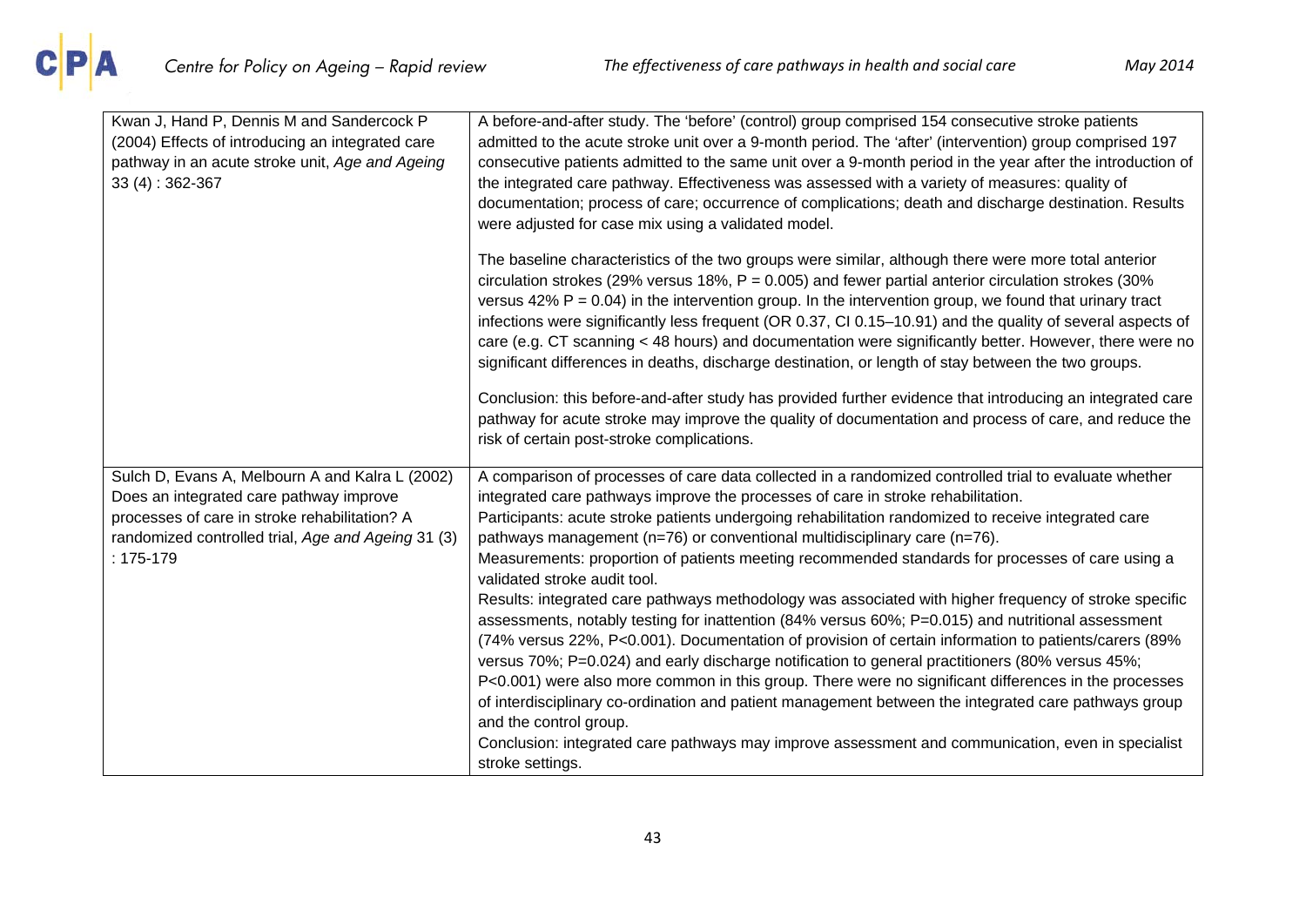| | |
|---|---|
| Kwan J, Hand P, Dennis M and Sandercock P (2004) Effects of introducing an integrated care pathway in an acute stroke unit, *Age and Ageing* 33 (4) : 362-367 | A before-and-after study. The 'before' (control) group comprised 154 consecutive stroke patients admitted to the acute stroke unit over a 9-month period. The 'after' (intervention) group comprised 197 consecutive patients admitted to the same unit over a 9-month period in the year after the introduction of the integrated care pathway. Effectiveness was assessed with a variety of measures: quality of documentation; process of care; occurrence of complications; death and discharge destination. Results were adjusted for case mix using a validated model.<br><br>The baseline characteristics of the two groups were similar, although there were more total anterior circulation strokes (29% versus 18%, P = 0.005) and fewer partial anterior circulation strokes (30% versus 42% P = 0.04) in the intervention group. In the intervention group, we found that urinary tract infections were significantly less frequent (OR 0.37, CI 0.15–10.91) and the quality of several aspects of care (e.g. CT scanning < 48 hours) and documentation were significantly better. However, there were no significant differences in deaths, discharge destination, or length of stay between the two groups.<br><br>Conclusion: this before-and-after study has provided further evidence that introducing an integrated care pathway for acute stroke may improve the quality of documentation and process of care, and reduce the risk of certain post-stroke complications. |
| Sulch D, Evans A, Melbourn A and Kalra L (2002) Does an integrated care pathway improve processes of care in stroke rehabilitation? A randomized controlled trial, *Age and Ageing* 31 (3) : 175-179 | A comparison of processes of care data collected in a randomized controlled trial to evaluate whether integrated care pathways improve the processes of care in stroke rehabilitation.<br>Participants: acute stroke patients undergoing rehabilitation randomized to receive integrated care pathways management (n=76) or conventional multidisciplinary care (n=76).<br>Measurements: proportion of patients meeting recommended standards for processes of care using a validated stroke audit tool.<br>Results: integrated care pathways methodology was associated with higher frequency of stroke specific assessments, notably testing for inattention (84% versus 60%; P=0.015) and nutritional assessment (74% versus 22%, P<0.001). Documentation of provision of certain information to patients/carers (89% versus 70%; P=0.024) and early discharge notification to general practitioners (80% versus 45%; P<0.001) were also more common in this group. There were no significant differences in the processes of interdisciplinary co-ordination and patient management between the integrated care pathways group and the control group.<br>Conclusion: integrated care pathways may improve assessment and communication, even in specialist stroke settings. |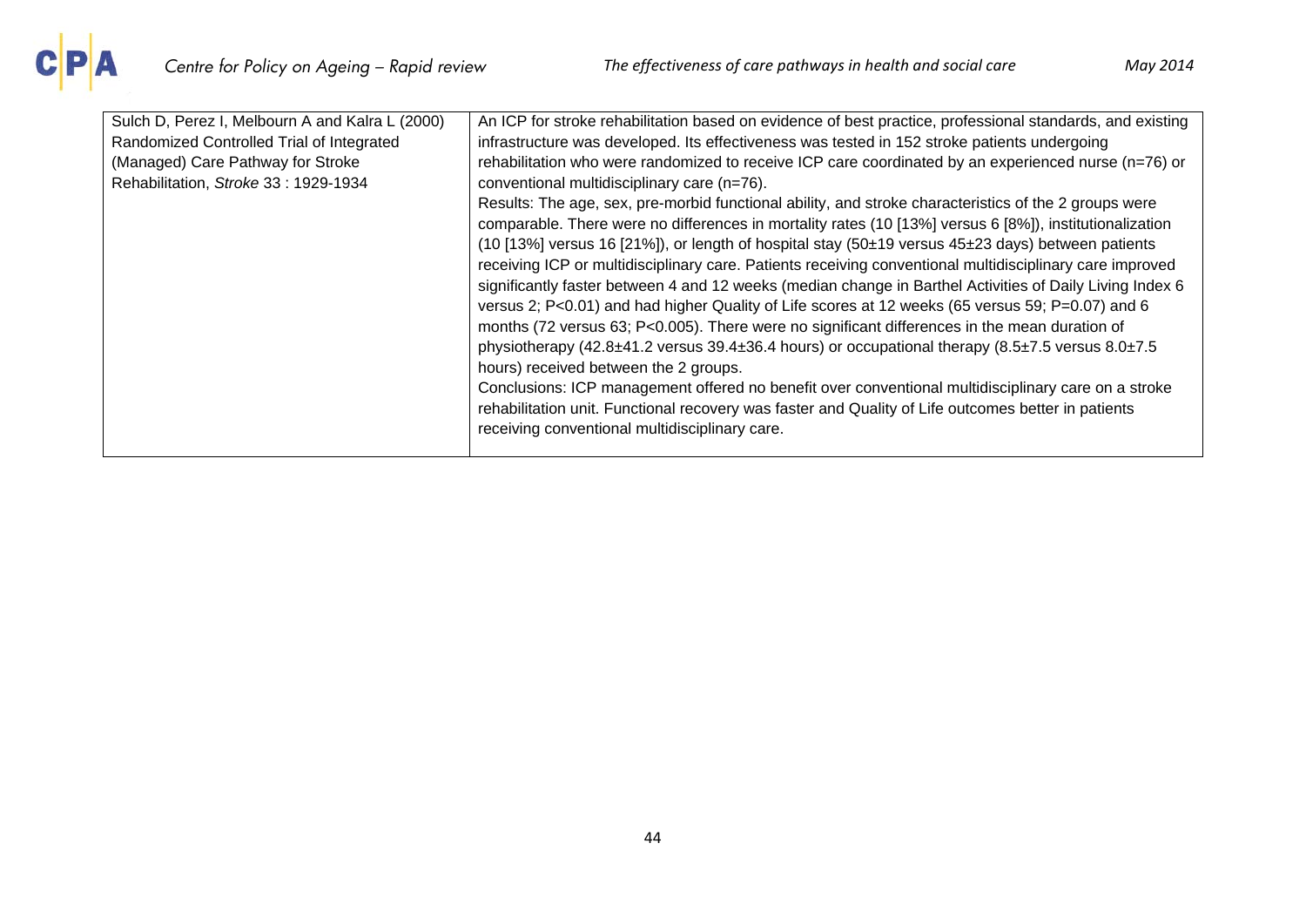| | |
|---|---|
| Sulch D, Perez I, Melbourn A and Kalra L (2000) Randomized Controlled Trial of Integrated (Managed) Care Pathway for Stroke Rehabilitation, *Stroke* 33 : 1929-1934 | An ICP for stroke rehabilitation based on evidence of best practice, professional standards, and existing infrastructure was developed. Its effectiveness was tested in 152 stroke patients undergoing rehabilitation who were randomized to receive ICP care coordinated by an experienced nurse (n=76) or conventional multidisciplinary care (n=76).<br>Results: The age, sex, pre-morbid functional ability, and stroke characteristics of the 2 groups were comparable. There were no differences in mortality rates (10 [13%] versus 6 [8%]), institutionalization (10 [13%] versus 16 [21%]), or length of hospital stay (50±19 versus 45±23 days) between patients receiving ICP or multidisciplinary care. Patients receiving conventional multidisciplinary care improved significantly faster between 4 and 12 weeks (median change in Barthel Activities of Daily Living Index 6 versus 2; $P<0.01$) and had higher Quality of Life scores at 12 weeks (65 versus 59; $P=0.07$) and 6 months (72 versus 63; $P<0.005$). There were no significant differences in the mean duration of physiotherapy (42.8±41.2 versus 39.4±36.4 hours) or occupational therapy (8.5±7.5 versus 8.0±7.5 hours) received between the 2 groups.<br>Conclusions: ICP management offered no benefit over conventional multidisciplinary care on a stroke rehabilitation unit. Functional recovery was faster and Quality of Life outcomes better in patients receiving conventional multidisciplinary care. |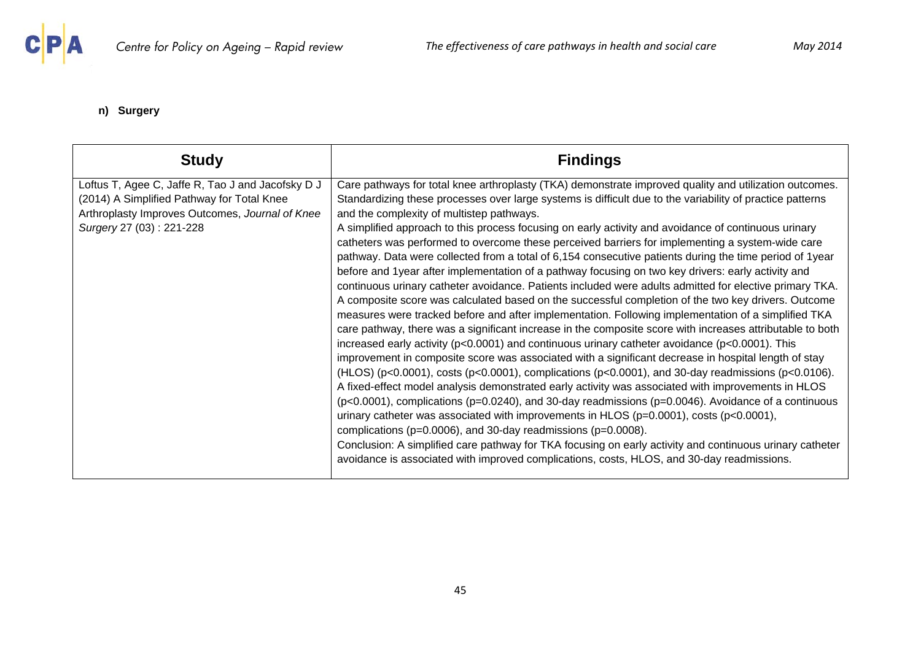**n) Surgery**

| Study | Findings |
|---|---|
| Loftus T, Agee C, Jaffe R, Tao J and Jacofsky D J (2014) A Simplified Pathway for Total Knee Arthroplasty Improves Outcomes, *Journal of Knee Surgery* 27 (03) : 221-228 | Care pathways for total knee arthroplasty (TKA) demonstrate improved quality and utilization outcomes. Standardizing these processes over large systems is difficult due to the variability of practice patterns and the complexity of multistep pathways.<br>A simplified approach to this process focusing on early activity and avoidance of continuous urinary catheters was performed to overcome these perceived barriers for implementing a system-wide care pathway. Data were collected from a total of 6,154 consecutive patients during the time period of 1year before and 1year after implementation of a pathway focusing on two key drivers: early activity and continuous urinary catheter avoidance. Patients included were adults admitted for elective primary TKA. A composite score was calculated based on the successful completion of the two key drivers. Outcome measures were tracked before and after implementation. Following implementation of a simplified TKA care pathway, there was a significant increase in the composite score with increases attributable to both increased early activity ($p<0.0001$) and continuous urinary catheter avoidance ($p<0.0001$). This improvement in composite score was associated with a significant decrease in hospital length of stay (HLOS) ($p<0.0001$), costs ($p<0.0001$), complications ($p<0.0001$), and 30-day readmissions ($p<0.0106$). A fixed-effect model analysis demonstrated early activity was associated with improvements in HLOS ($p<0.0001$), complications ($p=0.0240$), and 30-day readmissions ($p=0.0046$). Avoidance of a continuous urinary catheter was associated with improvements in HLOS ($p=0.0001$), costs ($p<0.0001$), complications ($p=0.0006$), and 30-day readmissions ($p=0.0008$).<br>Conclusion: A simplified care pathway for TKA focusing on early activity and continuous urinary catheter avoidance is associated with improved complications, costs, HLOS, and 30-day readmissions. |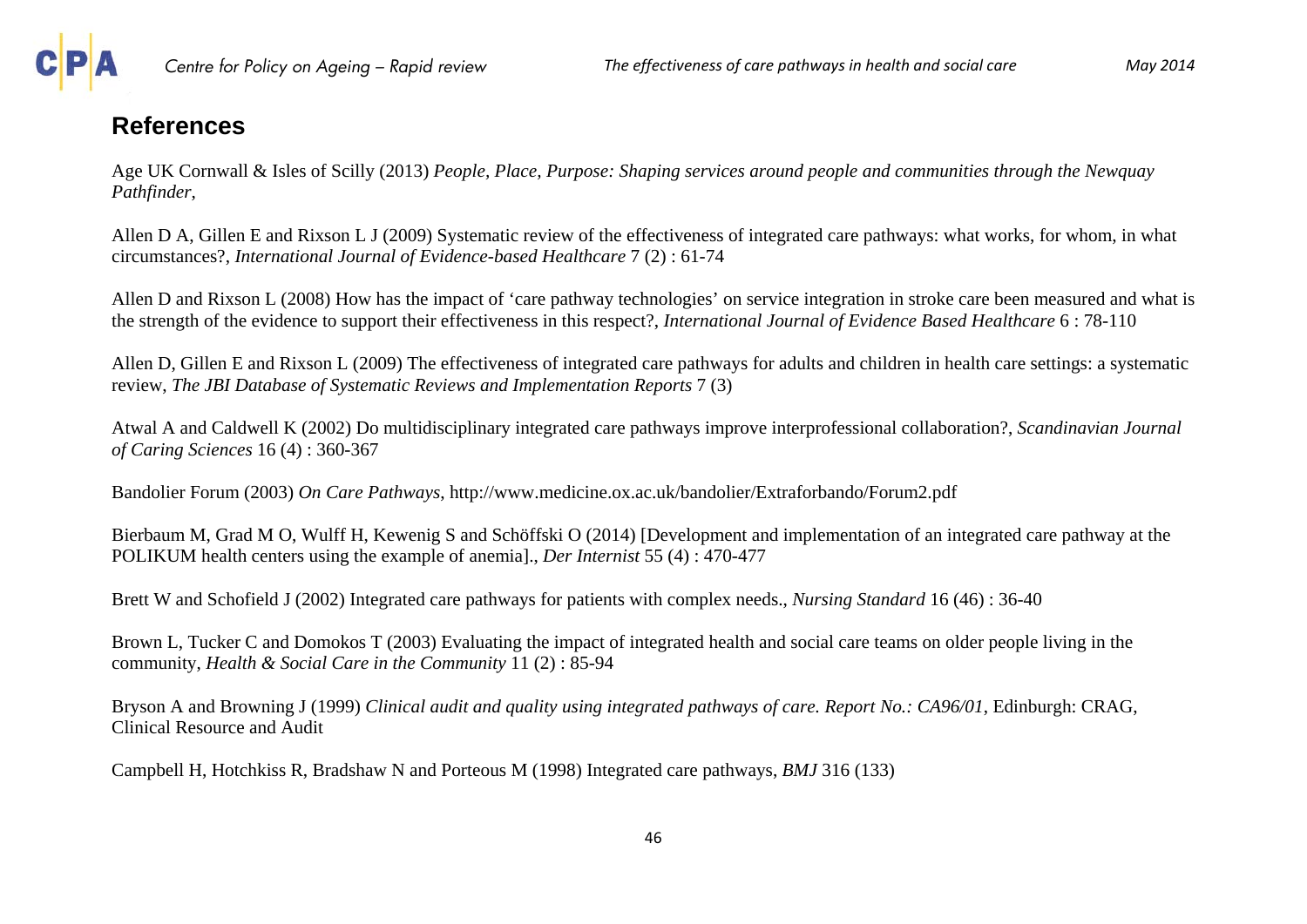## References

Age UK Cornwall & Isles of Scilly (2013) *People, Place, Purpose: Shaping services around people and communities through the Newquay Pathfinder*,

Allen D A, Gillen E and Rixson L J (2009) Systematic review of the effectiveness of integrated care pathways: what works, for whom, in what circumstances?, *International Journal of Evidence-based Healthcare* 7 (2) : 61-74

Allen D and Rixson L (2008) How has the impact of 'care pathway technologies' on service integration in stroke care been measured and what is the strength of the evidence to support their effectiveness in this respect?, *International Journal of Evidence Based Healthcare* 6 : 78-110

Allen D, Gillen E and Rixson L (2009) The effectiveness of integrated care pathways for adults and children in health care settings: a systematic review, *The JBI Database of Systematic Reviews and Implementation Reports* 7 (3)

Atwal A and Caldwell K (2002) Do multidisciplinary integrated care pathways improve interprofessional collaboration?, *Scandinavian Journal of Caring Sciences* 16 (4) : 360-367

Bandolier Forum (2003) *On Care Pathways*, http://www.medicine.ox.ac.uk/bandolier/Extraforbando/Forum2.pdf

Bierbaum M, Grad M O, Wulff H, Kewenig S and Schöffski O (2014) [Development and implementation of an integrated care pathway at the POLIKUM health centers using the example of anemia]., *Der Internist* 55 (4) : 470-477

Brett W and Schofield J (2002) Integrated care pathways for patients with complex needs., *Nursing Standard* 16 (46) : 36-40

Brown L, Tucker C and Domokos T (2003) Evaluating the impact of integrated health and social care teams on older people living in the community, *Health & Social Care in the Community* 11 (2) : 85-94

Bryson A and Browning J (1999) *Clinical audit and quality using integrated pathways of care. Report No.: CA96/01*, Edinburgh: CRAG, Clinical Resource and Audit

Campbell H, Hotchkiss R, Bradshaw N and Porteous M (1998) Integrated care pathways, *BMJ* 316 (133)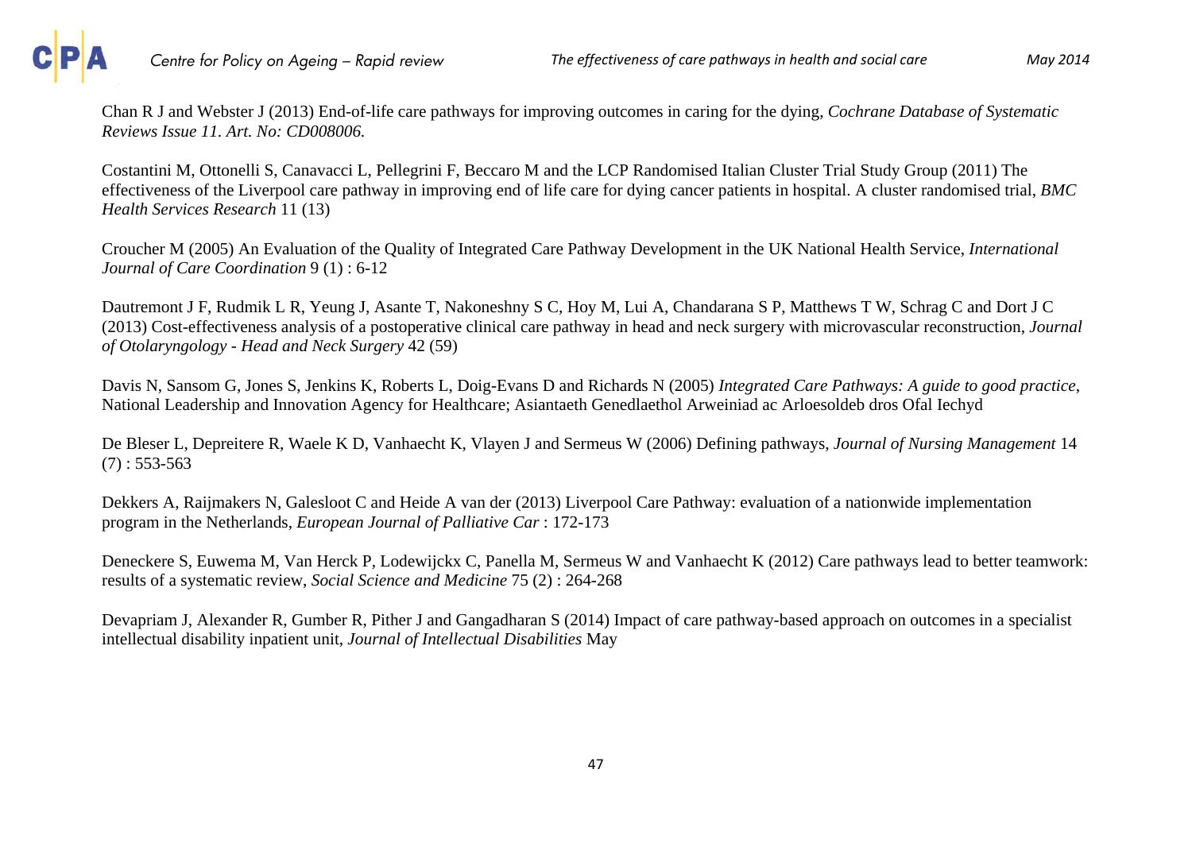Chan R J and Webster J (2013) End-of-life care pathways for improving outcomes in caring for the dying, *Cochrane Database of Systematic Reviews Issue 11. Art. No: CD008006.*

Costantini M, Ottonelli S, Canavacci L, Pellegrini F, Beccaro M and the LCP Randomised Italian Cluster Trial Study Group (2011) The effectiveness of the Liverpool care pathway in improving end of life care for dying cancer patients in hospital. A cluster randomised trial, *BMC Health Services Research* 11 (13)

Croucher M (2005) An Evaluation of the Quality of Integrated Care Pathway Development in the UK National Health Service, *International Journal of Care Coordination* 9 (1) : 6-12

Dautremont J F, Rudmik L R, Yeung J, Asante T, Nakoneshny S C, Hoy M, Lui A, Chandarana S P, Matthews T W, Schrag C and Dort J C (2013) Cost-effectiveness analysis of a postoperative clinical care pathway in head and neck surgery with microvascular reconstruction, *Journal of Otolaryngology - Head and Neck Surgery* 42 (59)

Davis N, Sansom G, Jones S, Jenkins K, Roberts L, Doig-Evans D and Richards N (2005) *Integrated Care Pathways: A guide to good practice*, National Leadership and Innovation Agency for Healthcare; Asiantaeth Genedlaethol Arweiniad ac Arloesoldeb dros Ofal Iechyd

De Bleser L, Depreitere R, Waele K D, Vanhaecht K, Vlayen J and Sermeus W (2006) Defining pathways, *Journal of Nursing Management* 14 (7) : 553-563

Dekkers A, Raijmakers N, Galesloot C and Heide A van der (2013) Liverpool Care Pathway: evaluation of a nationwide implementation program in the Netherlands, *European Journal of Palliative Car* : 172-173

Deneckere S, Euwema M, Van Herck P, Lodewijckx C, Panella M, Sermeus W and Vanhaecht K (2012) Care pathways lead to better teamwork: results of a systematic review, *Social Science and Medicine* 75 (2) : 264-268

Devapriam J, Alexander R, Gumber R, Pither J and Gangadharan S (2014) Impact of care pathway-based approach on outcomes in a specialist intellectual disability inpatient unit, *Journal of Intellectual Disabilities* May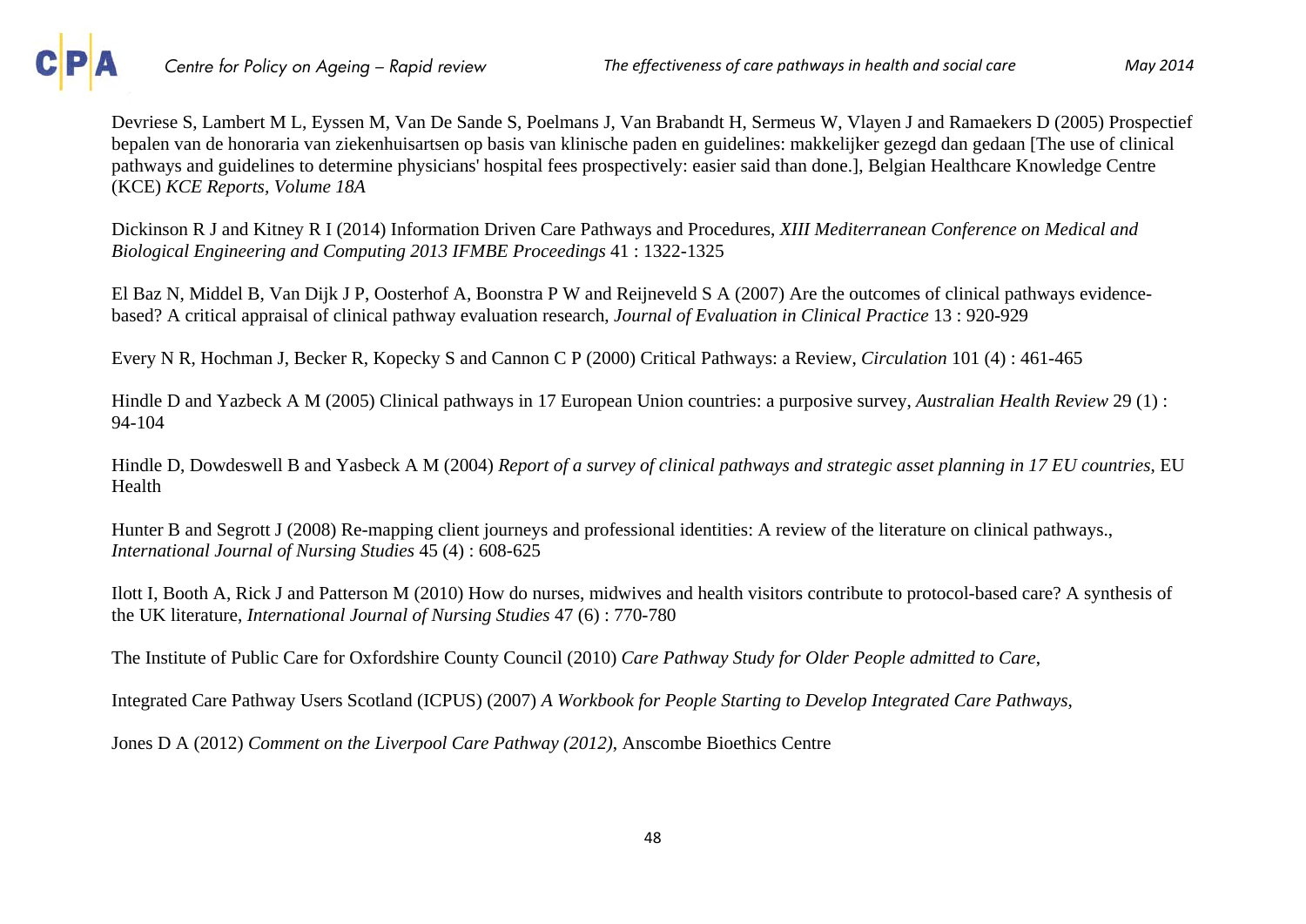Devriese S, Lambert M L, Eyssen M, Van De Sande S, Poelmans J, Van Brabandt H, Sermeus W, Vlayen J and Ramaekers D (2005) Prospectief bepalen van de honoraria van ziekenhuisartsen op basis van klinische paden en guidelines: makkelijker gezegd dan gedaan [The use of clinical pathways and guidelines to determine physicians' hospital fees prospectively: easier said than done.], Belgian Healthcare Knowledge Centre (KCE) *KCE Reports, Volume 18A*

Dickinson R J and Kitney R I (2014) Information Driven Care Pathways and Procedures, *XIII Mediterranean Conference on Medical and Biological Engineering and Computing 2013 IFMBE Proceedings* 41 : 1322-1325

El Baz N, Middel B, Van Dijk J P, Oosterhof A, Boonstra P W and Reijneveld S A (2007) Are the outcomes of clinical pathways evidence-based? A critical appraisal of clinical pathway evaluation research, *Journal of Evaluation in Clinical Practice* 13 : 920-929

Every N R, Hochman J, Becker R, Kopecky S and Cannon C P (2000) Critical Pathways: a Review, *Circulation* 101 (4) : 461-465

Hindle D and Yazbeck A M (2005) Clinical pathways in 17 European Union countries: a purposive survey, *Australian Health Review* 29 (1) : 94-104

Hindle D, Dowdeswell B and Yasbeck A M (2004) *Report of a survey of clinical pathways and strategic asset planning in 17 EU countries*, EU Health

Hunter B and Segrott J (2008) Re-mapping client journeys and professional identities: A review of the literature on clinical pathways., *International Journal of Nursing Studies* 45 (4) : 608-625

Ilott I, Booth A, Rick J and Patterson M (2010) How do nurses, midwives and health visitors contribute to protocol-based care? A synthesis of the UK literature, *International Journal of Nursing Studies* 47 (6) : 770-780

The Institute of Public Care for Oxfordshire County Council (2010) *Care Pathway Study for Older People admitted to Care*,

Integrated Care Pathway Users Scotland (ICPUS) (2007) *A Workbook for People Starting to Develop Integrated Care Pathways*,

Jones D A (2012) *Comment on the Liverpool Care Pathway (2012)*, Anscombe Bioethics Centre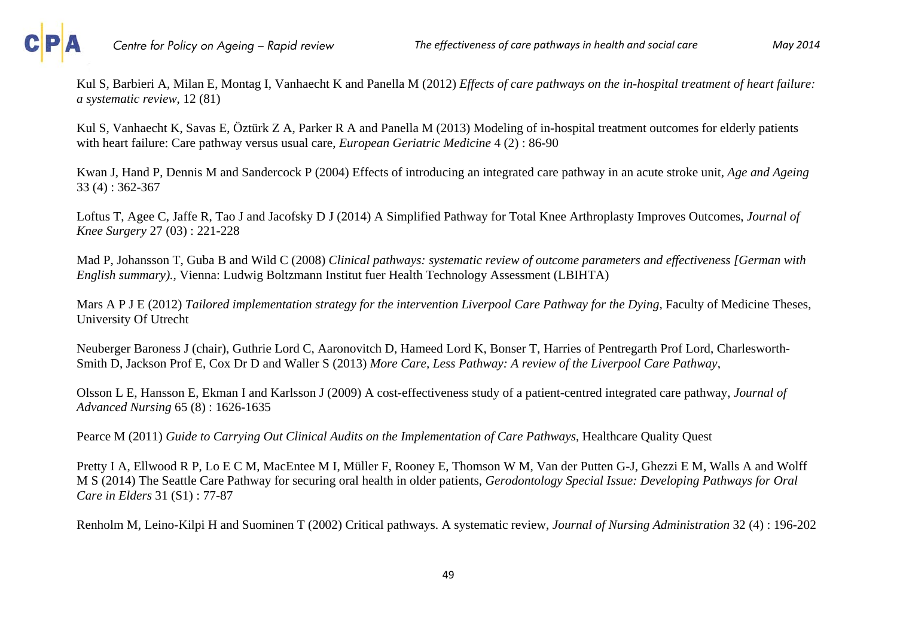Kul S, Barbieri A, Milan E, Montag I, Vanhaecht K and Panella M (2012) *Effects of care pathways on the in-hospital treatment of heart failure: a systematic review*, 12 (81)

Kul S, Vanhaecht K, Savas E, Öztürk Z A, Parker R A and Panella M (2013) Modeling of in-hospital treatment outcomes for elderly patients with heart failure: Care pathway versus usual care, *European Geriatric Medicine* 4 (2) : 86-90

Kwan J, Hand P, Dennis M and Sandercock P (2004) Effects of introducing an integrated care pathway in an acute stroke unit, *Age and Ageing* 33 (4) : 362-367

Loftus T, Agee C, Jaffe R, Tao J and Jacofsky D J (2014) A Simplified Pathway for Total Knee Arthroplasty Improves Outcomes, *Journal of Knee Surgery* 27 (03) : 221-228

Mad P, Johansson T, Guba B and Wild C (2008) *Clinical pathways: systematic review of outcome parameters and effectiveness [German with English summary).*, Vienna: Ludwig Boltzmann Institut fuer Health Technology Assessment (LBIHTA)

Mars A P J E (2012) *Tailored implementation strategy for the intervention Liverpool Care Pathway for the Dying*, Faculty of Medicine Theses, University Of Utrecht

Neuberger Baroness J (chair), Guthrie Lord C, Aaronovitch D, Hameed Lord K, Bonser T, Harries of Pentregarth Prof Lord, Charlesworth-Smith D, Jackson Prof E, Cox Dr D and Waller S (2013) *More Care, Less Pathway: A review of the Liverpool Care Pathway*,

Olsson L E, Hansson E, Ekman I and Karlsson J (2009) A cost-effectiveness study of a patient-centred integrated care pathway, *Journal of Advanced Nursing* 65 (8) : 1626-1635

Pearce M (2011) *Guide to Carrying Out Clinical Audits on the Implementation of Care Pathways*, Healthcare Quality Quest

Pretty I A, Ellwood R P, Lo E C M, MacEntee M I, Müller F, Rooney E, Thomson W M, Van der Putten G-J, Ghezzi E M, Walls A and Wolff M S (2014) The Seattle Care Pathway for securing oral health in older patients, *Gerodontology Special Issue: Developing Pathways for Oral Care in Elders* 31 (S1) : 77-87

Renholm M, Leino-Kilpi H and Suominen T (2002) Critical pathways. A systematic review, *Journal of Nursing Administration* 32 (4) : 196-202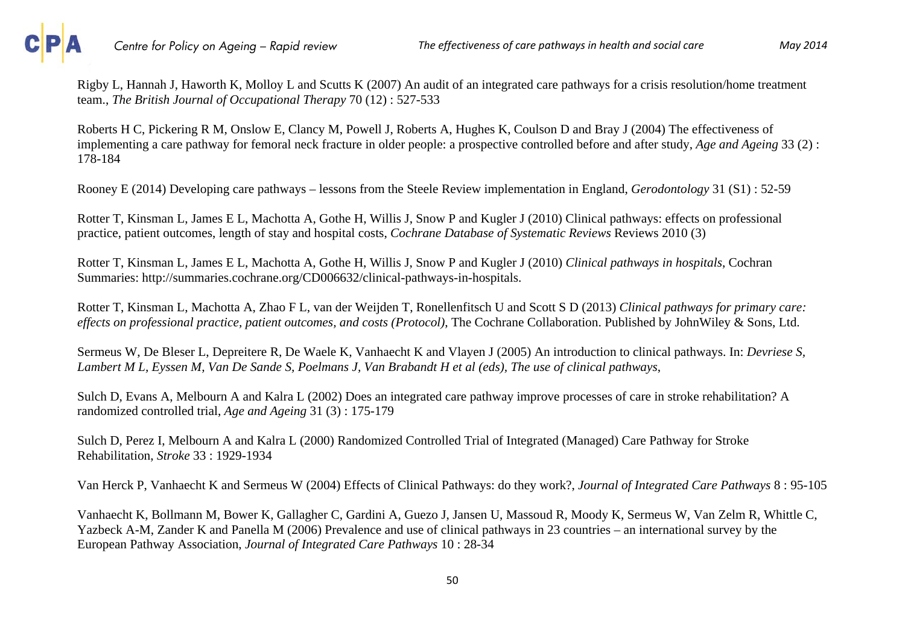Rigby L, Hannah J, Haworth K, Molloy L and Scutts K (2007) An audit of an integrated care pathways for a crisis resolution/home treatment team., *The British Journal of Occupational Therapy* 70 (12) : 527-533

Roberts H C, Pickering R M, Onslow E, Clancy M, Powell J, Roberts A, Hughes K, Coulson D and Bray J (2004) The effectiveness of implementing a care pathway for femoral neck fracture in older people: a prospective controlled before and after study, *Age and Ageing* 33 (2) : 178-184

Rooney E (2014) Developing care pathways – lessons from the Steele Review implementation in England, *Gerodontology* 31 (S1) : 52-59

Rotter T, Kinsman L, James E L, Machotta A, Gothe H, Willis J, Snow P and Kugler J (2010) Clinical pathways: effects on professional practice, patient outcomes, length of stay and hospital costs, *Cochrane Database of Systematic Reviews* Reviews 2010 (3)

Rotter T, Kinsman L, James E L, Machotta A, Gothe H, Willis J, Snow P and Kugler J (2010) *Clinical pathways in hospitals*, Cochran Summaries: http://summaries.cochrane.org/CD006632/clinical-pathways-in-hospitals.

Rotter T, Kinsman L, Machotta A, Zhao F L, van der Weijden T, Ronellenfitsch U and Scott S D (2013) *Clinical pathways for primary care: effects on professional practice, patient outcomes, and costs (Protocol)*, The Cochrane Collaboration. Published by JohnWiley & Sons, Ltd.

Sermeus W, De Bleser L, Depreitere R, De Waele K, Vanhaecht K and Vlayen J (2005) An introduction to clinical pathways. In: *Devriese S, Lambert M L, Eyssen M, Van De Sande S, Poelmans J, Van Brabandt H et al (eds), The use of clinical pathways*,

Sulch D, Evans A, Melbourn A and Kalra L (2002) Does an integrated care pathway improve processes of care in stroke rehabilitation? A randomized controlled trial, *Age and Ageing* 31 (3) : 175-179

Sulch D, Perez I, Melbourn A and Kalra L (2000) Randomized Controlled Trial of Integrated (Managed) Care Pathway for Stroke Rehabilitation, *Stroke* 33 : 1929-1934

Van Herck P, Vanhaecht K and Sermeus W (2004) Effects of Clinical Pathways: do they work?, *Journal of Integrated Care Pathways* 8 : 95-105

Vanhaecht K, Bollmann M, Bower K, Gallagher C, Gardini A, Guezo J, Jansen U, Massoud R, Moody K, Sermeus W, Van Zelm R, Whittle C, Yazbeck A-M, Zander K and Panella M (2006) Prevalence and use of clinical pathways in 23 countries – an international survey by the European Pathway Association, *Journal of Integrated Care Pathways* 10 : 28-34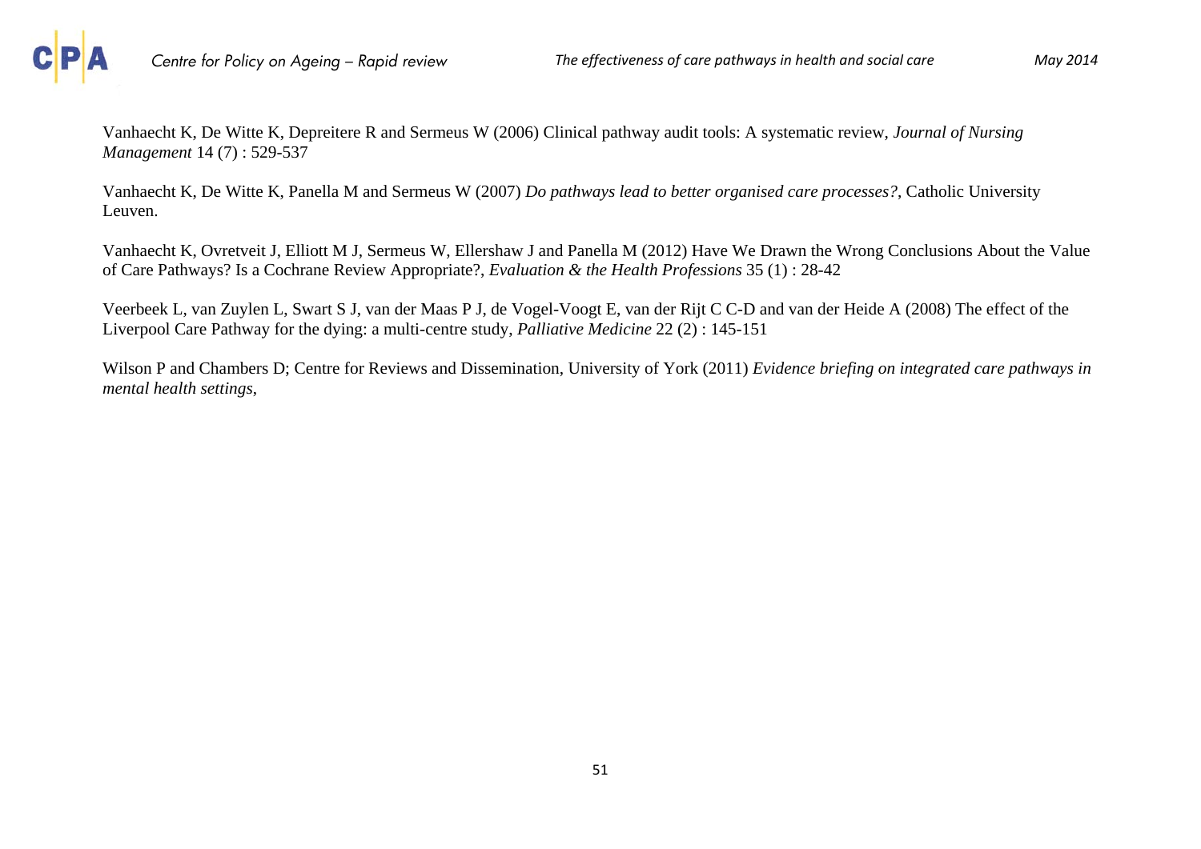Vanhaecht K, De Witte K, Depreitere R and Sermeus W (2006) Clinical pathway audit tools: A systematic review, *Journal of Nursing Management* 14 (7) : 529-537

Vanhaecht K, De Witte K, Panella M and Sermeus W (2007) *Do pathways lead to better organised care processes?*, Catholic University Leuven.

Vanhaecht K, Ovretveit J, Elliott M J, Sermeus W, Ellershaw J and Panella M (2012) Have We Drawn the Wrong Conclusions About the Value of Care Pathways? Is a Cochrane Review Appropriate?, *Evaluation & the Health Professions* 35 (1) : 28-42

Veerbeek L, van Zuylen L, Swart S J, van der Maas P J, de Vogel-Voogt E, van der Rijt C C-D and van der Heide A (2008) The effect of the Liverpool Care Pathway for the dying: a multi-centre study, *Palliative Medicine* 22 (2) : 145-151

Wilson P and Chambers D; Centre for Reviews and Dissemination, University of York (2011) *Evidence briefing on integrated care pathways in mental health settings*,